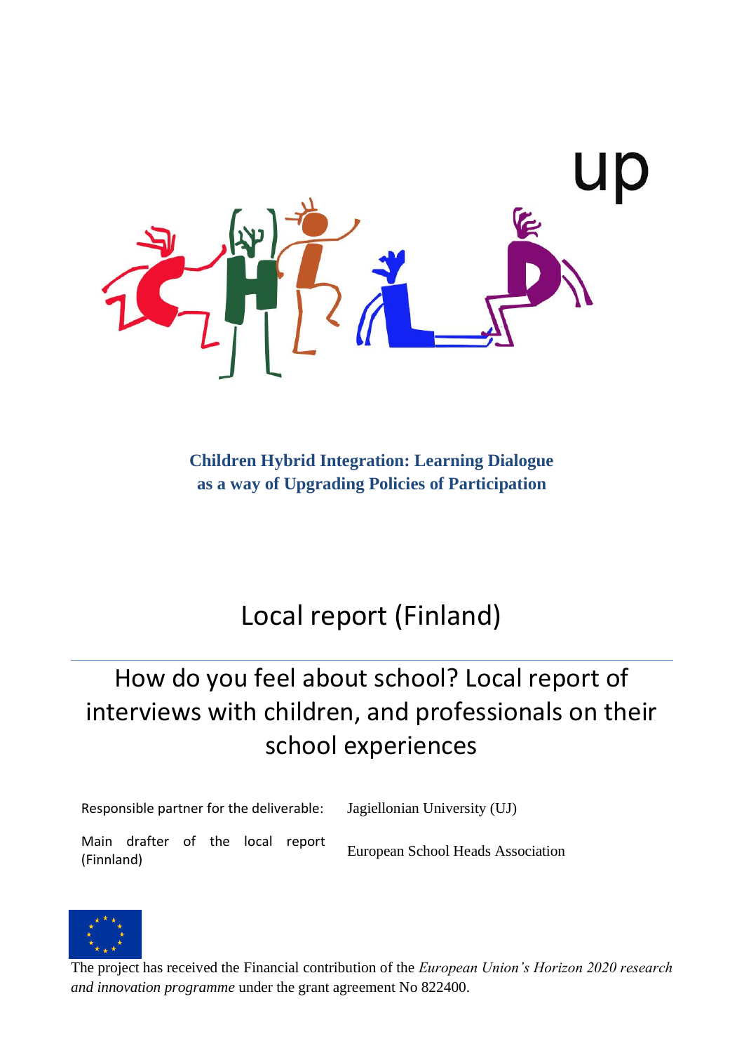**Children Hybrid Integration: Learning Dialogue as a way of Upgrading Policies of Participation**

# Local report (Finland)

## How do you feel about school? Local report of interviews with children, and professionals on their school experiences

| | |
|---|---|
| Responsible partner for the deliverable: | Jagiellonian University (UJ) |
| Main drafter of the local report (Finnland) | European School Heads Association |

The project has received the Financial contribution of the *European Union's Horizon 2020 research and innovation programme* under the grant agreement No 822400.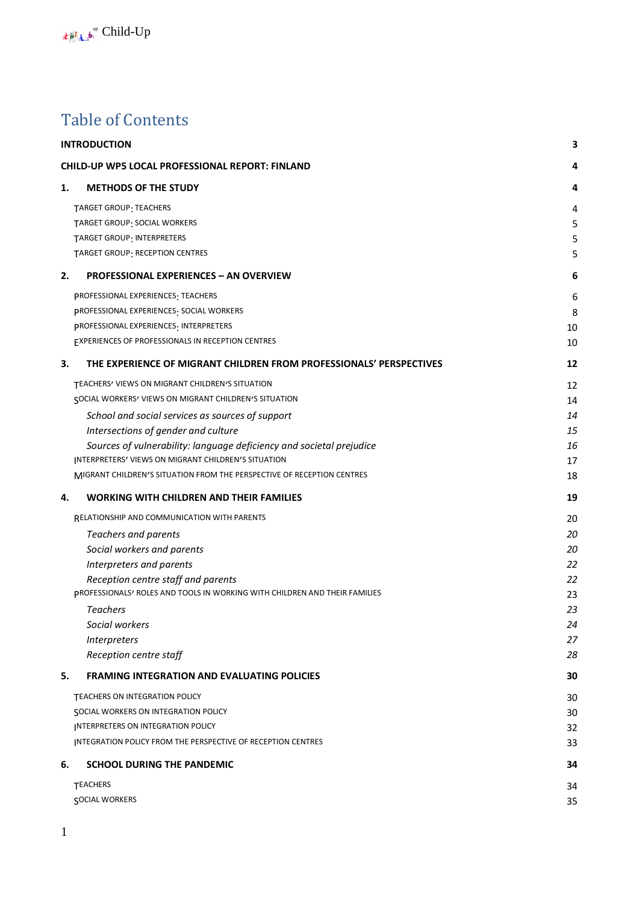# Table of Contents

| | |
|---|---|
| **INTRODUCTION** | **3** |
| **CHILD-UP WP5 LOCAL PROFESSIONAL REPORT: FINLAND** | **4** |
| **1. METHODS OF THE STUDY** | **4** |
| TARGET GROUP: TEACHERS | 4 |
| TARGET GROUP: SOCIAL WORKERS | 5 |
| TARGET GROUP: INTERPRETERS | 5 |
| TARGET GROUP: RECEPTION CENTRES | 5 |
| **2. PROFESSIONAL EXPERIENCES – AN OVERVIEW** | **6** |
| PROFESSIONAL EXPERIENCES: TEACHERS | 6 |
| PROFESSIONAL EXPERIENCES: SOCIAL WORKERS | 8 |
| PROFESSIONAL EXPERIENCES: INTERPRETERS | 10 |
| EXPERIENCES OF PROFESSIONALS IN RECEPTION CENTRES | 10 |
| **3. THE EXPERIENCE OF MIGRANT CHILDREN FROM PROFESSIONALS' PERSPECTIVES** | **12** |
| TEACHERS' VIEWS ON MIGRANT CHILDREN'S SITUATION | 12 |
| SOCIAL WORKERS' VIEWS ON MIGRANT CHILDREN'S SITUATION | 14 |
| *School and social services as sources of support* | *14* |
| *Intersections of gender and culture* | *15* |
| *Sources of vulnerability: language deficiency and societal prejudice* | *16* |
| INTERPRETERS' VIEWS ON MIGRANT CHILDREN'S SITUATION | 17 |
| MIGRANT CHILDREN'S SITUATION FROM THE PERSPECTIVE OF RECEPTION CENTRES | 18 |
| **4. WORKING WITH CHILDREN AND THEIR FAMILIES** | **19** |
| RELATIONSHIP AND COMMUNICATION WITH PARENTS | 20 |
| *Teachers and parents* | *20* |
| *Social workers and parents* | *20* |
| *Interpreters and parents* | *22* |
| *Reception centre staff and parents* | *22* |
| PROFESSIONALS' ROLES AND TOOLS IN WORKING WITH CHILDREN AND THEIR FAMILIES | 23 |
| *Teachers* | *23* |
| *Social workers* | *24* |
| *Interpreters* | *27* |
| *Reception centre staff* | *28* |
| **5. FRAMING INTEGRATION AND EVALUATING POLICIES** | **30** |
| TEACHERS ON INTEGRATION POLICY | 30 |
| SOCIAL WORKERS ON INTEGRATION POLICY | 30 |
| INTERPRETERS ON INTEGRATION POLICY | 32 |
| INTEGRATION POLICY FROM THE PERSPECTIVE OF RECEPTION CENTRES | 33 |
| **6. SCHOOL DURING THE PANDEMIC** | **34** |
| TEACHERS | 34 |
| SOCIAL WORKERS | 35 |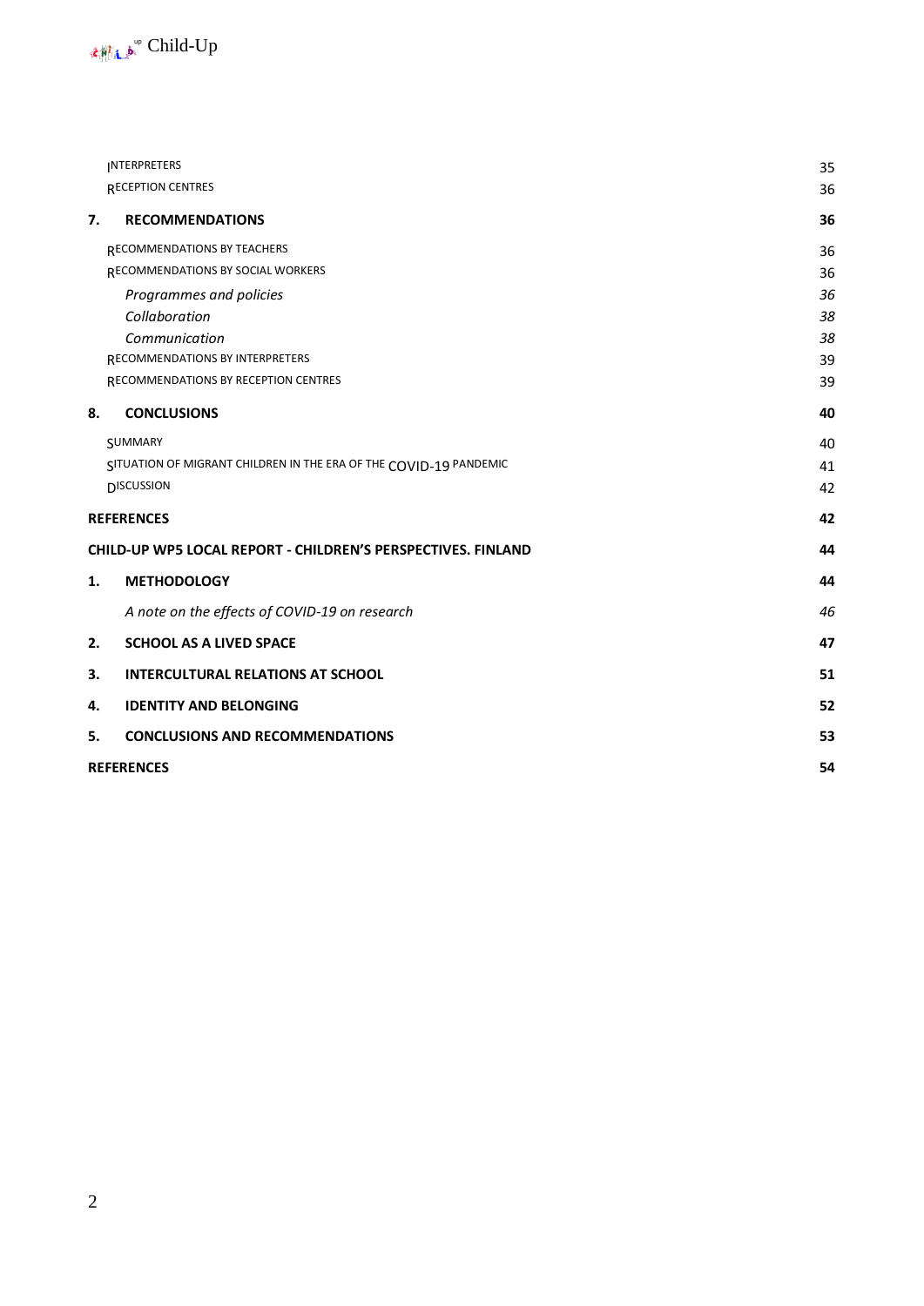| | | |
|---|---|---|
| | Interpreters | 35 |
| | Reception centres | 36 |
| **7.** | **RECOMMENDATIONS** | **36** |
| | Recommendations by teachers | 36 |
| | Recommendations by social workers | 36 |
| | *Programmes and policies* | *36* |
| | *Collaboration* | *38* |
| | *Communication* | *38* |
| | Recommendations by interpreters | 39 |
| | Recommendations by reception centres | 39 |
| **8.** | **CONCLUSIONS** | **40** |
| | Summary | 40 |
| | Situation of migrant children in the era of the COVID-19 pandemic | 41 |
| | Discussion | 42 |
| **REFERENCES** | | **42** |
| **CHILD-UP WP5 LOCAL REPORT - CHILDREN'S PERSPECTIVES. FINLAND** | | **44** |
| **1.** | **METHODOLOGY** | **44** |
| | *A note on the effects of COVID-19 on research* | *46* |
| **2.** | **SCHOOL AS A LIVED SPACE** | **47** |
| **3.** | **INTERCULTURAL RELATIONS AT SCHOOL** | **51** |
| **4.** | **IDENTITY AND BELONGING** | **52** |
| **5.** | **CONCLUSIONS AND RECOMMENDATIONS** | **53** |
| **REFERENCES** | | **54** |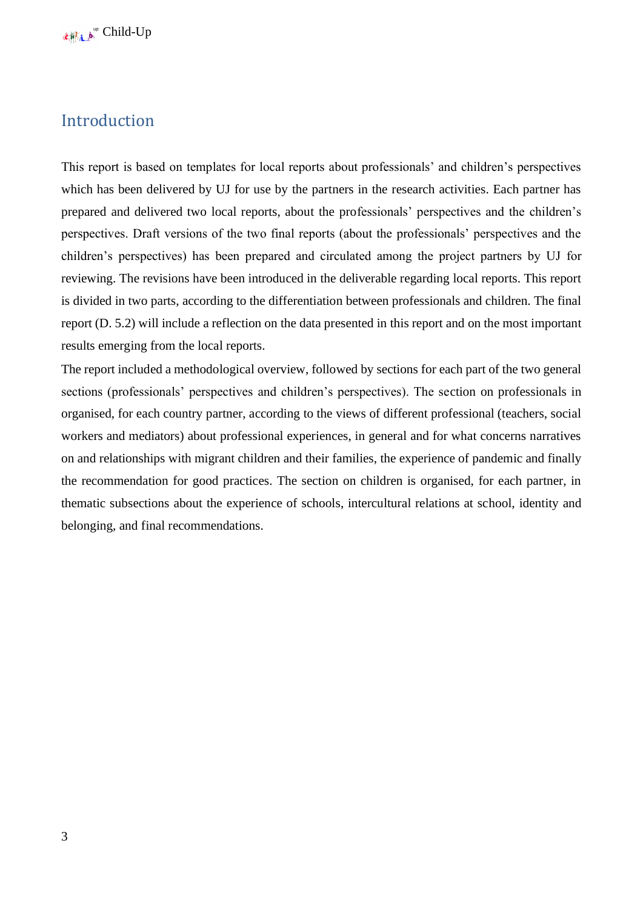# Introduction

This report is based on templates for local reports about professionals' and children's perspectives which has been delivered by UJ for use by the partners in the research activities. Each partner has prepared and delivered two local reports, about the professionals' perspectives and the children's perspectives. Draft versions of the two final reports (about the professionals' perspectives and the children's perspectives) has been prepared and circulated among the project partners by UJ for reviewing. The revisions have been introduced in the deliverable regarding local reports. This report is divided in two parts, according to the differentiation between professionals and children. The final report (D. 5.2) will include a reflection on the data presented in this report and on the most important results emerging from the local reports.

The report included a methodological overview, followed by sections for each part of the two general sections (professionals' perspectives and children's perspectives). The section on professionals in organised, for each country partner, according to the views of different professional (teachers, social workers and mediators) about professional experiences, in general and for what concerns narratives on and relationships with migrant children and their families, the experience of pandemic and finally the recommendation for good practices. The section on children is organised, for each partner, in thematic subsections about the experience of schools, intercultural relations at school, identity and belonging, and final recommendations.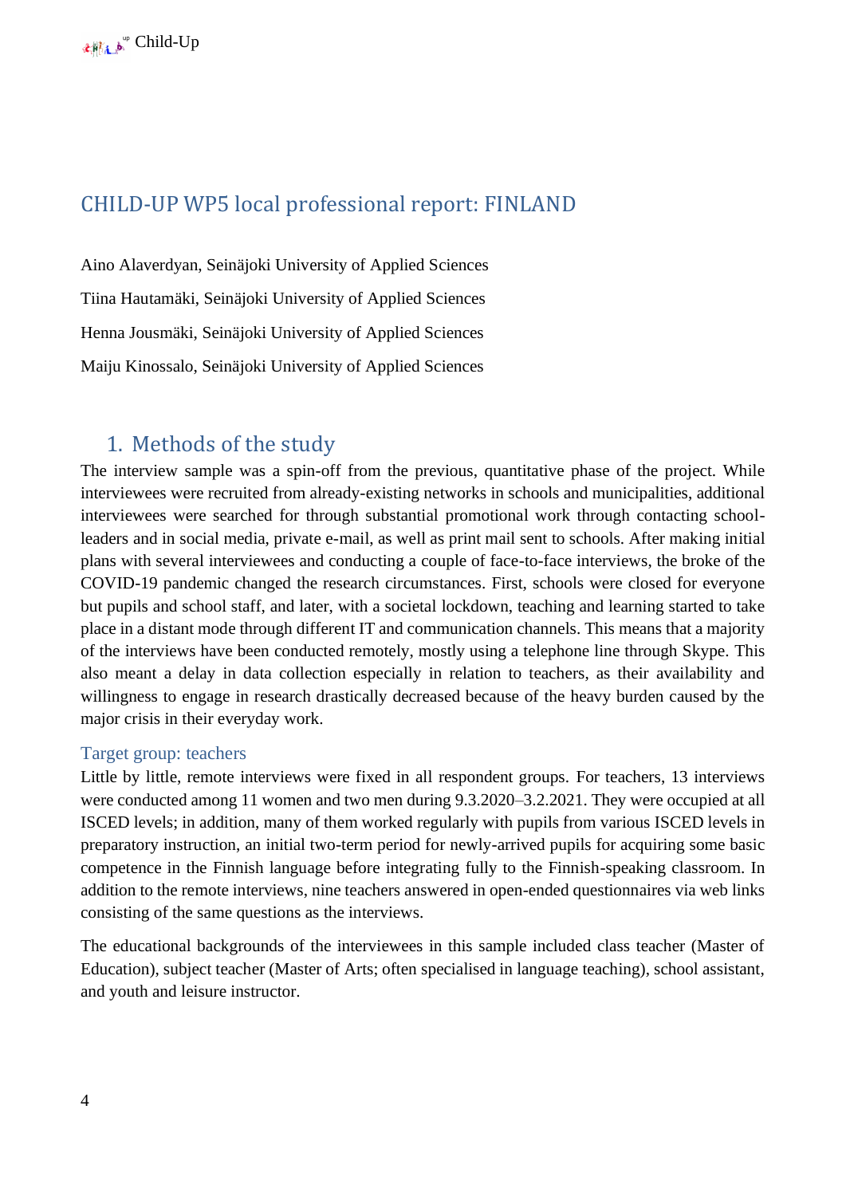# CHILD-UP WP5 local professional report: FINLAND

Aino Alaverdyan, Seinäjoki University of Applied Sciences

Tiina Hautamäki, Seinäjoki University of Applied Sciences

Henna Jousmäki, Seinäjoki University of Applied Sciences

Maiju Kinossalo, Seinäjoki University of Applied Sciences

## 1. Methods of the study

The interview sample was a spin-off from the previous, quantitative phase of the project. While interviewees were recruited from already-existing networks in schools and municipalities, additional interviewees were searched for through substantial promotional work through contacting school-leaders and in social media, private e-mail, as well as print mail sent to schools. After making initial plans with several interviewees and conducting a couple of face-to-face interviews, the broke of the COVID-19 pandemic changed the research circumstances. First, schools were closed for everyone but pupils and school staff, and later, with a societal lockdown, teaching and learning started to take place in a distant mode through different IT and communication channels. This means that a majority of the interviews have been conducted remotely, mostly using a telephone line through Skype. This also meant a delay in data collection especially in relation to teachers, as their availability and willingness to engage in research drastically decreased because of the heavy burden caused by the major crisis in their everyday work.

### Target group: teachers

Little by little, remote interviews were fixed in all respondent groups. For teachers, 13 interviews were conducted among 11 women and two men during 9.3.2020–3.2.2021. They were occupied at all ISCED levels; in addition, many of them worked regularly with pupils from various ISCED levels in preparatory instruction, an initial two-term period for newly-arrived pupils for acquiring some basic competence in the Finnish language before integrating fully to the Finnish-speaking classroom. In addition to the remote interviews, nine teachers answered in open-ended questionnaires via web links consisting of the same questions as the interviews.

The educational backgrounds of the interviewees in this sample included class teacher (Master of Education), subject teacher (Master of Arts; often specialised in language teaching), school assistant, and youth and leisure instructor.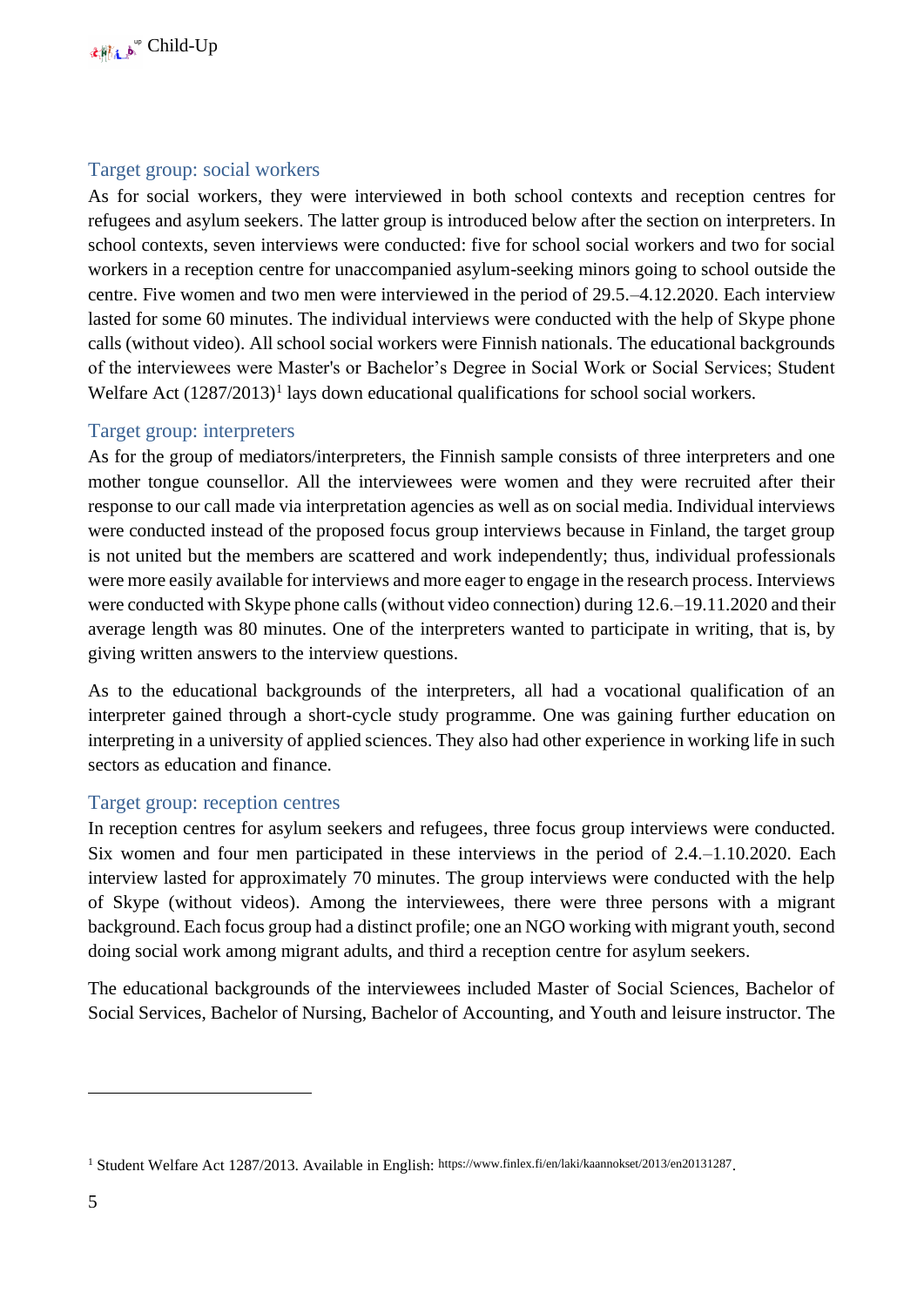### Target group: social workers

As for social workers, they were interviewed in both school contexts and reception centres for refugees and asylum seekers. The latter group is introduced below after the section on interpreters. In school contexts, seven interviews were conducted: five for school social workers and two for social workers in a reception centre for unaccompanied asylum-seeking minors going to school outside the centre. Five women and two men were interviewed in the period of 29.5.–4.12.2020. Each interview lasted for some 60 minutes. The individual interviews were conducted with the help of Skype phone calls (without video). All school social workers were Finnish nationals. The educational backgrounds of the interviewees were Master's or Bachelor's Degree in Social Work or Social Services; Student Welfare Act (1287/2013)[1] lays down educational qualifications for school social workers.

### Target group: interpreters

As for the group of mediators/interpreters, the Finnish sample consists of three interpreters and one mother tongue counsellor. All the interviewees were women and they were recruited after their response to our call made via interpretation agencies as well as on social media. Individual interviews were conducted instead of the proposed focus group interviews because in Finland, the target group is not united but the members are scattered and work independently; thus, individual professionals were more easily available for interviews and more eager to engage in the research process. Interviews were conducted with Skype phone calls (without video connection) during 12.6.–19.11.2020 and their average length was 80 minutes. One of the interpreters wanted to participate in writing, that is, by giving written answers to the interview questions.

As to the educational backgrounds of the interpreters, all had a vocational qualification of an interpreter gained through a short-cycle study programme. One was gaining further education on interpreting in a university of applied sciences. They also had other experience in working life in such sectors as education and finance.

### Target group: reception centres

In reception centres for asylum seekers and refugees, three focus group interviews were conducted. Six women and four men participated in these interviews in the period of 2.4.–1.10.2020. Each interview lasted for approximately 70 minutes. The group interviews were conducted with the help of Skype (without videos). Among the interviewees, there were three persons with a migrant background. Each focus group had a distinct profile; one an NGO working with migrant youth, second doing social work among migrant adults, and third a reception centre for asylum seekers.

The educational backgrounds of the interviewees included Master of Social Sciences, Bachelor of Social Services, Bachelor of Nursing, Bachelor of Accounting, and Youth and leisure instructor. The

[1] Student Welfare Act 1287/2013. Available in English: https://www.finlex.fi/en/laki/kaannokset/2013/en20131287.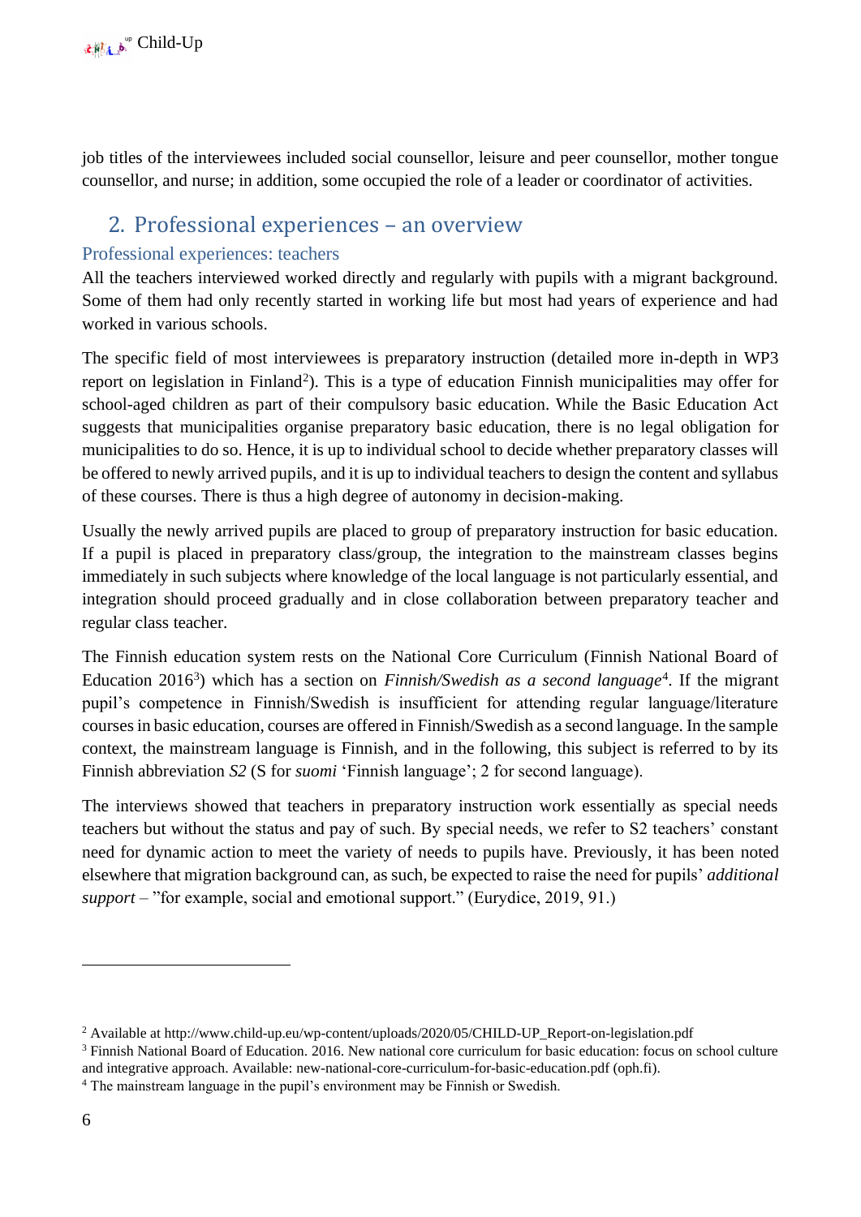job titles of the interviewees included social counsellor, leisure and peer counsellor, mother tongue counsellor, and nurse; in addition, some occupied the role of a leader or coordinator of activities.

## 2. Professional experiences – an overview

### Professional experiences: teachers

All the teachers interviewed worked directly and regularly with pupils with a migrant background. Some of them had only recently started in working life but most had years of experience and had worked in various schools.

The specific field of most interviewees is preparatory instruction (detailed more in-depth in WP3 report on legislation in Finland[2]). This is a type of education Finnish municipalities may offer for school-aged children as part of their compulsory basic education. While the Basic Education Act suggests that municipalities organise preparatory basic education, there is no legal obligation for municipalities to do so. Hence, it is up to individual school to decide whether preparatory classes will be offered to newly arrived pupils, and it is up to individual teachers to design the content and syllabus of these courses. There is thus a high degree of autonomy in decision-making.

Usually the newly arrived pupils are placed to group of preparatory instruction for basic education. If a pupil is placed in preparatory class/group, the integration to the mainstream classes begins immediately in such subjects where knowledge of the local language is not particularly essential, and integration should proceed gradually and in close collaboration between preparatory teacher and regular class teacher.

The Finnish education system rests on the National Core Curriculum (Finnish National Board of Education 2016[3]) which has a section on *Finnish/Swedish as a second language*[4]. If the migrant pupil's competence in Finnish/Swedish is insufficient for attending regular language/literature courses in basic education, courses are offered in Finnish/Swedish as a second language. In the sample context, the mainstream language is Finnish, and in the following, this subject is referred to by its Finnish abbreviation *S2* (S for *suomi* 'Finnish language'; 2 for second language).

The interviews showed that teachers in preparatory instruction work essentially as special needs teachers but without the status and pay of such. By special needs, we refer to S2 teachers' constant need for dynamic action to meet the variety of needs to pupils have. Previously, it has been noted elsewhere that migration background can, as such, be expected to raise the need for pupils' *additional support* – "for example, social and emotional support." (Eurydice, 2019, 91.)

---

[2] Available at http://www.child-up.eu/wp-content/uploads/2020/05/CHILD-UP_Report-on-legislation.pdf

[3] Finnish National Board of Education. 2016. New national core curriculum for basic education: focus on school culture and integrative approach. Available: new-national-core-curriculum-for-basic-education.pdf (oph.fi).

[4] The mainstream language in the pupil's environment may be Finnish or Swedish.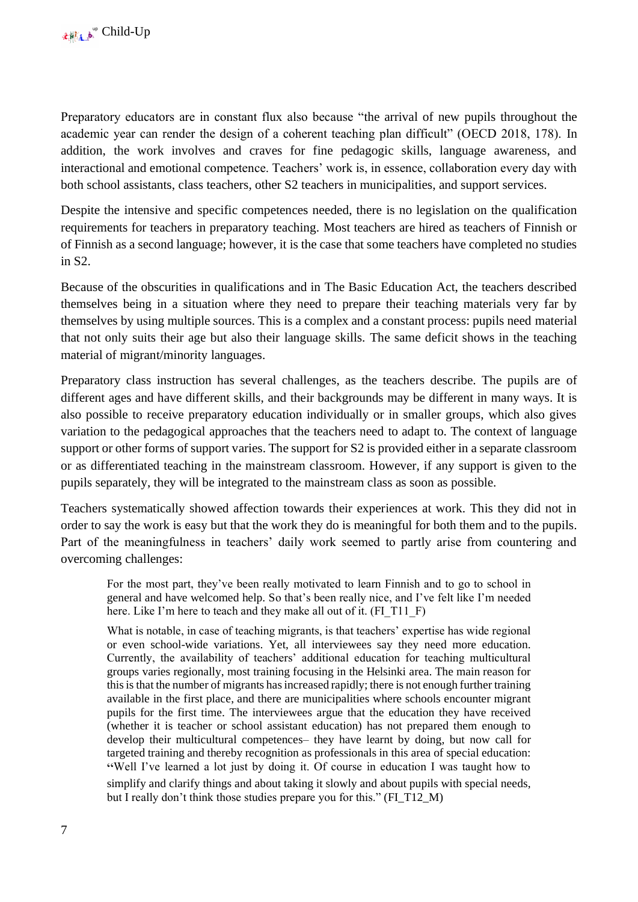Preparatory educators are in constant flux also because "the arrival of new pupils throughout the academic year can render the design of a coherent teaching plan difficult" (OECD 2018, 178). In addition, the work involves and craves for fine pedagogic skills, language awareness, and interactional and emotional competence. Teachers' work is, in essence, collaboration every day with both school assistants, class teachers, other S2 teachers in municipalities, and support services.

Despite the intensive and specific competences needed, there is no legislation on the qualification requirements for teachers in preparatory teaching. Most teachers are hired as teachers of Finnish or of Finnish as a second language; however, it is the case that some teachers have completed no studies in S2.

Because of the obscurities in qualifications and in The Basic Education Act, the teachers described themselves being in a situation where they need to prepare their teaching materials very far by themselves by using multiple sources. This is a complex and a constant process: pupils need material that not only suits their age but also their language skills. The same deficit shows in the teaching material of migrant/minority languages.

Preparatory class instruction has several challenges, as the teachers describe. The pupils are of different ages and have different skills, and their backgrounds may be different in many ways. It is also possible to receive preparatory education individually or in smaller groups, which also gives variation to the pedagogical approaches that the teachers need to adapt to. The context of language support or other forms of support varies. The support for S2 is provided either in a separate classroom or as differentiated teaching in the mainstream classroom. However, if any support is given to the pupils separately, they will be integrated to the mainstream class as soon as possible.

Teachers systematically showed affection towards their experiences at work. This they did not in order to say the work is easy but that the work they do is meaningful for both them and to the pupils. Part of the meaningfulness in teachers' daily work seemed to partly arise from countering and overcoming challenges:

> For the most part, they've been really motivated to learn Finnish and to go to school in general and have welcomed help. So that's been really nice, and I've felt like I'm needed here. Like I'm here to teach and they make all out of it. (FI_T11_F)

> What is notable, in case of teaching migrants, is that teachers' expertise has wide regional or even school-wide variations. Yet, all interviewees say they need more education. Currently, the availability of teachers' additional education for teaching multicultural groups varies regionally, most training focusing in the Helsinki area. The main reason for this is that the number of migrants has increased rapidly; there is not enough further training available in the first place, and there are municipalities where schools encounter migrant pupils for the first time. The interviewees argue that the education they have received (whether it is teacher or school assistant education) has not prepared them enough to develop their multicultural competences– they have learnt by doing, but now call for targeted training and thereby recognition as professionals in this area of special education: "Well I've learned a lot just by doing it. Of course in education I was taught how to simplify and clarify things and about taking it slowly and about pupils with special needs, but I really don't think those studies prepare you for this." (FI_T12_M)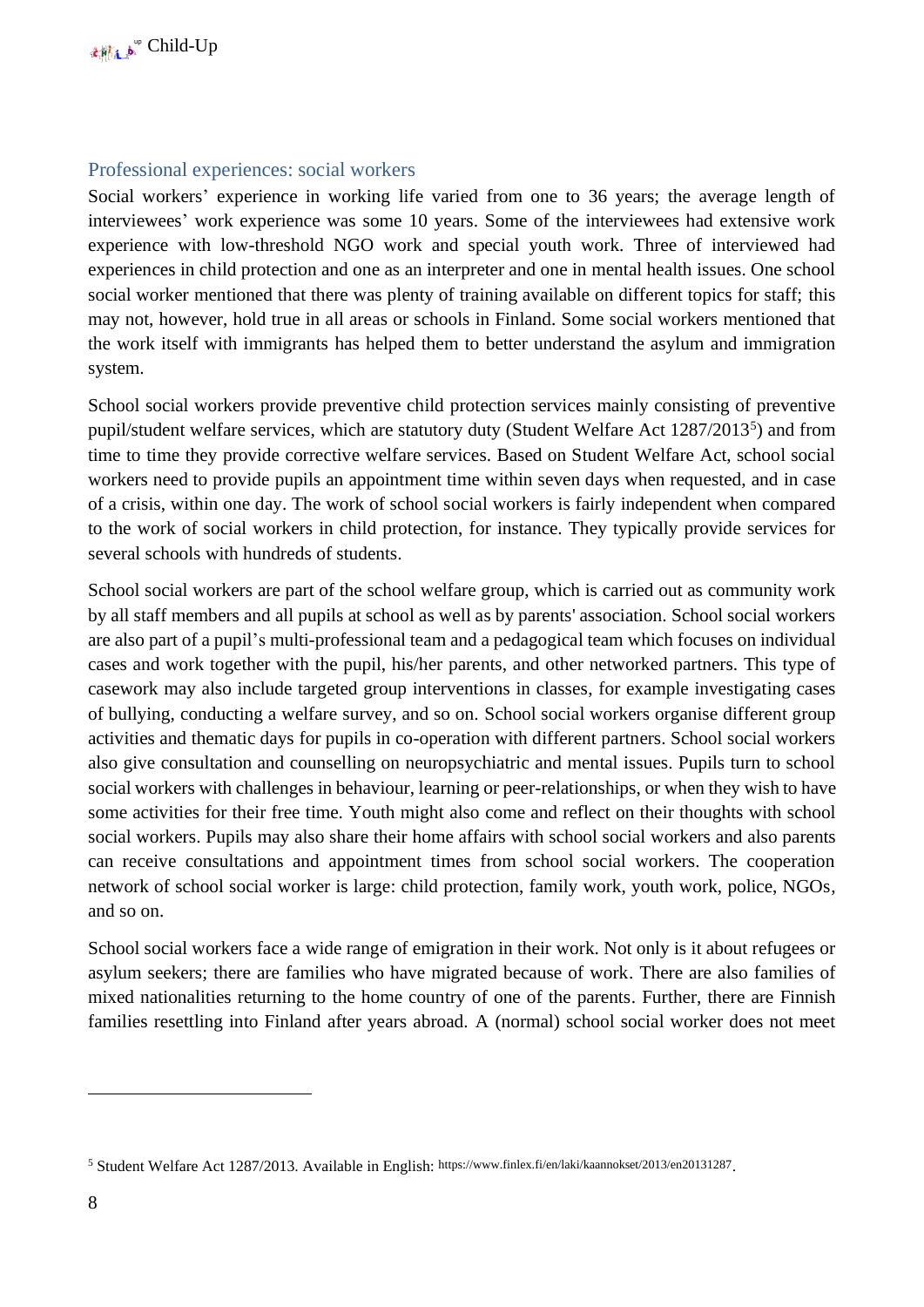## Professional experiences: social workers

Social workers' experience in working life varied from one to 36 years; the average length of interviewees' work experience was some 10 years. Some of the interviewees had extensive work experience with low-threshold NGO work and special youth work. Three of interviewed had experiences in child protection and one as an interpreter and one in mental health issues. One school social worker mentioned that there was plenty of training available on different topics for staff; this may not, however, hold true in all areas or schools in Finland. Some social workers mentioned that the work itself with immigrants has helped them to better understand the asylum and immigration system.

School social workers provide preventive child protection services mainly consisting of preventive pupil/student welfare services, which are statutory duty (Student Welfare Act 1287/2013[5]) and from time to time they provide corrective welfare services. Based on Student Welfare Act, school social workers need to provide pupils an appointment time within seven days when requested, and in case of a crisis, within one day. The work of school social workers is fairly independent when compared to the work of social workers in child protection, for instance. They typically provide services for several schools with hundreds of students.

School social workers are part of the school welfare group, which is carried out as community work by all staff members and all pupils at school as well as by parents' association. School social workers are also part of a pupil's multi-professional team and a pedagogical team which focuses on individual cases and work together with the pupil, his/her parents, and other networked partners. This type of casework may also include targeted group interventions in classes, for example investigating cases of bullying, conducting a welfare survey, and so on. School social workers organise different group activities and thematic days for pupils in co-operation with different partners. School social workers also give consultation and counselling on neuropsychiatric and mental issues. Pupils turn to school social workers with challenges in behaviour, learning or peer-relationships, or when they wish to have some activities for their free time. Youth might also come and reflect on their thoughts with school social workers. Pupils may also share their home affairs with school social workers and also parents can receive consultations and appointment times from school social workers. The cooperation network of school social worker is large: child protection, family work, youth work, police, NGOs, and so on.

School social workers face a wide range of emigration in their work. Not only is it about refugees or asylum seekers; there are families who have migrated because of work. There are also families of mixed nationalities returning to the home country of one of the parents. Further, there are Finnish families resettling into Finland after years abroad. A (normal) school social worker does not meet

---

[5] Student Welfare Act 1287/2013. Available in English: https://www.finlex.fi/en/laki/kaannokset/2013/en20131287.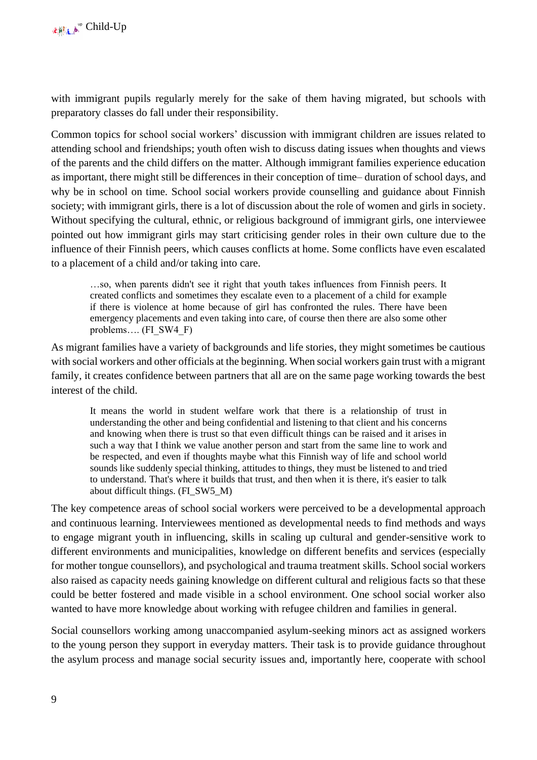with immigrant pupils regularly merely for the sake of them having migrated, but schools with preparatory classes do fall under their responsibility.

Common topics for school social workers' discussion with immigrant children are issues related to attending school and friendships; youth often wish to discuss dating issues when thoughts and views of the parents and the child differs on the matter. Although immigrant families experience education as important, there might still be differences in their conception of time– duration of school days, and why be in school on time. School social workers provide counselling and guidance about Finnish society; with immigrant girls, there is a lot of discussion about the role of women and girls in society. Without specifying the cultural, ethnic, or religious background of immigrant girls, one interviewee pointed out how immigrant girls may start criticising gender roles in their own culture due to the influence of their Finnish peers, which causes conflicts at home. Some conflicts have even escalated to a placement of a child and/or taking into care.

> …so, when parents didn't see it right that youth takes influences from Finnish peers. It created conflicts and sometimes they escalate even to a placement of a child for example if there is violence at home because of girl has confronted the rules. There have been emergency placements and even taking into care, of course then there are also some other problems…. (FI_SW4_F)

As migrant families have a variety of backgrounds and life stories, they might sometimes be cautious with social workers and other officials at the beginning. When social workers gain trust with a migrant family, it creates confidence between partners that all are on the same page working towards the best interest of the child.

> It means the world in student welfare work that there is a relationship of trust in understanding the other and being confidential and listening to that client and his concerns and knowing when there is trust so that even difficult things can be raised and it arises in such a way that I think we value another person and start from the same line to work and be respected, and even if thoughts maybe what this Finnish way of life and school world sounds like suddenly special thinking, attitudes to things, they must be listened to and tried to understand. That's where it builds that trust, and then when it is there, it's easier to talk about difficult things. (FI_SW5_M)

The key competence areas of school social workers were perceived to be a developmental approach and continuous learning. Interviewees mentioned as developmental needs to find methods and ways to engage migrant youth in influencing, skills in scaling up cultural and gender-sensitive work to different environments and municipalities, knowledge on different benefits and services (especially for mother tongue counsellors), and psychological and trauma treatment skills. School social workers also raised as capacity needs gaining knowledge on different cultural and religious facts so that these could be better fostered and made visible in a school environment. One school social worker also wanted to have more knowledge about working with refugee children and families in general.

Social counsellors working among unaccompanied asylum-seeking minors act as assigned workers to the young person they support in everyday matters. Their task is to provide guidance throughout the asylum process and manage social security issues and, importantly here, cooperate with school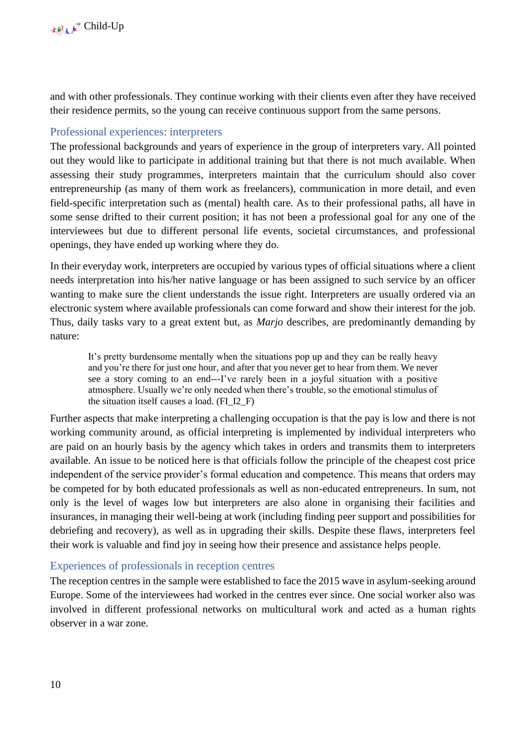and with other professionals. They continue working with their clients even after they have received their residence permits, so the young can receive continuous support from the same persons.

### Professional experiences: interpreters

The professional backgrounds and years of experience in the group of interpreters vary. All pointed out they would like to participate in additional training but that there is not much available. When assessing their study programmes, interpreters maintain that the curriculum should also cover entrepreneurship (as many of them work as freelancers), communication in more detail, and even field-specific interpretation such as (mental) health care. As to their professional paths, all have in some sense drifted to their current position; it has not been a professional goal for any one of the interviewees but due to different personal life events, societal circumstances, and professional openings, they have ended up working where they do.

In their everyday work, interpreters are occupied by various types of official situations where a client needs interpretation into his/her native language or has been assigned to such service by an officer wanting to make sure the client understands the issue right. Interpreters are usually ordered via an electronic system where available professionals can come forward and show their interest for the job. Thus, daily tasks vary to a great extent but, as *Marjo* describes, are predominantly demanding by nature:

> It's pretty burdensome mentally when the situations pop up and they can be really heavy and you're there for just one hour, and after that you never get to hear from them. We never see a story coming to an end---I've rarely been in a joyful situation with a positive atmosphere. Usually we're only needed when there's trouble, so the emotional stimulus of the situation itself causes a load. (FI_I2_F)

Further aspects that make interpreting a challenging occupation is that the pay is low and there is not working community around, as official interpreting is implemented by individual interpreters who are paid on an hourly basis by the agency which takes in orders and transmits them to interpreters available. An issue to be noticed here is that officials follow the principle of the cheapest cost price independent of the service provider's formal education and competence. This means that orders may be competed for by both educated professionals as well as non-educated entrepreneurs. In sum, not only is the level of wages low but interpreters are also alone in organising their facilities and insurances, in managing their well-being at work (including finding peer support and possibilities for debriefing and recovery), as well as in upgrading their skills. Despite these flaws, interpreters feel their work is valuable and find joy in seeing how their presence and assistance helps people.

### Experiences of professionals in reception centres

The reception centres in the sample were established to face the 2015 wave in asylum-seeking around Europe. Some of the interviewees had worked in the centres ever since. One social worker also was involved in different professional networks on multicultural work and acted as a human rights observer in a war zone.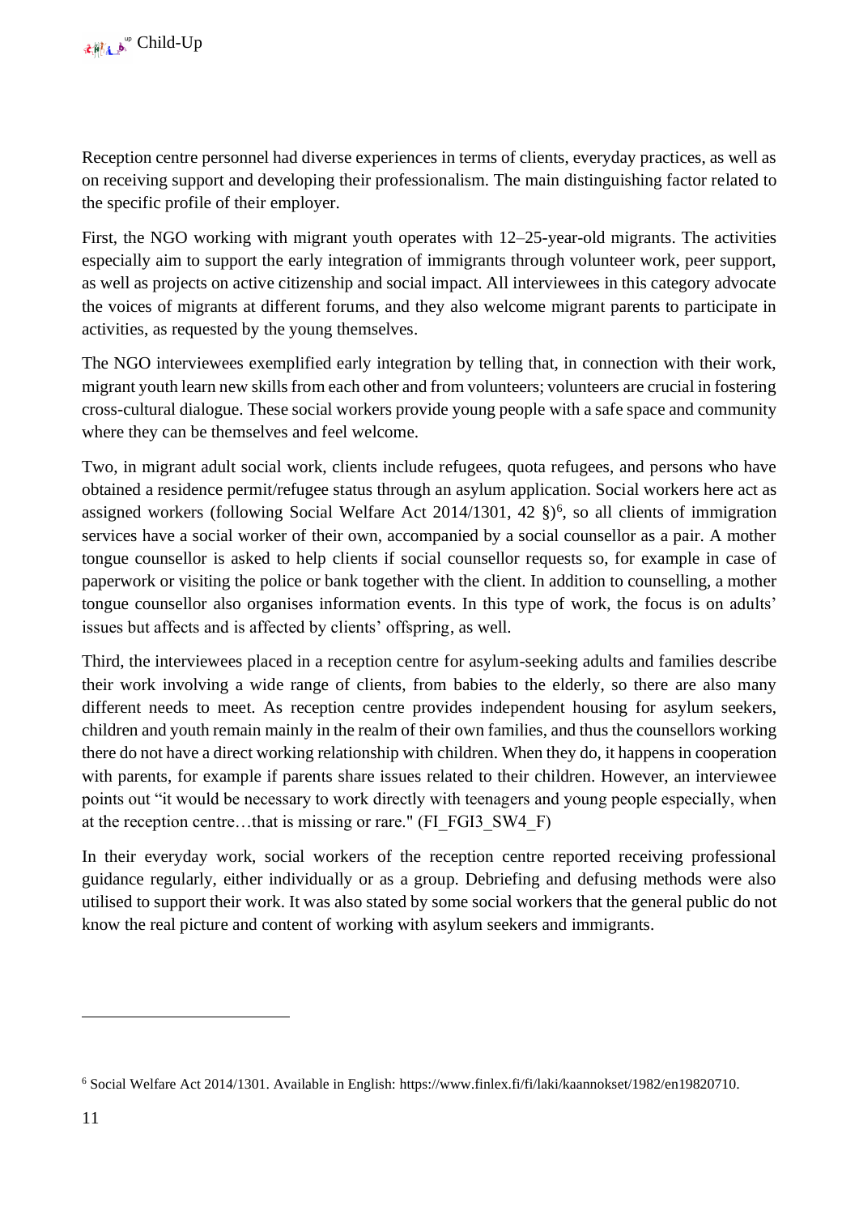Reception centre personnel had diverse experiences in terms of clients, everyday practices, as well as on receiving support and developing their professionalism. The main distinguishing factor related to the specific profile of their employer.

First, the NGO working with migrant youth operates with 12–25-year-old migrants. The activities especially aim to support the early integration of immigrants through volunteer work, peer support, as well as projects on active citizenship and social impact. All interviewees in this category advocate the voices of migrants at different forums, and they also welcome migrant parents to participate in activities, as requested by the young themselves.

The NGO interviewees exemplified early integration by telling that, in connection with their work, migrant youth learn new skills from each other and from volunteers; volunteers are crucial in fostering cross-cultural dialogue. These social workers provide young people with a safe space and community where they can be themselves and feel welcome.

Two, in migrant adult social work, clients include refugees, quota refugees, and persons who have obtained a residence permit/refugee status through an asylum application. Social workers here act as assigned workers (following Social Welfare Act 2014/1301, 42 §)[6], so all clients of immigration services have a social worker of their own, accompanied by a social counsellor as a pair. A mother tongue counsellor is asked to help clients if social counsellor requests so, for example in case of paperwork or visiting the police or bank together with the client. In addition to counselling, a mother tongue counsellor also organises information events. In this type of work, the focus is on adults' issues but affects and is affected by clients' offspring, as well.

Third, the interviewees placed in a reception centre for asylum-seeking adults and families describe their work involving a wide range of clients, from babies to the elderly, so there are also many different needs to meet. As reception centre provides independent housing for asylum seekers, children and youth remain mainly in the realm of their own families, and thus the counsellors working there do not have a direct working relationship with children. When they do, it happens in cooperation with parents, for example if parents share issues related to their children. However, an interviewee points out "it would be necessary to work directly with teenagers and young people especially, when at the reception centre…that is missing or rare." (FI_FGI3_SW4_F)

In their everyday work, social workers of the reception centre reported receiving professional guidance regularly, either individually or as a group. Debriefing and defusing methods were also utilised to support their work. It was also stated by some social workers that the general public do not know the real picture and content of working with asylum seekers and immigrants.

[6] Social Welfare Act 2014/1301. Available in English: https://www.finlex.fi/fi/laki/kaannokset/1982/en19820710.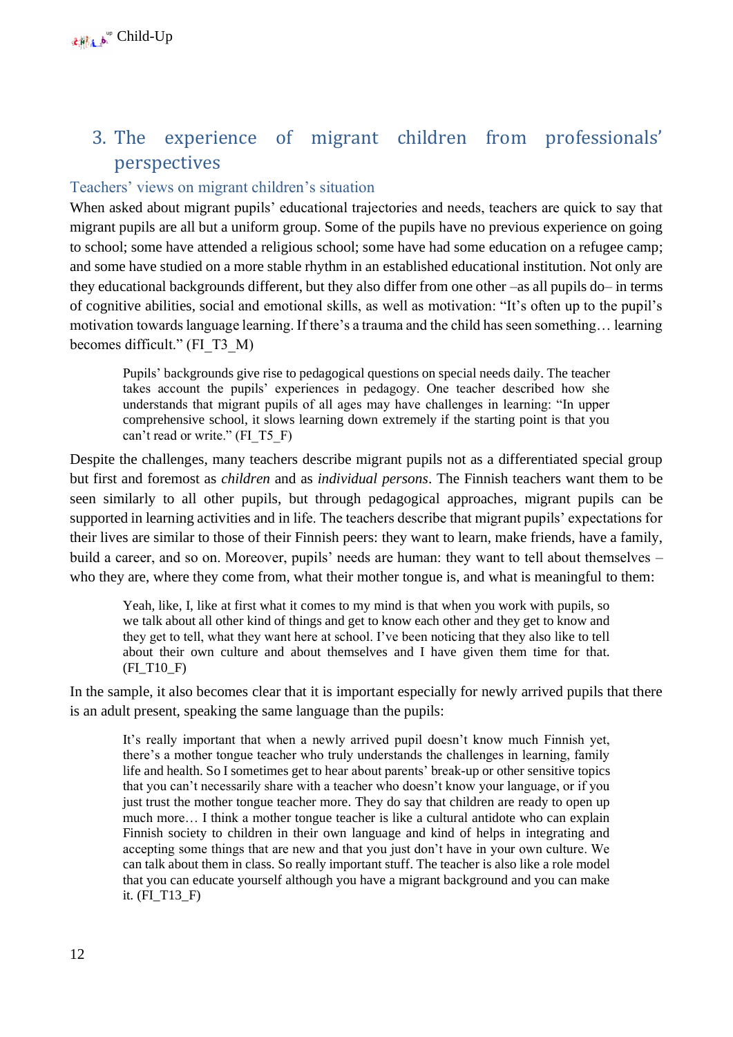# 3. The experience of migrant children from professionals' perspectives

## Teachers' views on migrant children's situation

When asked about migrant pupils' educational trajectories and needs, teachers are quick to say that migrant pupils are all but a uniform group. Some of the pupils have no previous experience on going to school; some have attended a religious school; some have had some education on a refugee camp; and some have studied on a more stable rhythm in an established educational institution. Not only are they educational backgrounds different, but they also differ from one other –as all pupils do– in terms of cognitive abilities, social and emotional skills, as well as motivation: "It's often up to the pupil's motivation towards language learning. If there's a trauma and the child has seen something… learning becomes difficult." (FI_T3_M)

> Pupils' backgrounds give rise to pedagogical questions on special needs daily. The teacher takes account the pupils' experiences in pedagogy. One teacher described how she understands that migrant pupils of all ages may have challenges in learning: "In upper comprehensive school, it slows learning down extremely if the starting point is that you can't read or write." (FI_T5_F)

Despite the challenges, many teachers describe migrant pupils not as a differentiated special group but first and foremost as *children* and as *individual persons*. The Finnish teachers want them to be seen similarly to all other pupils, but through pedagogical approaches, migrant pupils can be supported in learning activities and in life. The teachers describe that migrant pupils' expectations for their lives are similar to those of their Finnish peers: they want to learn, make friends, have a family, build a career, and so on. Moreover, pupils' needs are human: they want to tell about themselves – who they are, where they come from, what their mother tongue is, and what is meaningful to them:

> Yeah, like, I, like at first what it comes to my mind is that when you work with pupils, so we talk about all other kind of things and get to know each other and they get to know and they get to tell, what they want here at school. I've been noticing that they also like to tell about their own culture and about themselves and I have given them time for that. (FI_T10_F)

In the sample, it also becomes clear that it is important especially for newly arrived pupils that there is an adult present, speaking the same language than the pupils:

> It's really important that when a newly arrived pupil doesn't know much Finnish yet, there's a mother tongue teacher who truly understands the challenges in learning, family life and health. So I sometimes get to hear about parents' break-up or other sensitive topics that you can't necessarily share with a teacher who doesn't know your language, or if you just trust the mother tongue teacher more. They do say that children are ready to open up much more… I think a mother tongue teacher is like a cultural antidote who can explain Finnish society to children in their own language and kind of helps in integrating and accepting some things that are new and that you just don't have in your own culture. We can talk about them in class. So really important stuff. The teacher is also like a role model that you can educate yourself although you have a migrant background and you can make it. (FI_T13_F)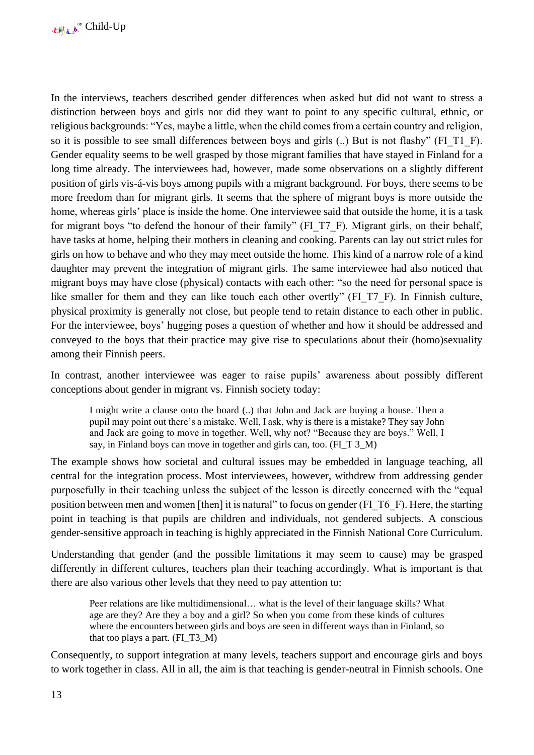In the interviews, teachers described gender differences when asked but did not want to stress a distinction between boys and girls nor did they want to point to any specific cultural, ethnic, or religious backgrounds: "Yes, maybe a little, when the child comes from a certain country and religion, so it is possible to see small differences between boys and girls (..) But is not flashy" (FI_T1_F). Gender equality seems to be well grasped by those migrant families that have stayed in Finland for a long time already. The interviewees had, however, made some observations on a slightly different position of girls vis-á-vis boys among pupils with a migrant background. For boys, there seems to be more freedom than for migrant girls. It seems that the sphere of migrant boys is more outside the home, whereas girls' place is inside the home. One interviewee said that outside the home, it is a task for migrant boys "to defend the honour of their family" (FI_T7_F). Migrant girls, on their behalf, have tasks at home, helping their mothers in cleaning and cooking. Parents can lay out strict rules for girls on how to behave and who they may meet outside the home. This kind of a narrow role of a kind daughter may prevent the integration of migrant girls. The same interviewee had also noticed that migrant boys may have close (physical) contacts with each other: "so the need for personal space is like smaller for them and they can like touch each other overtly" (FI_T7_F). In Finnish culture, physical proximity is generally not close, but people tend to retain distance to each other in public. For the interviewee, boys' hugging poses a question of whether and how it should be addressed and conveyed to the boys that their practice may give rise to speculations about their (homo)sexuality among their Finnish peers.

In contrast, another interviewee was eager to raise pupils' awareness about possibly different conceptions about gender in migrant vs. Finnish society today:

> I might write a clause onto the board (..) that John and Jack are buying a house. Then a pupil may point out there's a mistake. Well, I ask, why is there is a mistake? They say John and Jack are going to move in together. Well, why not? "Because they are boys." Well, I say, in Finland boys can move in together and girls can, too. (FI_T 3_M)

The example shows how societal and cultural issues may be embedded in language teaching, all central for the integration process. Most interviewees, however, withdrew from addressing gender purposefully in their teaching unless the subject of the lesson is directly concerned with the "equal position between men and women [then] it is natural" to focus on gender (FI_T6_F). Here, the starting point in teaching is that pupils are children and individuals, not gendered subjects. A conscious gender-sensitive approach in teaching is highly appreciated in the Finnish National Core Curriculum.

Understanding that gender (and the possible limitations it may seem to cause) may be grasped differently in different cultures, teachers plan their teaching accordingly. What is important is that there are also various other levels that they need to pay attention to:

> Peer relations are like multidimensional… what is the level of their language skills? What age are they? Are they a boy and a girl? So when you come from these kinds of cultures where the encounters between girls and boys are seen in different ways than in Finland, so that too plays a part. (FI_T3_M)

Consequently, to support integration at many levels, teachers support and encourage girls and boys to work together in class. All in all, the aim is that teaching is gender-neutral in Finnish schools. One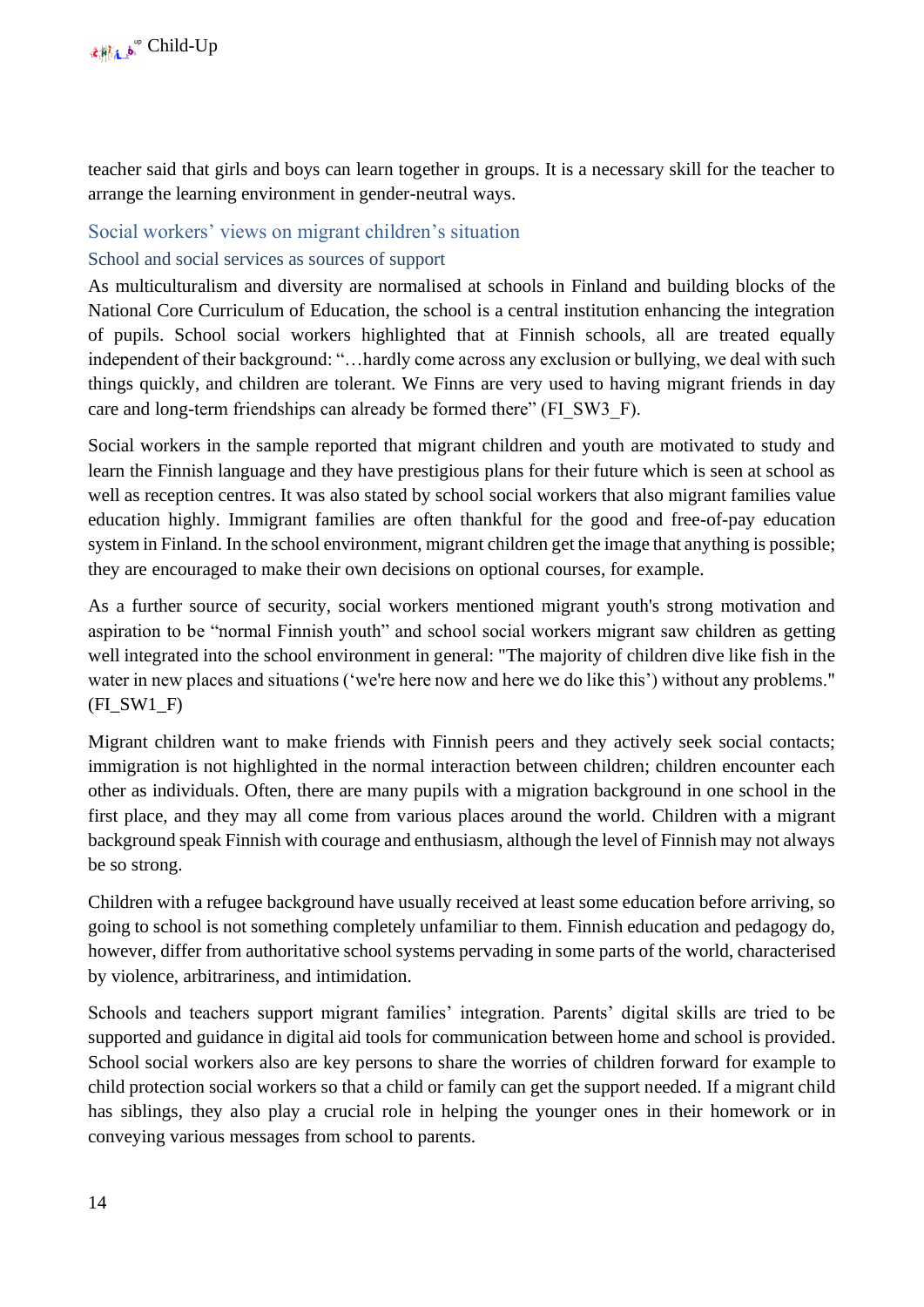teacher said that girls and boys can learn together in groups. It is a necessary skill for the teacher to arrange the learning environment in gender-neutral ways.

## Social workers' views on migrant children's situation

### School and social services as sources of support

As multiculturalism and diversity are normalised at schools in Finland and building blocks of the National Core Curriculum of Education, the school is a central institution enhancing the integration of pupils. School social workers highlighted that at Finnish schools, all are treated equally independent of their background: "…hardly come across any exclusion or bullying, we deal with such things quickly, and children are tolerant. We Finns are very used to having migrant friends in day care and long-term friendships can already be formed there" (FI_SW3_F).

Social workers in the sample reported that migrant children and youth are motivated to study and learn the Finnish language and they have prestigious plans for their future which is seen at school as well as reception centres. It was also stated by school social workers that also migrant families value education highly. Immigrant families are often thankful for the good and free-of-pay education system in Finland. In the school environment, migrant children get the image that anything is possible; they are encouraged to make their own decisions on optional courses, for example.

As a further source of security, social workers mentioned migrant youth's strong motivation and aspiration to be "normal Finnish youth" and school social workers migrant saw children as getting well integrated into the school environment in general: "The majority of children dive like fish in the water in new places and situations ('we're here now and here we do like this') without any problems." (FI_SW1_F)

Migrant children want to make friends with Finnish peers and they actively seek social contacts; immigration is not highlighted in the normal interaction between children; children encounter each other as individuals. Often, there are many pupils with a migration background in one school in the first place, and they may all come from various places around the world. Children with a migrant background speak Finnish with courage and enthusiasm, although the level of Finnish may not always be so strong.

Children with a refugee background have usually received at least some education before arriving, so going to school is not something completely unfamiliar to them. Finnish education and pedagogy do, however, differ from authoritative school systems pervading in some parts of the world, characterised by violence, arbitrariness, and intimidation.

Schools and teachers support migrant families' integration. Parents' digital skills are tried to be supported and guidance in digital aid tools for communication between home and school is provided. School social workers also are key persons to share the worries of children forward for example to child protection social workers so that a child or family can get the support needed. If a migrant child has siblings, they also play a crucial role in helping the younger ones in their homework or in conveying various messages from school to parents.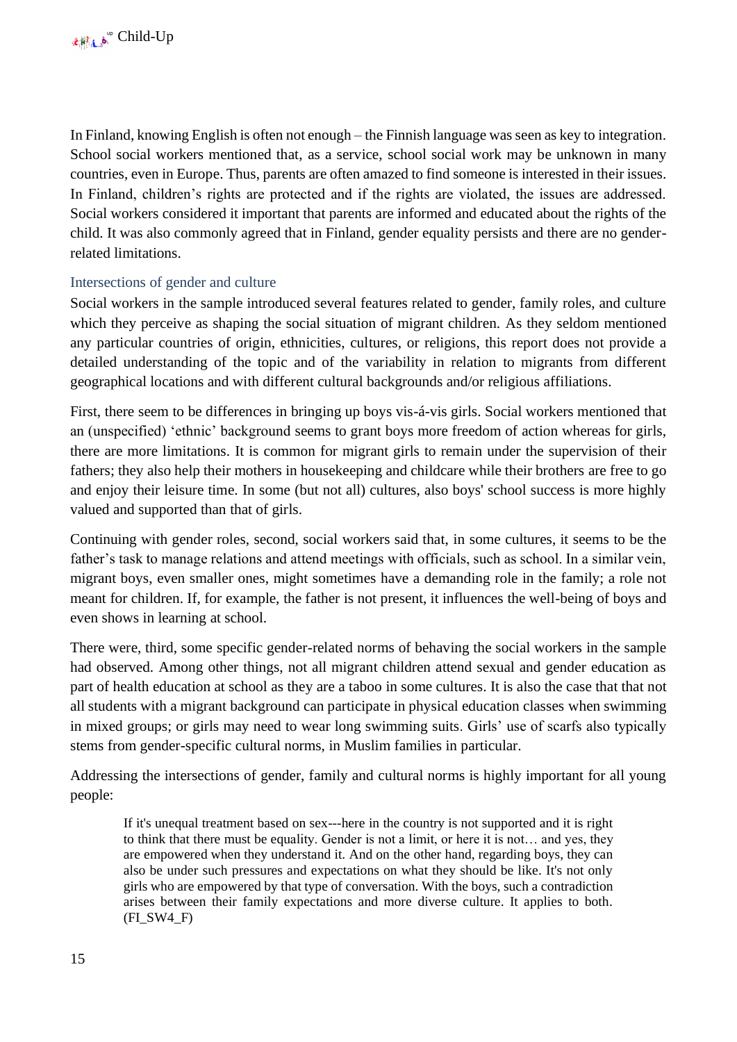In Finland, knowing English is often not enough – the Finnish language was seen as key to integration. School social workers mentioned that, as a service, school social work may be unknown in many countries, even in Europe. Thus, parents are often amazed to find someone is interested in their issues. In Finland, children's rights are protected and if the rights are violated, the issues are addressed. Social workers considered it important that parents are informed and educated about the rights of the child. It was also commonly agreed that in Finland, gender equality persists and there are no gender-related limitations.

### Intersections of gender and culture

Social workers in the sample introduced several features related to gender, family roles, and culture which they perceive as shaping the social situation of migrant children. As they seldom mentioned any particular countries of origin, ethnicities, cultures, or religions, this report does not provide a detailed understanding of the topic and of the variability in relation to migrants from different geographical locations and with different cultural backgrounds and/or religious affiliations.

First, there seem to be differences in bringing up boys vis-á-vis girls. Social workers mentioned that an (unspecified) 'ethnic' background seems to grant boys more freedom of action whereas for girls, there are more limitations. It is common for migrant girls to remain under the supervision of their fathers; they also help their mothers in housekeeping and childcare while their brothers are free to go and enjoy their leisure time. In some (but not all) cultures, also boys' school success is more highly valued and supported than that of girls.

Continuing with gender roles, second, social workers said that, in some cultures, it seems to be the father's task to manage relations and attend meetings with officials, such as school. In a similar vein, migrant boys, even smaller ones, might sometimes have a demanding role in the family; a role not meant for children. If, for example, the father is not present, it influences the well-being of boys and even shows in learning at school.

There were, third, some specific gender-related norms of behaving the social workers in the sample had observed. Among other things, not all migrant children attend sexual and gender education as part of health education at school as they are a taboo in some cultures. It is also the case that that not all students with a migrant background can participate in physical education classes when swimming in mixed groups; or girls may need to wear long swimming suits. Girls' use of scarfs also typically stems from gender-specific cultural norms, in Muslim families in particular.

Addressing the intersections of gender, family and cultural norms is highly important for all young people:

> If it's unequal treatment based on sex---here in the country is not supported and it is right to think that there must be equality. Gender is not a limit, or here it is not… and yes, they are empowered when they understand it. And on the other hand, regarding boys, they can also be under such pressures and expectations on what they should be like. It's not only girls who are empowered by that type of conversation. With the boys, such a contradiction arises between their family expectations and more diverse culture. It applies to both. (FI_SW4_F)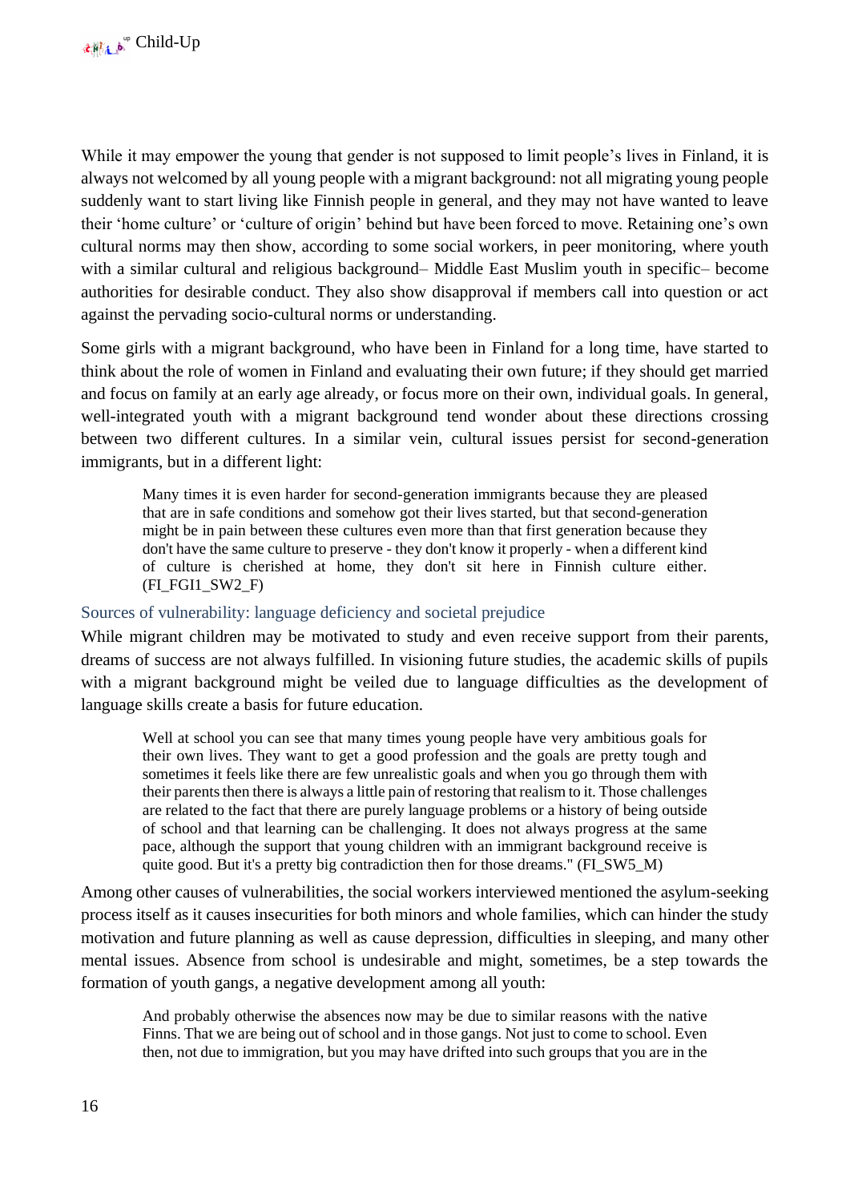While it may empower the young that gender is not supposed to limit people's lives in Finland, it is always not welcomed by all young people with a migrant background: not all migrating young people suddenly want to start living like Finnish people in general, and they may not have wanted to leave their 'home culture' or 'culture of origin' behind but have been forced to move. Retaining one's own cultural norms may then show, according to some social workers, in peer monitoring, where youth with a similar cultural and religious background– Middle East Muslim youth in specific– become authorities for desirable conduct. They also show disapproval if members call into question or act against the pervading socio-cultural norms or understanding.

Some girls with a migrant background, who have been in Finland for a long time, have started to think about the role of women in Finland and evaluating their own future; if they should get married and focus on family at an early age already, or focus more on their own, individual goals. In general, well-integrated youth with a migrant background tend wonder about these directions crossing between two different cultures. In a similar vein, cultural issues persist for second-generation immigrants, but in a different light:

> Many times it is even harder for second-generation immigrants because they are pleased that are in safe conditions and somehow got their lives started, but that second-generation might be in pain between these cultures even more than that first generation because they don't have the same culture to preserve - they don't know it properly - when a different kind of culture is cherished at home, they don't sit here in Finnish culture either. (FI_FGI1_SW2_F)

### Sources of vulnerability: language deficiency and societal prejudice

While migrant children may be motivated to study and even receive support from their parents, dreams of success are not always fulfilled. In visioning future studies, the academic skills of pupils with a migrant background might be veiled due to language difficulties as the development of language skills create a basis for future education.

> Well at school you can see that many times young people have very ambitious goals for their own lives. They want to get a good profession and the goals are pretty tough and sometimes it feels like there are few unrealistic goals and when you go through them with their parents then there is always a little pain of restoring that realism to it. Those challenges are related to the fact that there are purely language problems or a history of being outside of school and that learning can be challenging. It does not always progress at the same pace, although the support that young children with an immigrant background receive is quite good. But it's a pretty big contradiction then for those dreams." (FI_SW5_M)

Among other causes of vulnerabilities, the social workers interviewed mentioned the asylum-seeking process itself as it causes insecurities for both minors and whole families, which can hinder the study motivation and future planning as well as cause depression, difficulties in sleeping, and many other mental issues. Absence from school is undesirable and might, sometimes, be a step towards the formation of youth gangs, a negative development among all youth:

> And probably otherwise the absences now may be due to similar reasons with the native Finns. That we are being out of school and in those gangs. Not just to come to school. Even then, not due to immigration, but you may have drifted into such groups that you are in the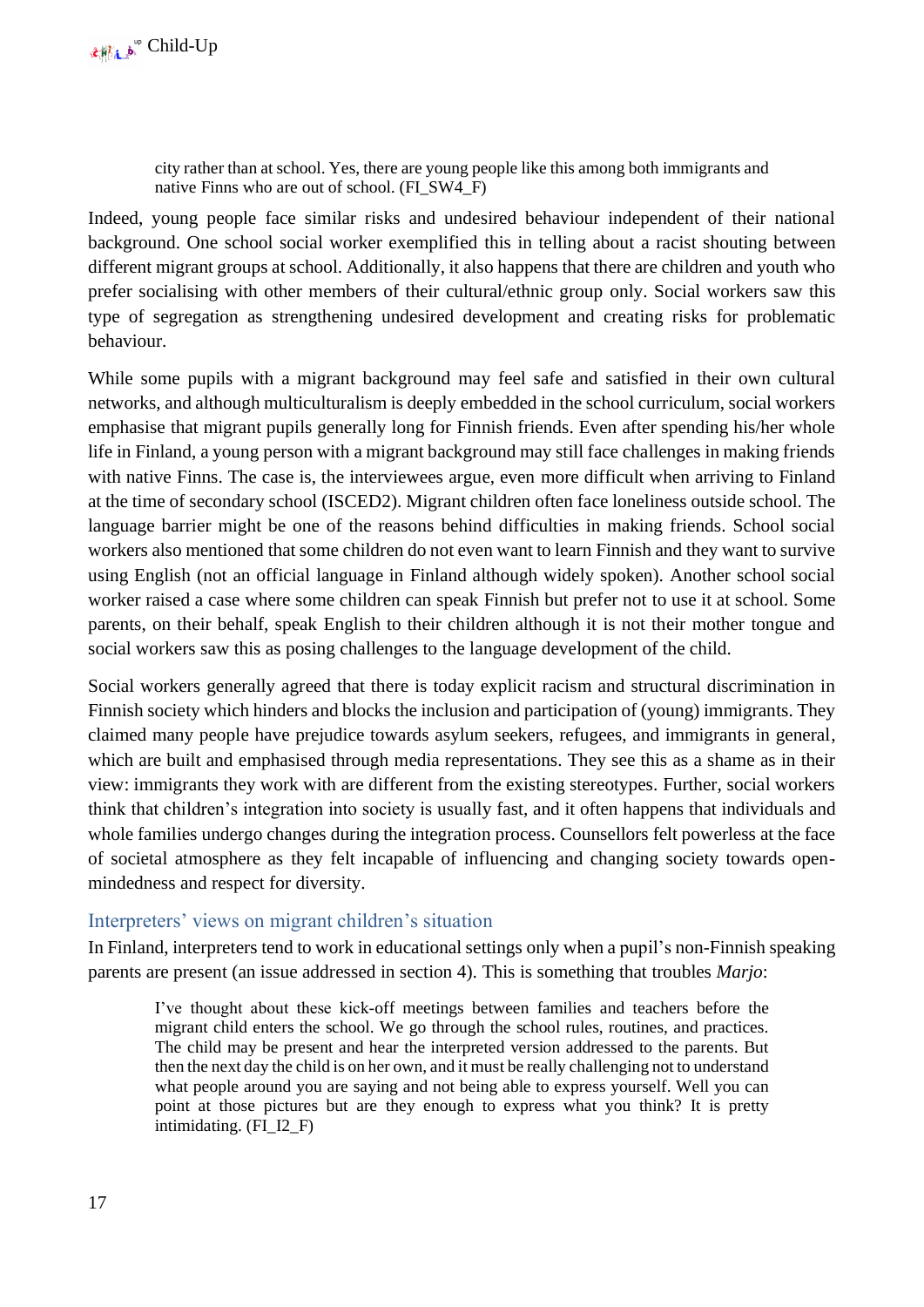> city rather than at school. Yes, there are young people like this among both immigrants and native Finns who are out of school. (FI_SW4_F)

Indeed, young people face similar risks and undesired behaviour independent of their national background. One school social worker exemplified this in telling about a racist shouting between different migrant groups at school. Additionally, it also happens that there are children and youth who prefer socialising with other members of their cultural/ethnic group only. Social workers saw this type of segregation as strengthening undesired development and creating risks for problematic behaviour.

While some pupils with a migrant background may feel safe and satisfied in their own cultural networks, and although multiculturalism is deeply embedded in the school curriculum, social workers emphasise that migrant pupils generally long for Finnish friends. Even after spending his/her whole life in Finland, a young person with a migrant background may still face challenges in making friends with native Finns. The case is, the interviewees argue, even more difficult when arriving to Finland at the time of secondary school (ISCED2). Migrant children often face loneliness outside school. The language barrier might be one of the reasons behind difficulties in making friends. School social workers also mentioned that some children do not even want to learn Finnish and they want to survive using English (not an official language in Finland although widely spoken). Another school social worker raised a case where some children can speak Finnish but prefer not to use it at school. Some parents, on their behalf, speak English to their children although it is not their mother tongue and social workers saw this as posing challenges to the language development of the child.

Social workers generally agreed that there is today explicit racism and structural discrimination in Finnish society which hinders and blocks the inclusion and participation of (young) immigrants. They claimed many people have prejudice towards asylum seekers, refugees, and immigrants in general, which are built and emphasised through media representations. They see this as a shame as in their view: immigrants they work with are different from the existing stereotypes. Further, social workers think that children's integration into society is usually fast, and it often happens that individuals and whole families undergo changes during the integration process. Counsellors felt powerless at the face of societal atmosphere as they felt incapable of influencing and changing society towards open-mindedness and respect for diversity.

### Interpreters' views on migrant children's situation

In Finland, interpreters tend to work in educational settings only when a pupil's non-Finnish speaking parents are present (an issue addressed in section 4). This is something that troubles *Marjo*:

> I've thought about these kick-off meetings between families and teachers before the migrant child enters the school. We go through the school rules, routines, and practices. The child may be present and hear the interpreted version addressed to the parents. But then the next day the child is on her own, and it must be really challenging not to understand what people around you are saying and not being able to express yourself. Well you can point at those pictures but are they enough to express what you think? It is pretty intimidating. (FI_I2_F)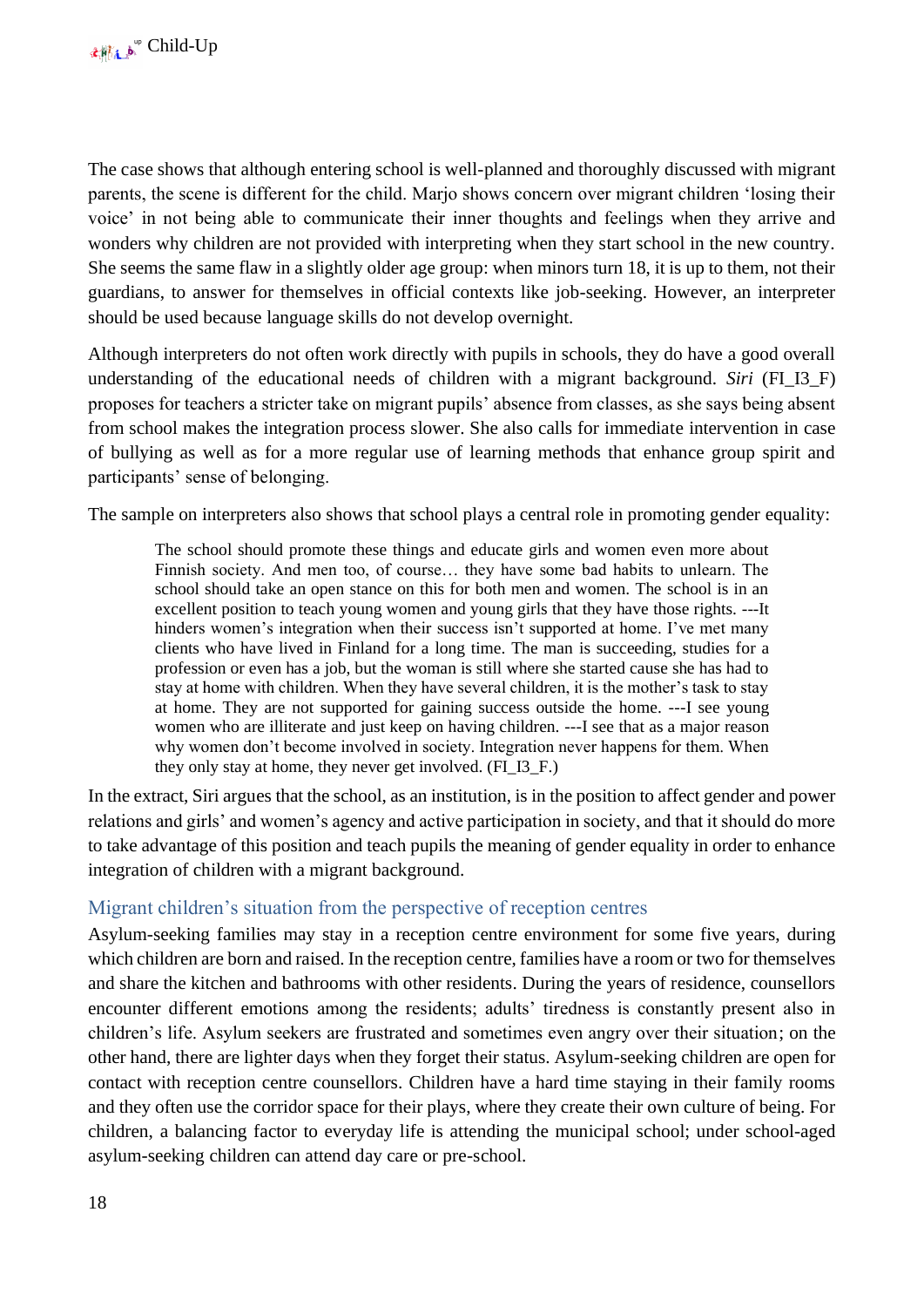The case shows that although entering school is well-planned and thoroughly discussed with migrant parents, the scene is different for the child. Marjo shows concern over migrant children 'losing their voice' in not being able to communicate their inner thoughts and feelings when they arrive and wonders why children are not provided with interpreting when they start school in the new country. She seems the same flaw in a slightly older age group: when minors turn 18, it is up to them, not their guardians, to answer for themselves in official contexts like job-seeking. However, an interpreter should be used because language skills do not develop overnight.

Although interpreters do not often work directly with pupils in schools, they do have a good overall understanding of the educational needs of children with a migrant background. *Siri* (FI_I3_F) proposes for teachers a stricter take on migrant pupils' absence from classes, as she says being absent from school makes the integration process slower. She also calls for immediate intervention in case of bullying as well as for a more regular use of learning methods that enhance group spirit and participants' sense of belonging.

The sample on interpreters also shows that school plays a central role in promoting gender equality:

> The school should promote these things and educate girls and women even more about Finnish society. And men too, of course… they have some bad habits to unlearn. The school should take an open stance on this for both men and women. The school is in an excellent position to teach young women and young girls that they have those rights. ---It hinders women's integration when their success isn't supported at home. I've met many clients who have lived in Finland for a long time. The man is succeeding, studies for a profession or even has a job, but the woman is still where she started cause she has had to stay at home with children. When they have several children, it is the mother's task to stay at home. They are not supported for gaining success outside the home. ---I see young women who are illiterate and just keep on having children. ---I see that as a major reason why women don't become involved in society. Integration never happens for them. When they only stay at home, they never get involved. (FI_I3_F.)

In the extract, Siri argues that the school, as an institution, is in the position to affect gender and power relations and girls' and women's agency and active participation in society, and that it should do more to take advantage of this position and teach pupils the meaning of gender equality in order to enhance integration of children with a migrant background.

### Migrant children's situation from the perspective of reception centres

Asylum-seeking families may stay in a reception centre environment for some five years, during which children are born and raised. In the reception centre, families have a room or two for themselves and share the kitchen and bathrooms with other residents. During the years of residence, counsellors encounter different emotions among the residents; adults' tiredness is constantly present also in children's life. Asylum seekers are frustrated and sometimes even angry over their situation; on the other hand, there are lighter days when they forget their status. Asylum-seeking children are open for contact with reception centre counsellors. Children have a hard time staying in their family rooms and they often use the corridor space for their plays, where they create their own culture of being. For children, a balancing factor to everyday life is attending the municipal school; under school-aged asylum-seeking children can attend day care or pre-school.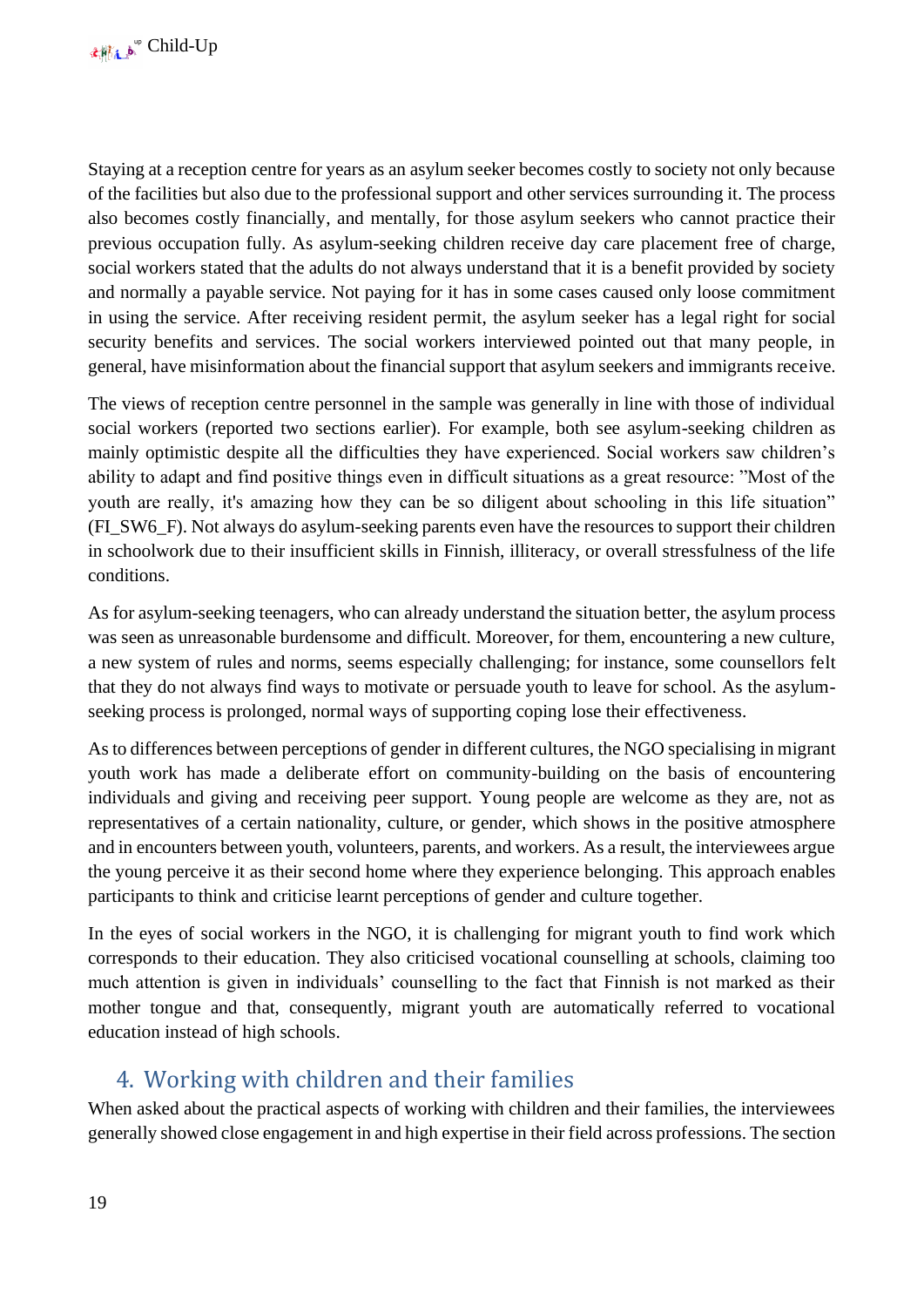Staying at a reception centre for years as an asylum seeker becomes costly to society not only because of the facilities but also due to the professional support and other services surrounding it. The process also becomes costly financially, and mentally, for those asylum seekers who cannot practice their previous occupation fully. As asylum-seeking children receive day care placement free of charge, social workers stated that the adults do not always understand that it is a benefit provided by society and normally a payable service. Not paying for it has in some cases caused only loose commitment in using the service. After receiving resident permit, the asylum seeker has a legal right for social security benefits and services. The social workers interviewed pointed out that many people, in general, have misinformation about the financial support that asylum seekers and immigrants receive.

The views of reception centre personnel in the sample was generally in line with those of individual social workers (reported two sections earlier). For example, both see asylum-seeking children as mainly optimistic despite all the difficulties they have experienced. Social workers saw children's ability to adapt and find positive things even in difficult situations as a great resource: "Most of the youth are really, it's amazing how they can be so diligent about schooling in this life situation" (FI_SW6_F). Not always do asylum-seeking parents even have the resources to support their children in schoolwork due to their insufficient skills in Finnish, illiteracy, or overall stressfulness of the life conditions.

As for asylum-seeking teenagers, who can already understand the situation better, the asylum process was seen as unreasonable burdensome and difficult. Moreover, for them, encountering a new culture, a new system of rules and norms, seems especially challenging; for instance, some counsellors felt that they do not always find ways to motivate or persuade youth to leave for school. As the asylum-seeking process is prolonged, normal ways of supporting coping lose their effectiveness.

As to differences between perceptions of gender in different cultures, the NGO specialising in migrant youth work has made a deliberate effort on community-building on the basis of encountering individuals and giving and receiving peer support. Young people are welcome as they are, not as representatives of a certain nationality, culture, or gender, which shows in the positive atmosphere and in encounters between youth, volunteers, parents, and workers. As a result, the interviewees argue the young perceive it as their second home where they experience belonging. This approach enables participants to think and criticise learnt perceptions of gender and culture together.

In the eyes of social workers in the NGO, it is challenging for migrant youth to find work which corresponds to their education. They also criticised vocational counselling at schools, claiming too much attention is given in individuals' counselling to the fact that Finnish is not marked as their mother tongue and that, consequently, migrant youth are automatically referred to vocational education instead of high schools.

## 4. Working with children and their families

When asked about the practical aspects of working with children and their families, the interviewees generally showed close engagement in and high expertise in their field across professions. The section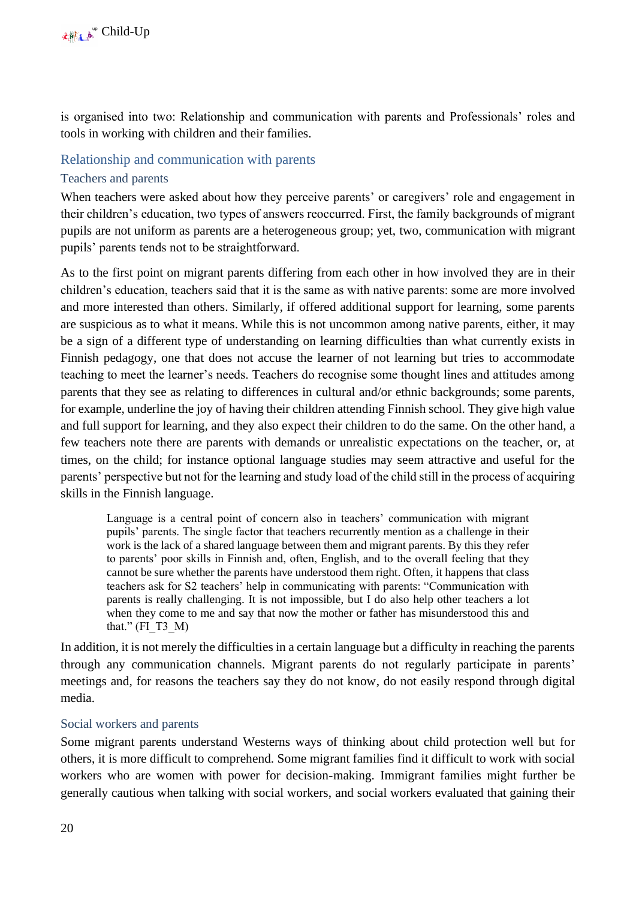is organised into two: Relationship and communication with parents and Professionals' roles and tools in working with children and their families.

## Relationship and communication with parents

### Teachers and parents

When teachers were asked about how they perceive parents' or caregivers' role and engagement in their children's education, two types of answers reoccurred. First, the family backgrounds of migrant pupils are not uniform as parents are a heterogeneous group; yet, two, communication with migrant pupils' parents tends not to be straightforward.

As to the first point on migrant parents differing from each other in how involved they are in their children's education, teachers said that it is the same as with native parents: some are more involved and more interested than others. Similarly, if offered additional support for learning, some parents are suspicious as to what it means. While this is not uncommon among native parents, either, it may be a sign of a different type of understanding on learning difficulties than what currently exists in Finnish pedagogy, one that does not accuse the learner of not learning but tries to accommodate teaching to meet the learner's needs. Teachers do recognise some thought lines and attitudes among parents that they see as relating to differences in cultural and/or ethnic backgrounds; some parents, for example, underline the joy of having their children attending Finnish school. They give high value and full support for learning, and they also expect their children to do the same. On the other hand, a few teachers note there are parents with demands or unrealistic expectations on the teacher, or, at times, on the child; for instance optional language studies may seem attractive and useful for the parents' perspective but not for the learning and study load of the child still in the process of acquiring skills in the Finnish language.

> Language is a central point of concern also in teachers' communication with migrant pupils' parents. The single factor that teachers recurrently mention as a challenge in their work is the lack of a shared language between them and migrant parents. By this they refer to parents' poor skills in Finnish and, often, English, and to the overall feeling that they cannot be sure whether the parents have understood them right. Often, it happens that class teachers ask for S2 teachers' help in communicating with parents: "Communication with parents is really challenging. It is not impossible, but I do also help other teachers a lot when they come to me and say that now the mother or father has misunderstood this and that." (FI_T3_M)

In addition, it is not merely the difficulties in a certain language but a difficulty in reaching the parents through any communication channels. Migrant parents do not regularly participate in parents' meetings and, for reasons the teachers say they do not know, do not easily respond through digital media.

### Social workers and parents

Some migrant parents understand Westerns ways of thinking about child protection well but for others, it is more difficult to comprehend. Some migrant families find it difficult to work with social workers who are women with power for decision-making. Immigrant families might further be generally cautious when talking with social workers, and social workers evaluated that gaining their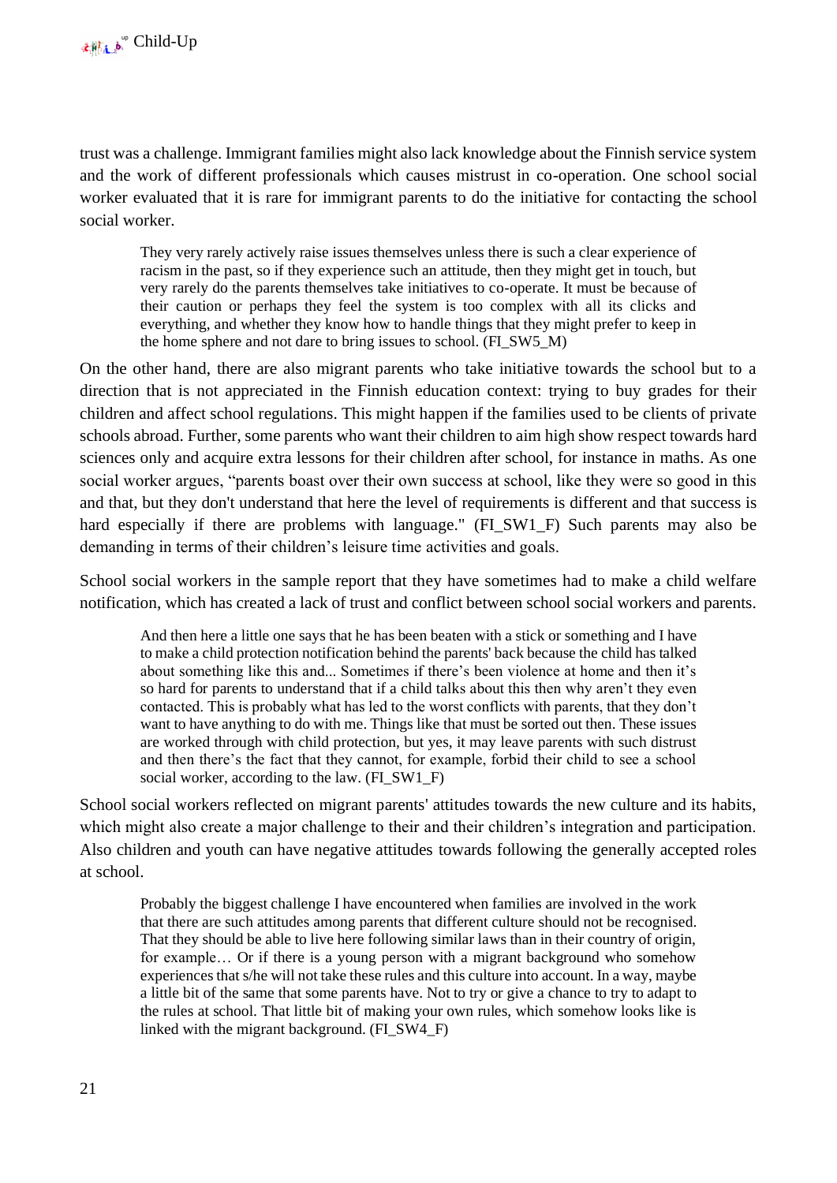trust was a challenge. Immigrant families might also lack knowledge about the Finnish service system and the work of different professionals which causes mistrust in co-operation. One school social worker evaluated that it is rare for immigrant parents to do the initiative for contacting the school social worker.

> They very rarely actively raise issues themselves unless there is such a clear experience of racism in the past, so if they experience such an attitude, then they might get in touch, but very rarely do the parents themselves take initiatives to co-operate. It must be because of their caution or perhaps they feel the system is too complex with all its clicks and everything, and whether they know how to handle things that they might prefer to keep in the home sphere and not dare to bring issues to school. (FI_SW5_M)

On the other hand, there are also migrant parents who take initiative towards the school but to a direction that is not appreciated in the Finnish education context: trying to buy grades for their children and affect school regulations. This might happen if the families used to be clients of private schools abroad. Further, some parents who want their children to aim high show respect towards hard sciences only and acquire extra lessons for their children after school, for instance in maths. As one social worker argues, "parents boast over their own success at school, like they were so good in this and that, but they don't understand that here the level of requirements is different and that success is hard especially if there are problems with language." (FI_SW1_F) Such parents may also be demanding in terms of their children's leisure time activities and goals.

School social workers in the sample report that they have sometimes had to make a child welfare notification, which has created a lack of trust and conflict between school social workers and parents.

> And then here a little one says that he has been beaten with a stick or something and I have to make a child protection notification behind the parents' back because the child has talked about something like this and... Sometimes if there's been violence at home and then it's so hard for parents to understand that if a child talks about this then why aren't they even contacted. This is probably what has led to the worst conflicts with parents, that they don't want to have anything to do with me. Things like that must be sorted out then. These issues are worked through with child protection, but yes, it may leave parents with such distrust and then there's the fact that they cannot, for example, forbid their child to see a school social worker, according to the law. (FI_SW1_F)

School social workers reflected on migrant parents' attitudes towards the new culture and its habits, which might also create a major challenge to their and their children's integration and participation. Also children and youth can have negative attitudes towards following the generally accepted roles at school.

> Probably the biggest challenge I have encountered when families are involved in the work that there are such attitudes among parents that different culture should not be recognised. That they should be able to live here following similar laws than in their country of origin, for example… Or if there is a young person with a migrant background who somehow experiences that s/he will not take these rules and this culture into account. In a way, maybe a little bit of the same that some parents have. Not to try or give a chance to try to adapt to the rules at school. That little bit of making your own rules, which somehow looks like is linked with the migrant background. (FI_SW4_F)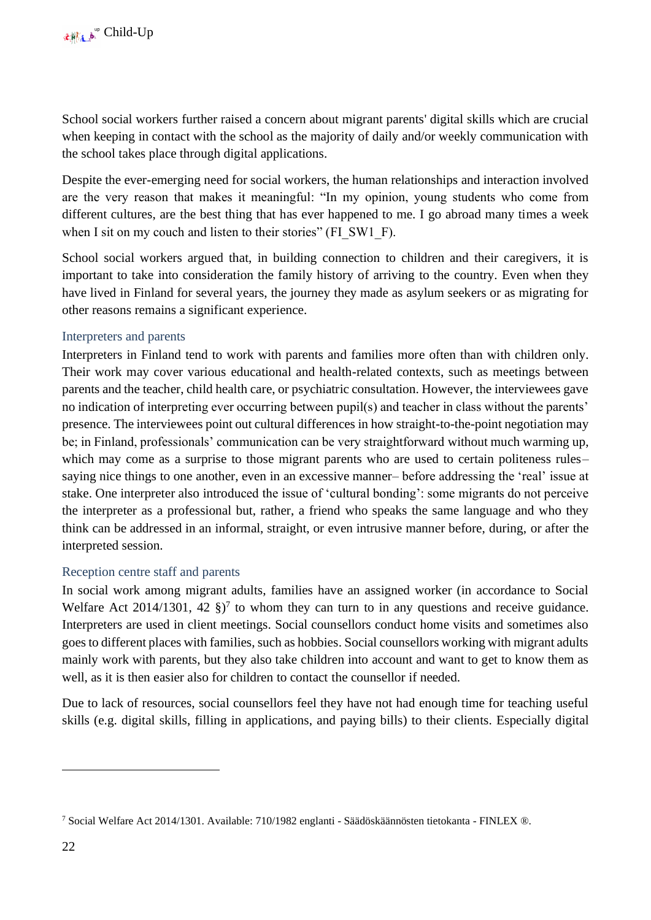School social workers further raised a concern about migrant parents' digital skills which are crucial when keeping in contact with the school as the majority of daily and/or weekly communication with the school takes place through digital applications.

Despite the ever-emerging need for social workers, the human relationships and interaction involved are the very reason that makes it meaningful: "In my opinion, young students who come from different cultures, are the best thing that has ever happened to me. I go abroad many times a week when I sit on my couch and listen to their stories" (FI_SW1_F).

School social workers argued that, in building connection to children and their caregivers, it is important to take into consideration the family history of arriving to the country. Even when they have lived in Finland for several years, the journey they made as asylum seekers or as migrating for other reasons remains a significant experience.

### Interpreters and parents

Interpreters in Finland tend to work with parents and families more often than with children only. Their work may cover various educational and health-related contexts, such as meetings between parents and the teacher, child health care, or psychiatric consultation. However, the interviewees gave no indication of interpreting ever occurring between pupil(s) and teacher in class without the parents' presence. The interviewees point out cultural differences in how straight-to-the-point negotiation may be; in Finland, professionals' communication can be very straightforward without much warming up, which may come as a surprise to those migrant parents who are used to certain politeness rules– saying nice things to one another, even in an excessive manner– before addressing the 'real' issue at stake. One interpreter also introduced the issue of 'cultural bonding': some migrants do not perceive the interpreter as a professional but, rather, a friend who speaks the same language and who they think can be addressed in an informal, straight, or even intrusive manner before, during, or after the interpreted session.

### Reception centre staff and parents

In social work among migrant adults, families have an assigned worker (in accordance to Social Welfare Act 2014/1301, 42 §)[7] to whom they can turn to in any questions and receive guidance. Interpreters are used in client meetings. Social counsellors conduct home visits and sometimes also goes to different places with families, such as hobbies. Social counsellors working with migrant adults mainly work with parents, but they also take children into account and want to get to know them as well, as it is then easier also for children to contact the counsellor if needed.

Due to lack of resources, social counsellors feel they have not had enough time for teaching useful skills (e.g. digital skills, filling in applications, and paying bills) to their clients. Especially digital

[7] Social Welfare Act 2014/1301. Available: 710/1982 englanti - Säädöskäännösten tietokanta - FINLEX ®.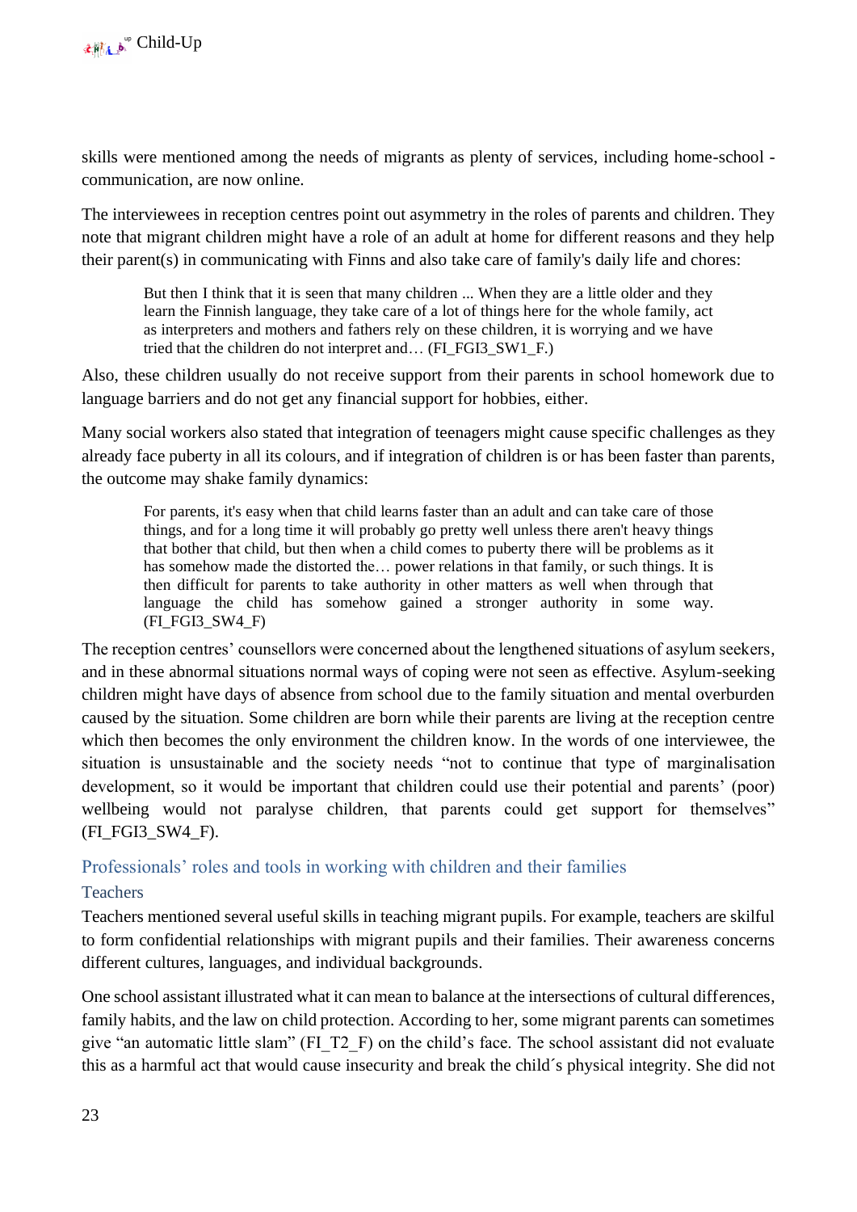skills were mentioned among the needs of migrants as plenty of services, including home-school - communication, are now online.

The interviewees in reception centres point out asymmetry in the roles of parents and children. They note that migrant children might have a role of an adult at home for different reasons and they help their parent(s) in communicating with Finns and also take care of family's daily life and chores:

> But then I think that it is seen that many children ... When they are a little older and they learn the Finnish language, they take care of a lot of things here for the whole family, act as interpreters and mothers and fathers rely on these children, it is worrying and we have tried that the children do not interpret and… (FI_FGI3_SW1_F.)

Also, these children usually do not receive support from their parents in school homework due to language barriers and do not get any financial support for hobbies, either.

Many social workers also stated that integration of teenagers might cause specific challenges as they already face puberty in all its colours, and if integration of children is or has been faster than parents, the outcome may shake family dynamics:

> For parents, it's easy when that child learns faster than an adult and can take care of those things, and for a long time it will probably go pretty well unless there aren't heavy things that bother that child, but then when a child comes to puberty there will be problems as it has somehow made the distorted the… power relations in that family, or such things. It is then difficult for parents to take authority in other matters as well when through that language the child has somehow gained a stronger authority in some way. (FI_FGI3_SW4_F)

The reception centres' counsellors were concerned about the lengthened situations of asylum seekers, and in these abnormal situations normal ways of coping were not seen as effective. Asylum-seeking children might have days of absence from school due to the family situation and mental overburden caused by the situation. Some children are born while their parents are living at the reception centre which then becomes the only environment the children know. In the words of one interviewee, the situation is unsustainable and the society needs "not to continue that type of marginalisation development, so it would be important that children could use their potential and parents' (poor) wellbeing would not paralyse children, that parents could get support for themselves" (FI_FGI3_SW4_F).

## Professionals' roles and tools in working with children and their families

### Teachers

Teachers mentioned several useful skills in teaching migrant pupils. For example, teachers are skilful to form confidential relationships with migrant pupils and their families. Their awareness concerns different cultures, languages, and individual backgrounds.

One school assistant illustrated what it can mean to balance at the intersections of cultural differences, family habits, and the law on child protection. According to her, some migrant parents can sometimes give "an automatic little slam" (FI_T2_F) on the child's face. The school assistant did not evaluate this as a harmful act that would cause insecurity and break the child´s physical integrity. She did not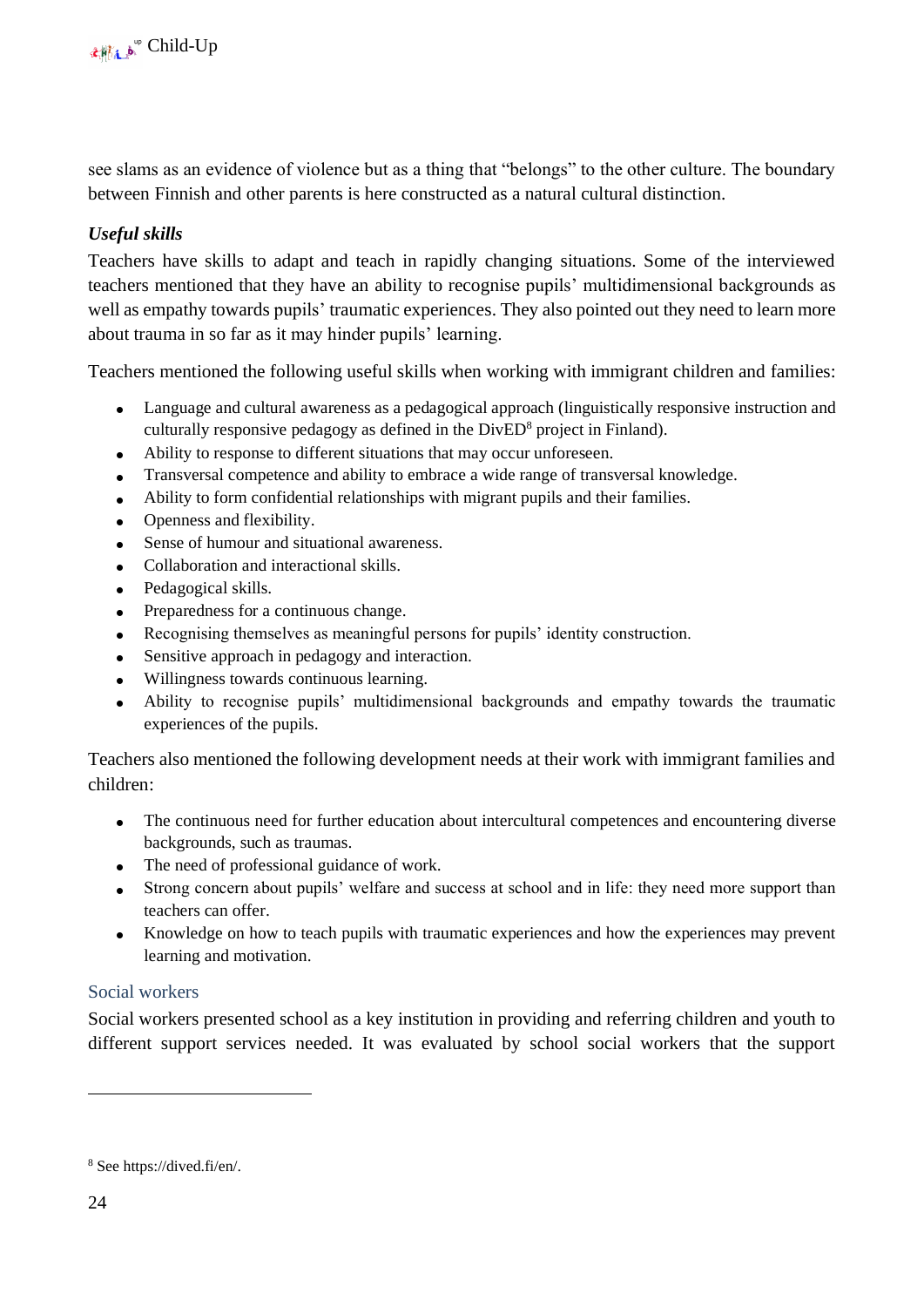see slams as an evidence of violence but as a thing that "belongs" to the other culture. The boundary between Finnish and other parents is here constructed as a natural cultural distinction.

### *Useful skills*

Teachers have skills to adapt and teach in rapidly changing situations. Some of the interviewed teachers mentioned that they have an ability to recognise pupils' multidimensional backgrounds as well as empathy towards pupils' traumatic experiences. They also pointed out they need to learn more about trauma in so far as it may hinder pupils' learning.

Teachers mentioned the following useful skills when working with immigrant children and families:

- Language and cultural awareness as a pedagogical approach (linguistically responsive instruction and culturally responsive pedagogy as defined in the DivED[8] project in Finland).
- Ability to response to different situations that may occur unforeseen.
- Transversal competence and ability to embrace a wide range of transversal knowledge.
- Ability to form confidential relationships with migrant pupils and their families.
- Openness and flexibility.
- Sense of humour and situational awareness.
- Collaboration and interactional skills.
- Pedagogical skills.
- Preparedness for a continuous change.
- Recognising themselves as meaningful persons for pupils' identity construction.
- Sensitive approach in pedagogy and interaction.
- Willingness towards continuous learning.
- Ability to recognise pupils' multidimensional backgrounds and empathy towards the traumatic experiences of the pupils.

Teachers also mentioned the following development needs at their work with immigrant families and children:

- The continuous need for further education about intercultural competences and encountering diverse backgrounds, such as traumas.
- The need of professional guidance of work.
- Strong concern about pupils' welfare and success at school and in life: they need more support than teachers can offer.
- Knowledge on how to teach pupils with traumatic experiences and how the experiences may prevent learning and motivation.

### Social workers

Social workers presented school as a key institution in providing and referring children and youth to different support services needed. It was evaluated by school social workers that the support

[8] See https://dived.fi/en/.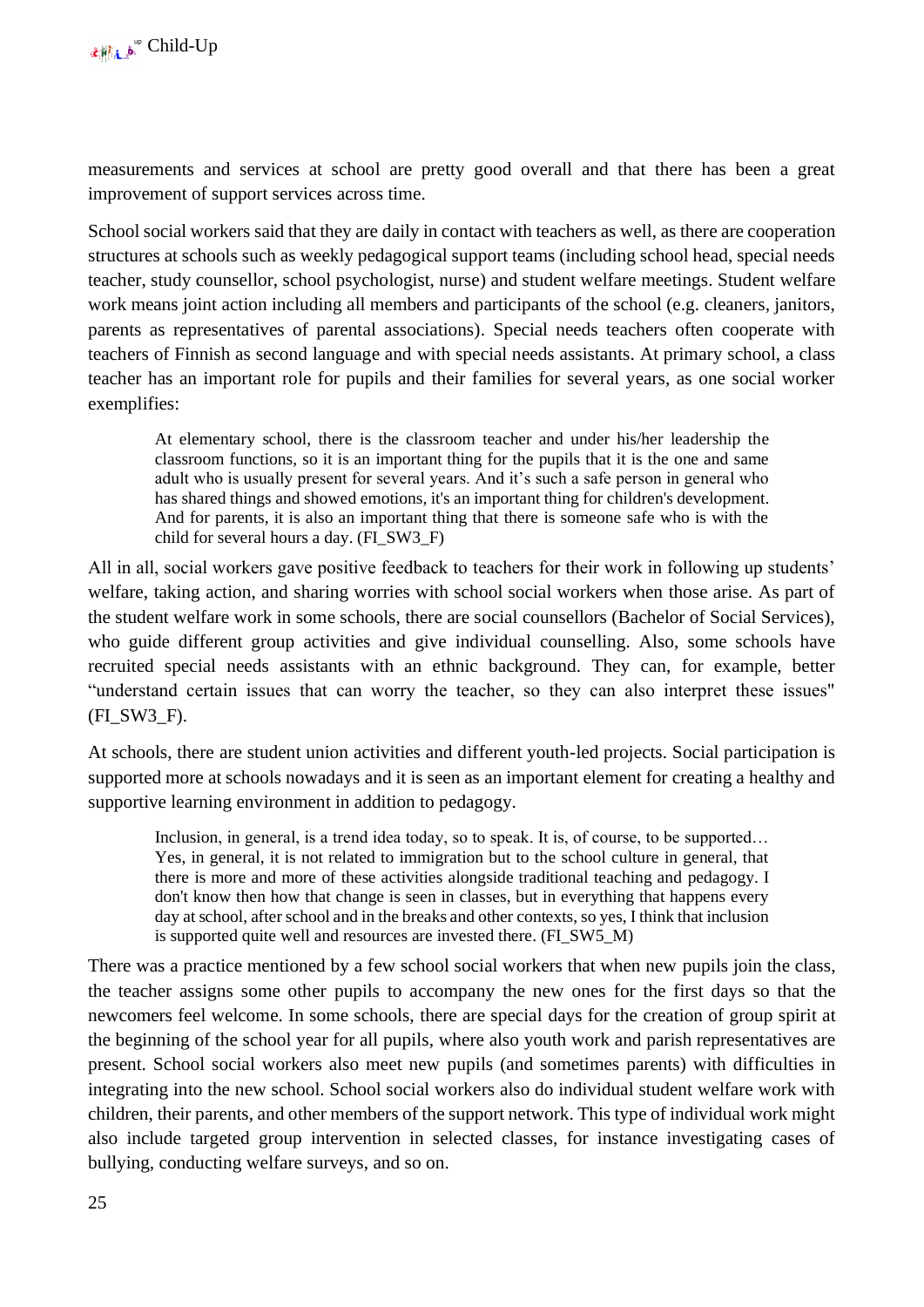measurements and services at school are pretty good overall and that there has been a great improvement of support services across time.

School social workers said that they are daily in contact with teachers as well, as there are cooperation structures at schools such as weekly pedagogical support teams (including school head, special needs teacher, study counsellor, school psychologist, nurse) and student welfare meetings. Student welfare work means joint action including all members and participants of the school (e.g. cleaners, janitors, parents as representatives of parental associations). Special needs teachers often cooperate with teachers of Finnish as second language and with special needs assistants. At primary school, a class teacher has an important role for pupils and their families for several years, as one social worker exemplifies:

> At elementary school, there is the classroom teacher and under his/her leadership the classroom functions, so it is an important thing for the pupils that it is the one and same adult who is usually present for several years. And it's such a safe person in general who has shared things and showed emotions, it's an important thing for children's development. And for parents, it is also an important thing that there is someone safe who is with the child for several hours a day. (FI_SW3_F)

All in all, social workers gave positive feedback to teachers for their work in following up students' welfare, taking action, and sharing worries with school social workers when those arise. As part of the student welfare work in some schools, there are social counsellors (Bachelor of Social Services), who guide different group activities and give individual counselling. Also, some schools have recruited special needs assistants with an ethnic background. They can, for example, better "understand certain issues that can worry the teacher, so they can also interpret these issues" (FI_SW3_F).

At schools, there are student union activities and different youth-led projects. Social participation is supported more at schools nowadays and it is seen as an important element for creating a healthy and supportive learning environment in addition to pedagogy.

> Inclusion, in general, is a trend idea today, so to speak. It is, of course, to be supported… Yes, in general, it is not related to immigration but to the school culture in general, that there is more and more of these activities alongside traditional teaching and pedagogy. I don't know then how that change is seen in classes, but in everything that happens every day at school, after school and in the breaks and other contexts, so yes, I think that inclusion is supported quite well and resources are invested there. (FI_SW5_M)

There was a practice mentioned by a few school social workers that when new pupils join the class, the teacher assigns some other pupils to accompany the new ones for the first days so that the newcomers feel welcome. In some schools, there are special days for the creation of group spirit at the beginning of the school year for all pupils, where also youth work and parish representatives are present. School social workers also meet new pupils (and sometimes parents) with difficulties in integrating into the new school. School social workers also do individual student welfare work with children, their parents, and other members of the support network. This type of individual work might also include targeted group intervention in selected classes, for instance investigating cases of bullying, conducting welfare surveys, and so on.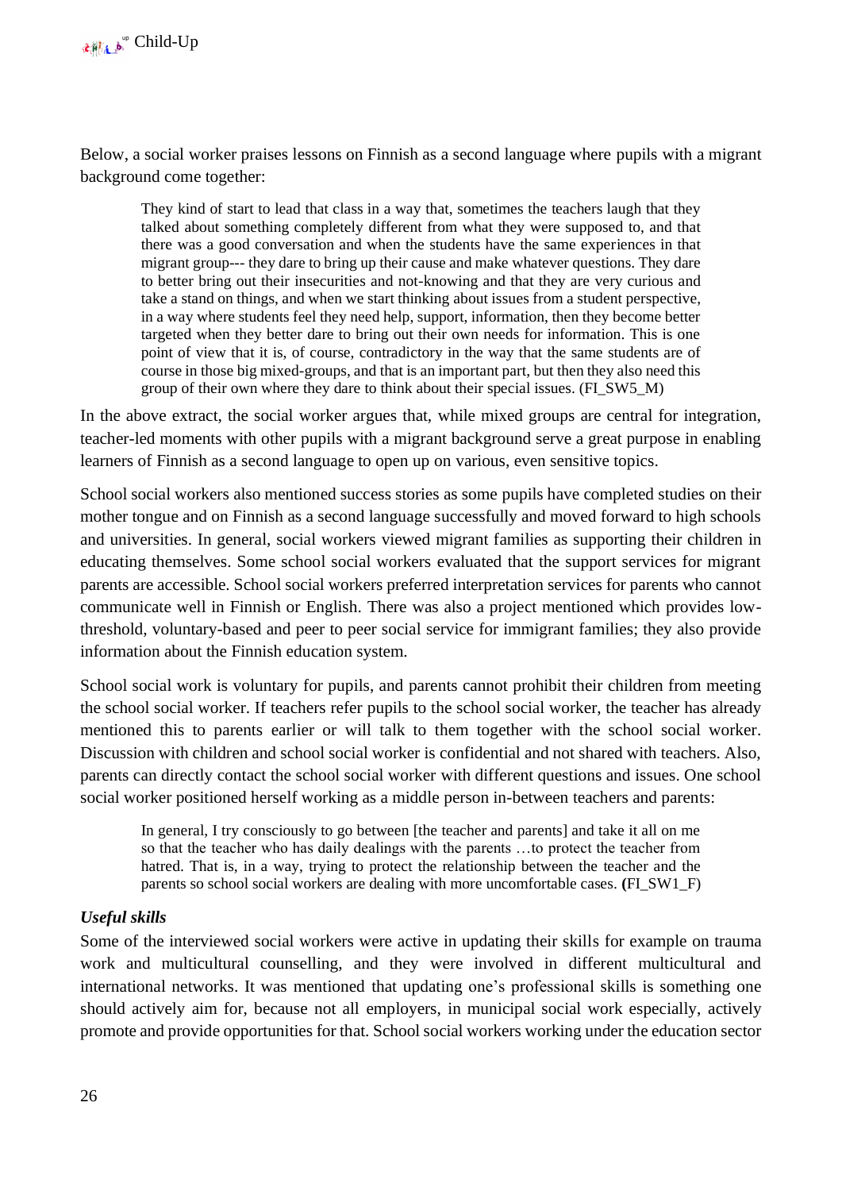Below, a social worker praises lessons on Finnish as a second language where pupils with a migrant background come together:

> They kind of start to lead that class in a way that, sometimes the teachers laugh that they talked about something completely different from what they were supposed to, and that there was a good conversation and when the students have the same experiences in that migrant group--- they dare to bring up their cause and make whatever questions. They dare to better bring out their insecurities and not-knowing and that they are very curious and take a stand on things, and when we start thinking about issues from a student perspective, in a way where students feel they need help, support, information, then they become better targeted when they better dare to bring out their own needs for information. This is one point of view that it is, of course, contradictory in the way that the same students are of course in those big mixed-groups, and that is an important part, but then they also need this group of their own where they dare to think about their special issues. (FI_SW5_M)

In the above extract, the social worker argues that, while mixed groups are central for integration, teacher-led moments with other pupils with a migrant background serve a great purpose in enabling learners of Finnish as a second language to open up on various, even sensitive topics.

School social workers also mentioned success stories as some pupils have completed studies on their mother tongue and on Finnish as a second language successfully and moved forward to high schools and universities. In general, social workers viewed migrant families as supporting their children in educating themselves. Some school social workers evaluated that the support services for migrant parents are accessible. School social workers preferred interpretation services for parents who cannot communicate well in Finnish or English. There was also a project mentioned which provides low-threshold, voluntary-based and peer to peer social service for immigrant families; they also provide information about the Finnish education system.

School social work is voluntary for pupils, and parents cannot prohibit their children from meeting the school social worker. If teachers refer pupils to the school social worker, the teacher has already mentioned this to parents earlier or will talk to them together with the school social worker. Discussion with children and school social worker is confidential and not shared with teachers. Also, parents can directly contact the school social worker with different questions and issues. One school social worker positioned herself working as a middle person in-between teachers and parents:

> In general, I try consciously to go between [the teacher and parents] and take it all on me so that the teacher who has daily dealings with the parents …to protect the teacher from hatred. That is, in a way, trying to protect the relationship between the teacher and the parents so school social workers are dealing with more uncomfortable cases. (FI_SW1_F)

***Useful skills***

Some of the interviewed social workers were active in updating their skills for example on trauma work and multicultural counselling, and they were involved in different multicultural and international networks. It was mentioned that updating one's professional skills is something one should actively aim for, because not all employers, in municipal social work especially, actively promote and provide opportunities for that. School social workers working under the education sector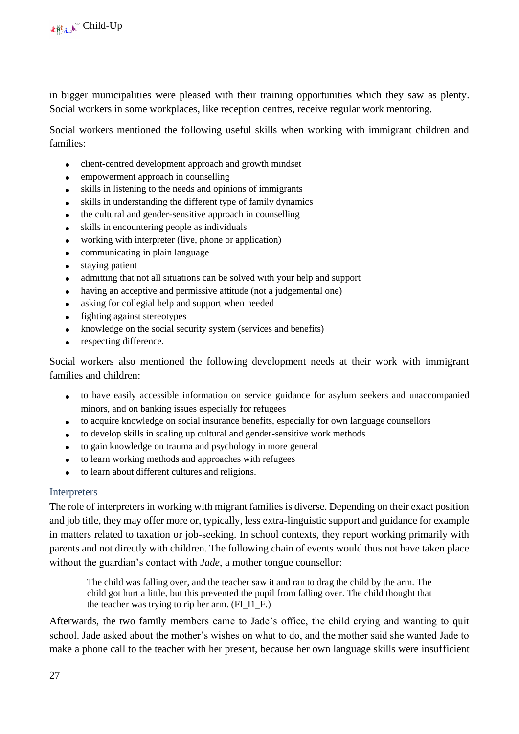in bigger municipalities were pleased with their training opportunities which they saw as plenty. Social workers in some workplaces, like reception centres, receive regular work mentoring.

Social workers mentioned the following useful skills when working with immigrant children and families:

- client-centred development approach and growth mindset
- empowerment approach in counselling
- skills in listening to the needs and opinions of immigrants
- skills in understanding the different type of family dynamics
- the cultural and gender-sensitive approach in counselling
- skills in encountering people as individuals
- working with interpreter (live, phone or application)
- communicating in plain language
- staying patient
- admitting that not all situations can be solved with your help and support
- having an acceptive and permissive attitude (not a judgemental one)
- asking for collegial help and support when needed
- fighting against stereotypes
- knowledge on the social security system (services and benefits)
- respecting difference.

Social workers also mentioned the following development needs at their work with immigrant families and children:

- to have easily accessible information on service guidance for asylum seekers and unaccompanied minors, and on banking issues especially for refugees
- to acquire knowledge on social insurance benefits, especially for own language counsellors
- to develop skills in scaling up cultural and gender-sensitive work methods
- to gain knowledge on trauma and psychology in more general
- to learn working methods and approaches with refugees
- to learn about different cultures and religions.

### Interpreters

The role of interpreters in working with migrant families is diverse. Depending on their exact position and job title, they may offer more or, typically, less extra-linguistic support and guidance for example in matters related to taxation or job-seeking. In school contexts, they report working primarily with parents and not directly with children. The following chain of events would thus not have taken place without the guardian's contact with *Jade*, a mother tongue counsellor:

> The child was falling over, and the teacher saw it and ran to drag the child by the arm. The child got hurt a little, but this prevented the pupil from falling over. The child thought that the teacher was trying to rip her arm. (FI_I1_F.)

Afterwards, the two family members came to Jade's office, the child crying and wanting to quit school. Jade asked about the mother's wishes on what to do, and the mother said she wanted Jade to make a phone call to the teacher with her present, because her own language skills were insufficient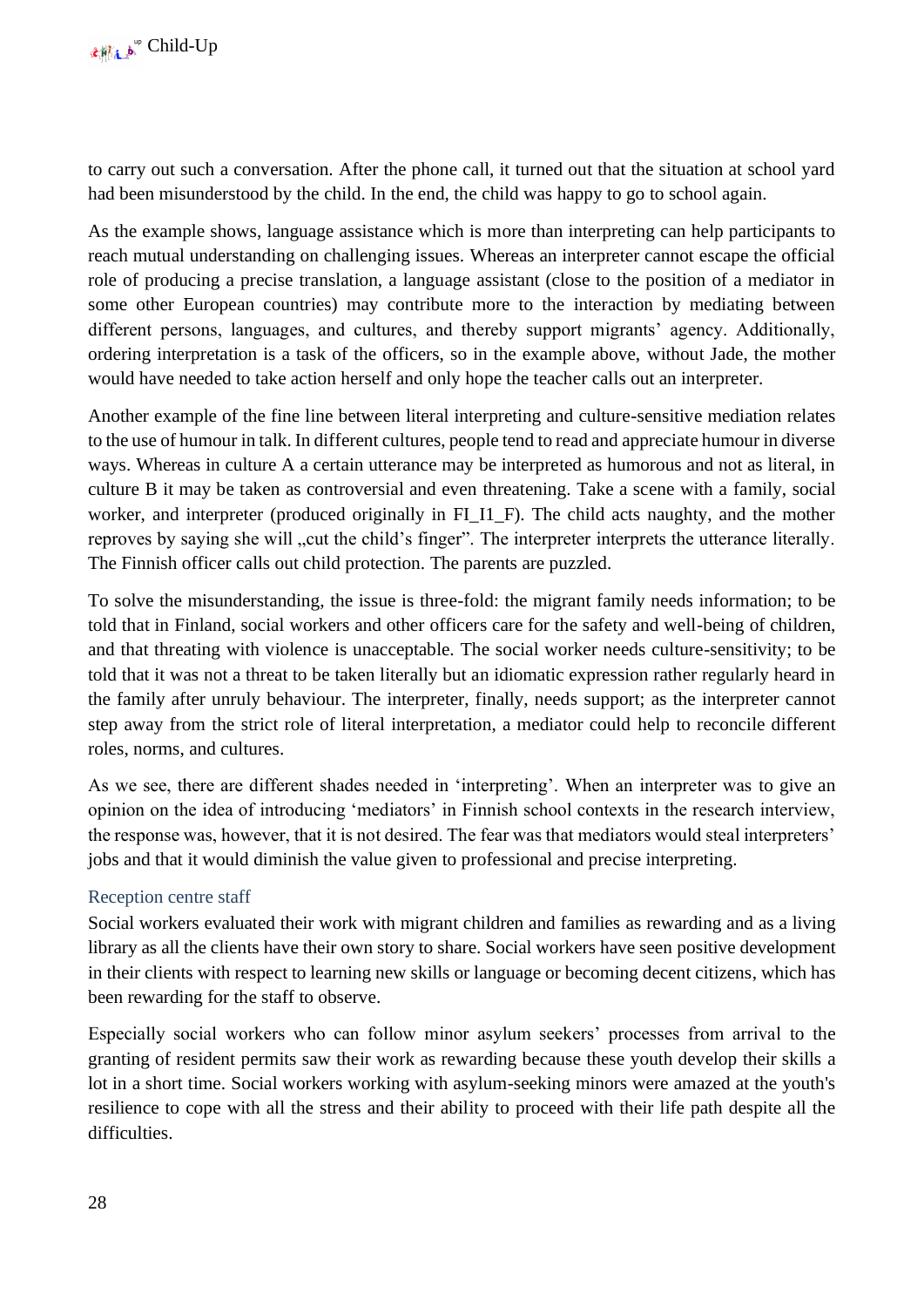to carry out such a conversation. After the phone call, it turned out that the situation at school yard had been misunderstood by the child. In the end, the child was happy to go to school again.

As the example shows, language assistance which is more than interpreting can help participants to reach mutual understanding on challenging issues. Whereas an interpreter cannot escape the official role of producing a precise translation, a language assistant (close to the position of a mediator in some other European countries) may contribute more to the interaction by mediating between different persons, languages, and cultures, and thereby support migrants' agency. Additionally, ordering interpretation is a task of the officers, so in the example above, without Jade, the mother would have needed to take action herself and only hope the teacher calls out an interpreter.

Another example of the fine line between literal interpreting and culture-sensitive mediation relates to the use of humour in talk. In different cultures, people tend to read and appreciate humour in diverse ways. Whereas in culture A a certain utterance may be interpreted as humorous and not as literal, in culture B it may be taken as controversial and even threatening. Take a scene with a family, social worker, and interpreter (produced originally in FI_I1_F). The child acts naughty, and the mother reproves by saying she will „cut the child's finger". The interpreter interprets the utterance literally. The Finnish officer calls out child protection. The parents are puzzled.

To solve the misunderstanding, the issue is three-fold: the migrant family needs information; to be told that in Finland, social workers and other officers care for the safety and well-being of children, and that threating with violence is unacceptable. The social worker needs culture-sensitivity; to be told that it was not a threat to be taken literally but an idiomatic expression rather regularly heard in the family after unruly behaviour. The interpreter, finally, needs support; as the interpreter cannot step away from the strict role of literal interpretation, a mediator could help to reconcile different roles, norms, and cultures.

As we see, there are different shades needed in 'interpreting'. When an interpreter was to give an opinion on the idea of introducing 'mediators' in Finnish school contexts in the research interview, the response was, however, that it is not desired. The fear was that mediators would steal interpreters' jobs and that it would diminish the value given to professional and precise interpreting.

### Reception centre staff

Social workers evaluated their work with migrant children and families as rewarding and as a living library as all the clients have their own story to share. Social workers have seen positive development in their clients with respect to learning new skills or language or becoming decent citizens, which has been rewarding for the staff to observe.

Especially social workers who can follow minor asylum seekers' processes from arrival to the granting of resident permits saw their work as rewarding because these youth develop their skills a lot in a short time. Social workers working with asylum-seeking minors were amazed at the youth's resilience to cope with all the stress and their ability to proceed with their life path despite all the difficulties.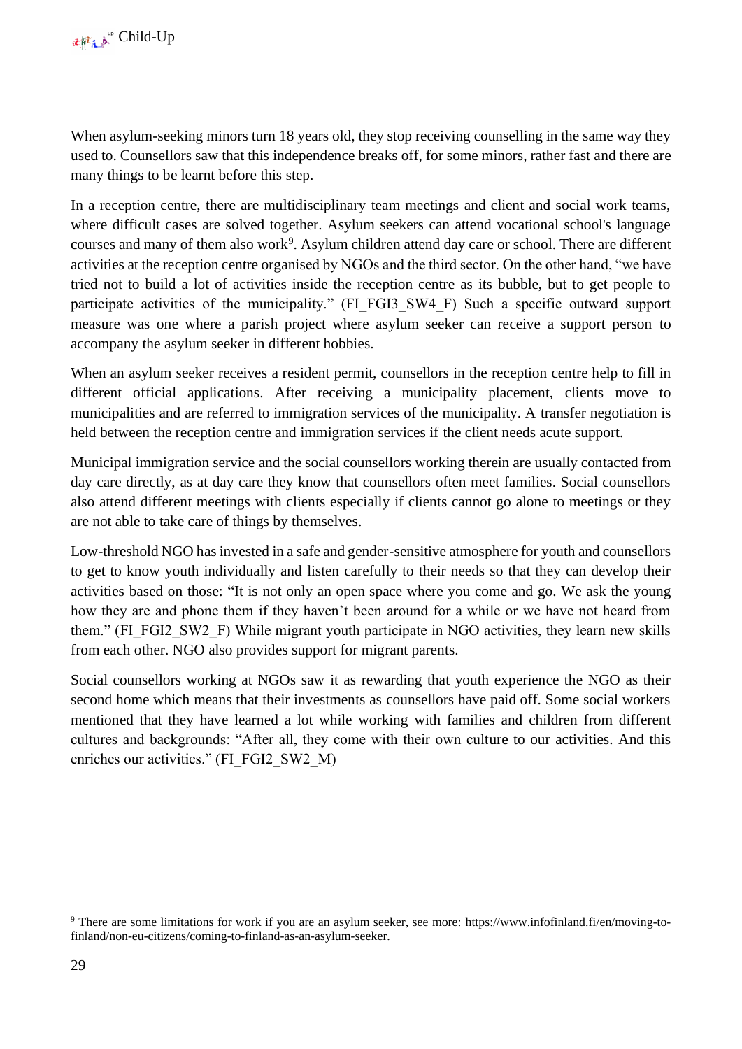When asylum-seeking minors turn 18 years old, they stop receiving counselling in the same way they used to. Counsellors saw that this independence breaks off, for some minors, rather fast and there are many things to be learnt before this step.

In a reception centre, there are multidisciplinary team meetings and client and social work teams, where difficult cases are solved together. Asylum seekers can attend vocational school's language courses and many of them also work[9]. Asylum children attend day care or school. There are different activities at the reception centre organised by NGOs and the third sector. On the other hand, "we have tried not to build a lot of activities inside the reception centre as its bubble, but to get people to participate activities of the municipality." (FI_FGI3_SW4_F) Such a specific outward support measure was one where a parish project where asylum seeker can receive a support person to accompany the asylum seeker in different hobbies.

When an asylum seeker receives a resident permit, counsellors in the reception centre help to fill in different official applications. After receiving a municipality placement, clients move to municipalities and are referred to immigration services of the municipality. A transfer negotiation is held between the reception centre and immigration services if the client needs acute support.

Municipal immigration service and the social counsellors working therein are usually contacted from day care directly, as at day care they know that counsellors often meet families. Social counsellors also attend different meetings with clients especially if clients cannot go alone to meetings or they are not able to take care of things by themselves.

Low-threshold NGO has invested in a safe and gender-sensitive atmosphere for youth and counsellors to get to know youth individually and listen carefully to their needs so that they can develop their activities based on those: "It is not only an open space where you come and go. We ask the young how they are and phone them if they haven't been around for a while or we have not heard from them." (FI_FGI2_SW2_F) While migrant youth participate in NGO activities, they learn new skills from each other. NGO also provides support for migrant parents.

Social counsellors working at NGOs saw it as rewarding that youth experience the NGO as their second home which means that their investments as counsellors have paid off. Some social workers mentioned that they have learned a lot while working with families and children from different cultures and backgrounds: "After all, they come with their own culture to our activities. And this enriches our activities." (FI_FGI2_SW2_M)

---

[9] There are some limitations for work if you are an asylum seeker, see more: https://www.infofinland.fi/en/moving-to-finland/non-eu-citizens/coming-to-finland-as-an-asylum-seeker.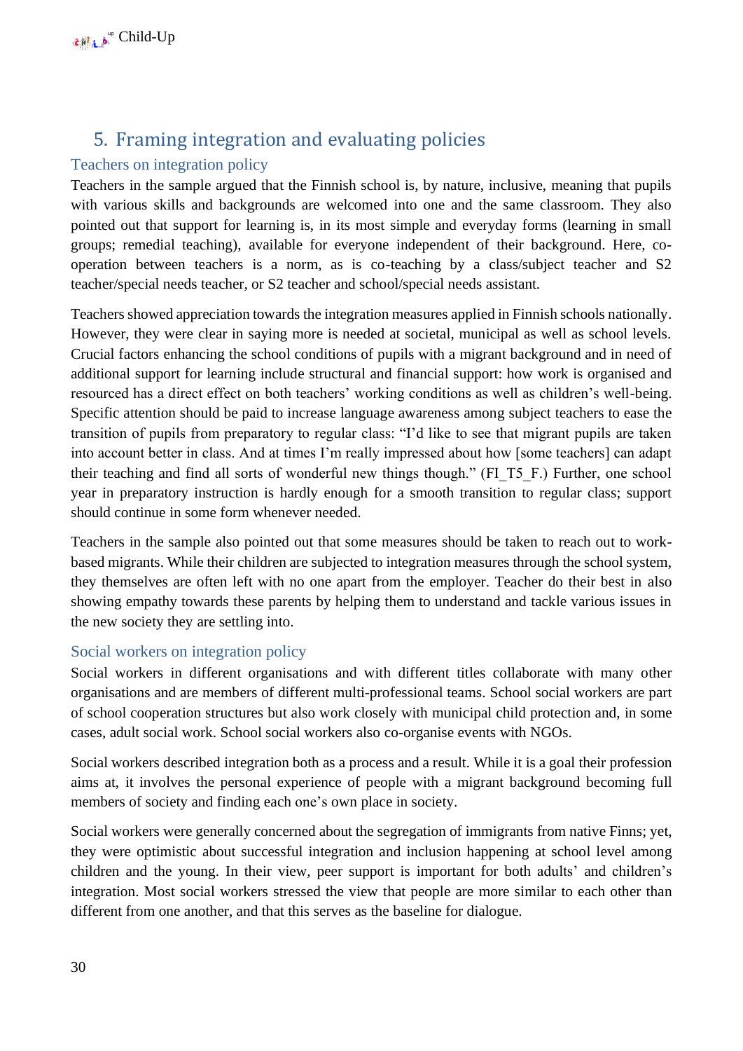# 5. Framing integration and evaluating policies

## Teachers on integration policy

Teachers in the sample argued that the Finnish school is, by nature, inclusive, meaning that pupils with various skills and backgrounds are welcomed into one and the same classroom. They also pointed out that support for learning is, in its most simple and everyday forms (learning in small groups; remedial teaching), available for everyone independent of their background. Here, co-operation between teachers is a norm, as is co-teaching by a class/subject teacher and S2 teacher/special needs teacher, or S2 teacher and school/special needs assistant.

Teachers showed appreciation towards the integration measures applied in Finnish schools nationally. However, they were clear in saying more is needed at societal, municipal as well as school levels. Crucial factors enhancing the school conditions of pupils with a migrant background and in need of additional support for learning include structural and financial support: how work is organised and resourced has a direct effect on both teachers' working conditions as well as children's well-being. Specific attention should be paid to increase language awareness among subject teachers to ease the transition of pupils from preparatory to regular class: "I'd like to see that migrant pupils are taken into account better in class. And at times I'm really impressed about how [some teachers] can adapt their teaching and find all sorts of wonderful new things though." (FI_T5_F.) Further, one school year in preparatory instruction is hardly enough for a smooth transition to regular class; support should continue in some form whenever needed.

Teachers in the sample also pointed out that some measures should be taken to reach out to work-based migrants. While their children are subjected to integration measures through the school system, they themselves are often left with no one apart from the employer. Teacher do their best in also showing empathy towards these parents by helping them to understand and tackle various issues in the new society they are settling into.

## Social workers on integration policy

Social workers in different organisations and with different titles collaborate with many other organisations and are members of different multi-professional teams. School social workers are part of school cooperation structures but also work closely with municipal child protection and, in some cases, adult social work. School social workers also co-organise events with NGOs.

Social workers described integration both as a process and a result. While it is a goal their profession aims at, it involves the personal experience of people with a migrant background becoming full members of society and finding each one's own place in society.

Social workers were generally concerned about the segregation of immigrants from native Finns; yet, they were optimistic about successful integration and inclusion happening at school level among children and the young. In their view, peer support is important for both adults' and children's integration. Most social workers stressed the view that people are more similar to each other than different from one another, and that this serves as the baseline for dialogue.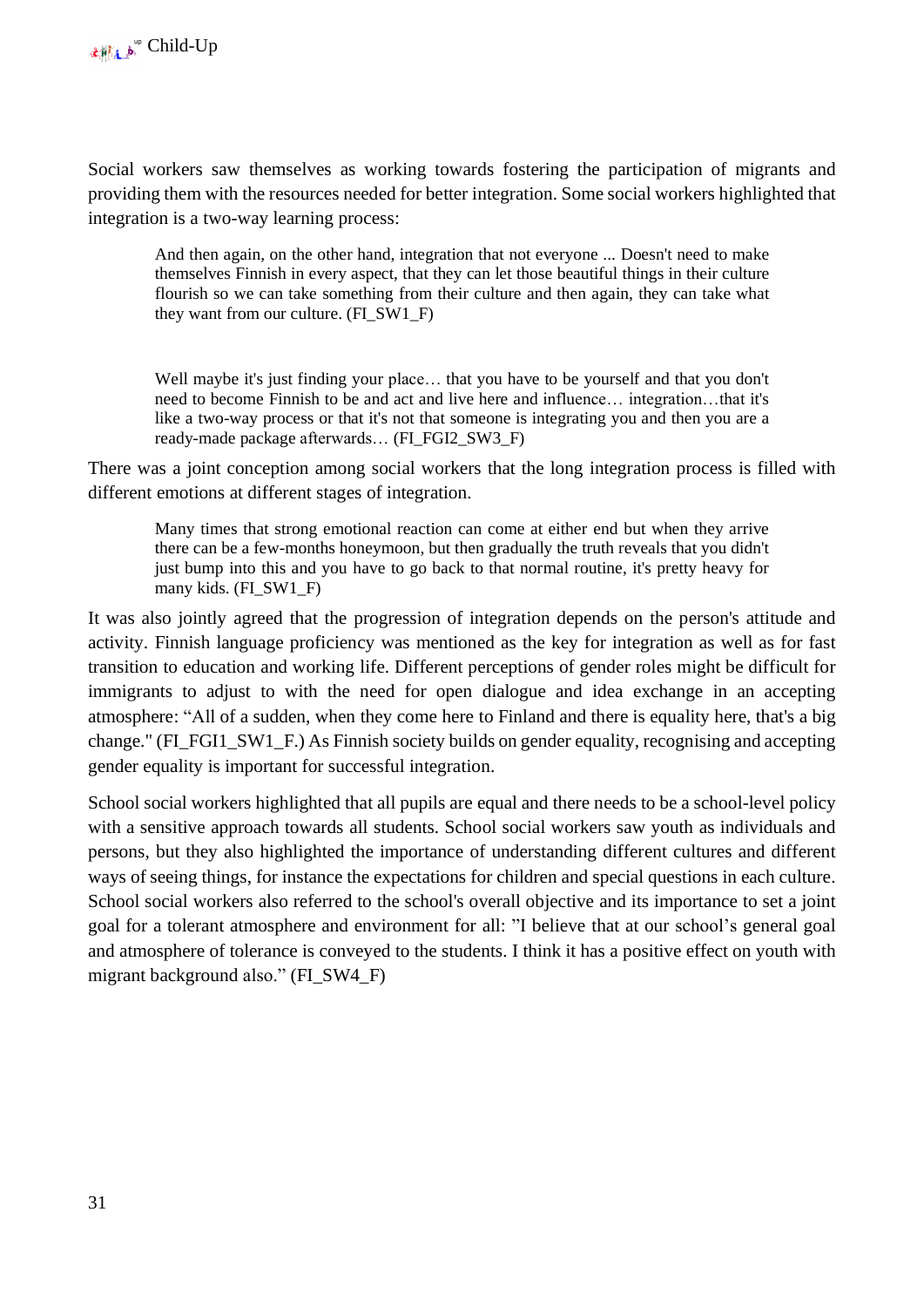Social workers saw themselves as working towards fostering the participation of migrants and providing them with the resources needed for better integration. Some social workers highlighted that integration is a two-way learning process:

> And then again, on the other hand, integration that not everyone ... Doesn't need to make themselves Finnish in every aspect, that they can let those beautiful things in their culture flourish so we can take something from their culture and then again, they can take what they want from our culture. (FI_SW1_F)

> Well maybe it's just finding your place… that you have to be yourself and that you don't need to become Finnish to be and act and live here and influence… integration…that it's like a two-way process or that it's not that someone is integrating you and then you are a ready-made package afterwards… (FI_FGI2_SW3_F)

There was a joint conception among social workers that the long integration process is filled with different emotions at different stages of integration.

> Many times that strong emotional reaction can come at either end but when they arrive there can be a few-months honeymoon, but then gradually the truth reveals that you didn't just bump into this and you have to go back to that normal routine, it's pretty heavy for many kids. (FI_SW1_F)

It was also jointly agreed that the progression of integration depends on the person's attitude and activity. Finnish language proficiency was mentioned as the key for integration as well as for fast transition to education and working life. Different perceptions of gender roles might be difficult for immigrants to adjust to with the need for open dialogue and idea exchange in an accepting atmosphere: "All of a sudden, when they come here to Finland and there is equality here, that's a big change." (FI_FGI1_SW1_F.) As Finnish society builds on gender equality, recognising and accepting gender equality is important for successful integration.

School social workers highlighted that all pupils are equal and there needs to be a school-level policy with a sensitive approach towards all students. School social workers saw youth as individuals and persons, but they also highlighted the importance of understanding different cultures and different ways of seeing things, for instance the expectations for children and special questions in each culture. School social workers also referred to the school's overall objective and its importance to set a joint goal for a tolerant atmosphere and environment for all: "I believe that at our school's general goal and atmosphere of tolerance is conveyed to the students. I think it has a positive effect on youth with migrant background also." (FI_SW4_F)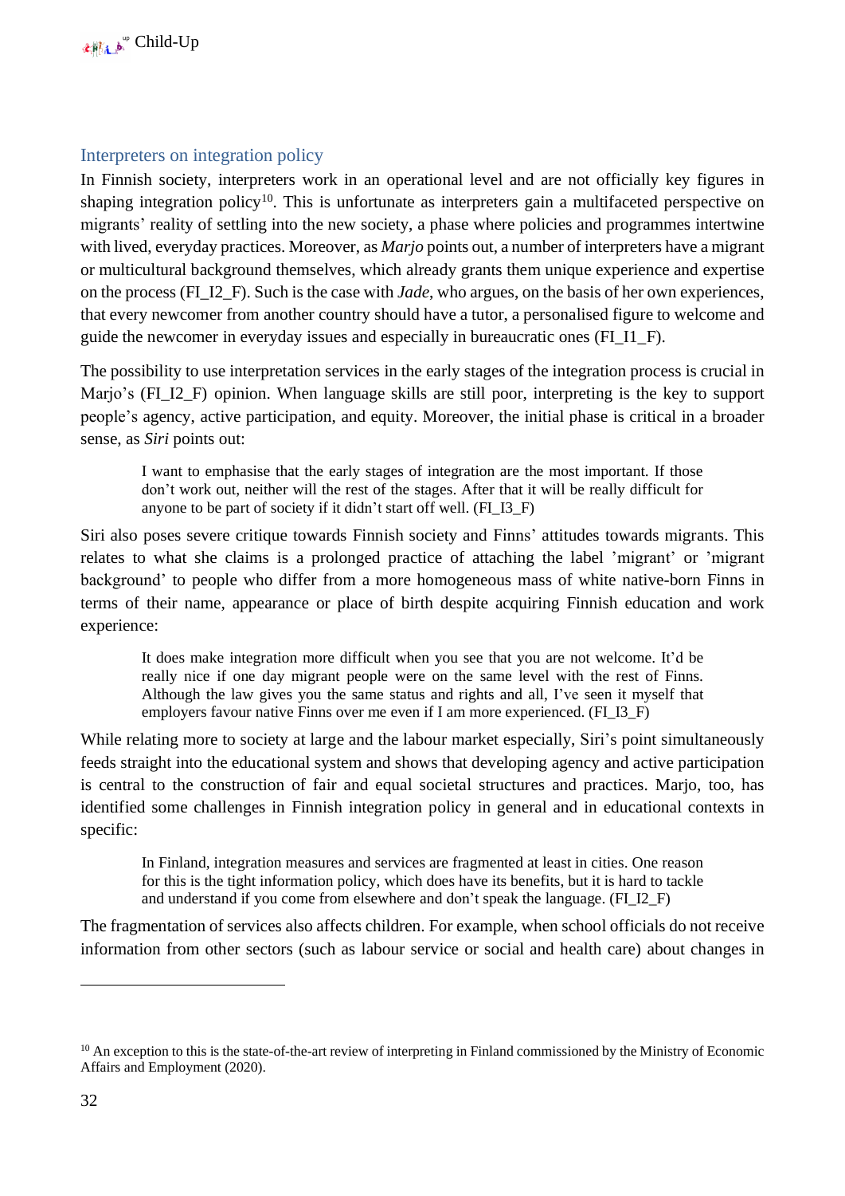## Interpreters on integration policy

In Finnish society, interpreters work in an operational level and are not officially key figures in shaping integration policy[10]. This is unfortunate as interpreters gain a multifaceted perspective on migrants' reality of settling into the new society, a phase where policies and programmes intertwine with lived, everyday practices. Moreover, as *Marjo* points out, a number of interpreters have a migrant or multicultural background themselves, which already grants them unique experience and expertise on the process (FI_I2_F). Such is the case with *Jade*, who argues, on the basis of her own experiences, that every newcomer from another country should have a tutor, a personalised figure to welcome and guide the newcomer in everyday issues and especially in bureaucratic ones (FI_I1_F).

The possibility to use interpretation services in the early stages of the integration process is crucial in Marjo's (FI_I2_F) opinion. When language skills are still poor, interpreting is the key to support people's agency, active participation, and equity. Moreover, the initial phase is critical in a broader sense, as *Siri* points out:

> I want to emphasise that the early stages of integration are the most important. If those don't work out, neither will the rest of the stages. After that it will be really difficult for anyone to be part of society if it didn't start off well. (FI_I3_F)

Siri also poses severe critique towards Finnish society and Finns' attitudes towards migrants. This relates to what she claims is a prolonged practice of attaching the label 'migrant' or 'migrant background' to people who differ from a more homogeneous mass of white native-born Finns in terms of their name, appearance or place of birth despite acquiring Finnish education and work experience:

> It does make integration more difficult when you see that you are not welcome. It'd be really nice if one day migrant people were on the same level with the rest of Finns. Although the law gives you the same status and rights and all, I've seen it myself that employers favour native Finns over me even if I am more experienced. (FI_I3_F)

While relating more to society at large and the labour market especially, Siri's point simultaneously feeds straight into the educational system and shows that developing agency and active participation is central to the construction of fair and equal societal structures and practices. Marjo, too, has identified some challenges in Finnish integration policy in general and in educational contexts in specific:

> In Finland, integration measures and services are fragmented at least in cities. One reason for this is the tight information policy, which does have its benefits, but it is hard to tackle and understand if you come from elsewhere and don't speak the language. (FI_I2_F)

The fragmentation of services also affects children. For example, when school officials do not receive information from other sectors (such as labour service or social and health care) about changes in

[10] An exception to this is the state-of-the-art review of interpreting in Finland commissioned by the Ministry of Economic Affairs and Employment (2020).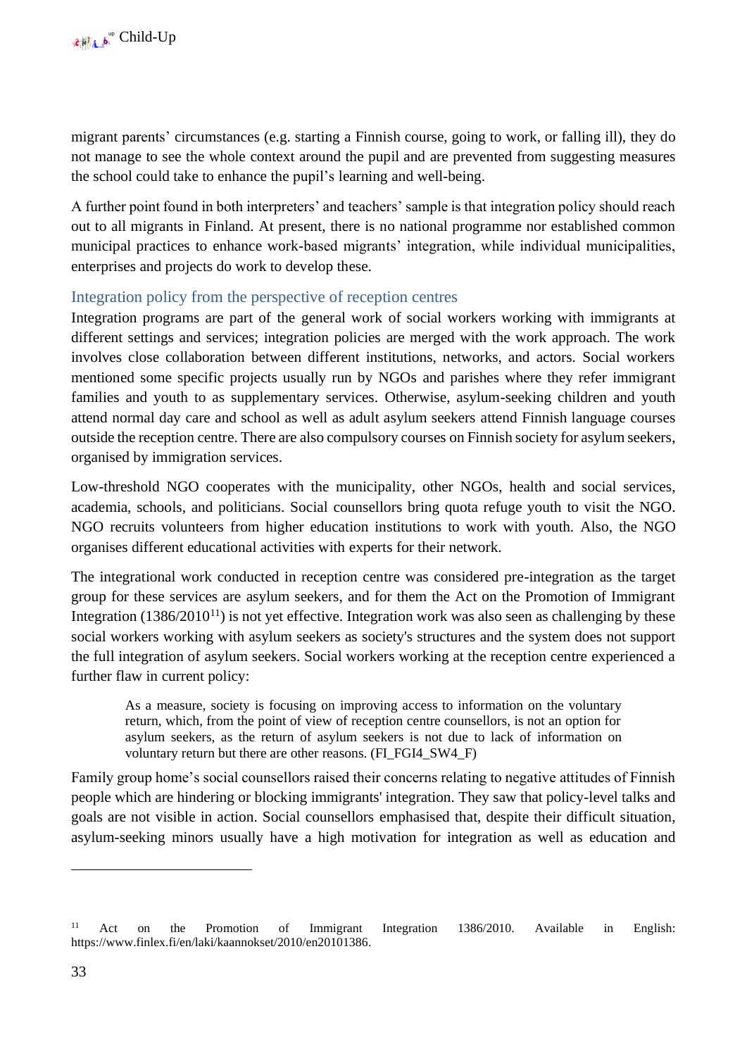migrant parents' circumstances (e.g. starting a Finnish course, going to work, or falling ill), they do not manage to see the whole context around the pupil and are prevented from suggesting measures the school could take to enhance the pupil's learning and well-being.

A further point found in both interpreters' and teachers' sample is that integration policy should reach out to all migrants in Finland. At present, there is no national programme nor established common municipal practices to enhance work-based migrants' integration, while individual municipalities, enterprises and projects do work to develop these.

### Integration policy from the perspective of reception centres

Integration programs are part of the general work of social workers working with immigrants at different settings and services; integration policies are merged with the work approach. The work involves close collaboration between different institutions, networks, and actors. Social workers mentioned some specific projects usually run by NGOs and parishes where they refer immigrant families and youth to as supplementary services. Otherwise, asylum-seeking children and youth attend normal day care and school as well as adult asylum seekers attend Finnish language courses outside the reception centre. There are also compulsory courses on Finnish society for asylum seekers, organised by immigration services.

Low-threshold NGO cooperates with the municipality, other NGOs, health and social services, academia, schools, and politicians. Social counsellors bring quota refuge youth to visit the NGO. NGO recruits volunteers from higher education institutions to work with youth. Also, the NGO organises different educational activities with experts for their network.

The integrational work conducted in reception centre was considered pre-integration as the target group for these services are asylum seekers, and for them the Act on the Promotion of Immigrant Integration (1386/2010[11]) is not yet effective. Integration work was also seen as challenging by these social workers working with asylum seekers as society's structures and the system does not support the full integration of asylum seekers. Social workers working at the reception centre experienced a further flaw in current policy:

> As a measure, society is focusing on improving access to information on the voluntary return, which, from the point of view of reception centre counsellors, is not an option for asylum seekers, as the return of asylum seekers is not due to lack of information on voluntary return but there are other reasons. (FI_FGI4_SW4_F)

Family group home's social counsellors raised their concerns relating to negative attitudes of Finnish people which are hindering or blocking immigrants' integration. They saw that policy-level talks and goals are not visible in action. Social counsellors emphasised that, despite their difficult situation, asylum-seeking minors usually have a high motivation for integration as well as education and

---

[11] Act on the Promotion of Immigrant Integration 1386/2010. Available in English: https://www.finlex.fi/en/laki/kaannokset/2010/en20101386.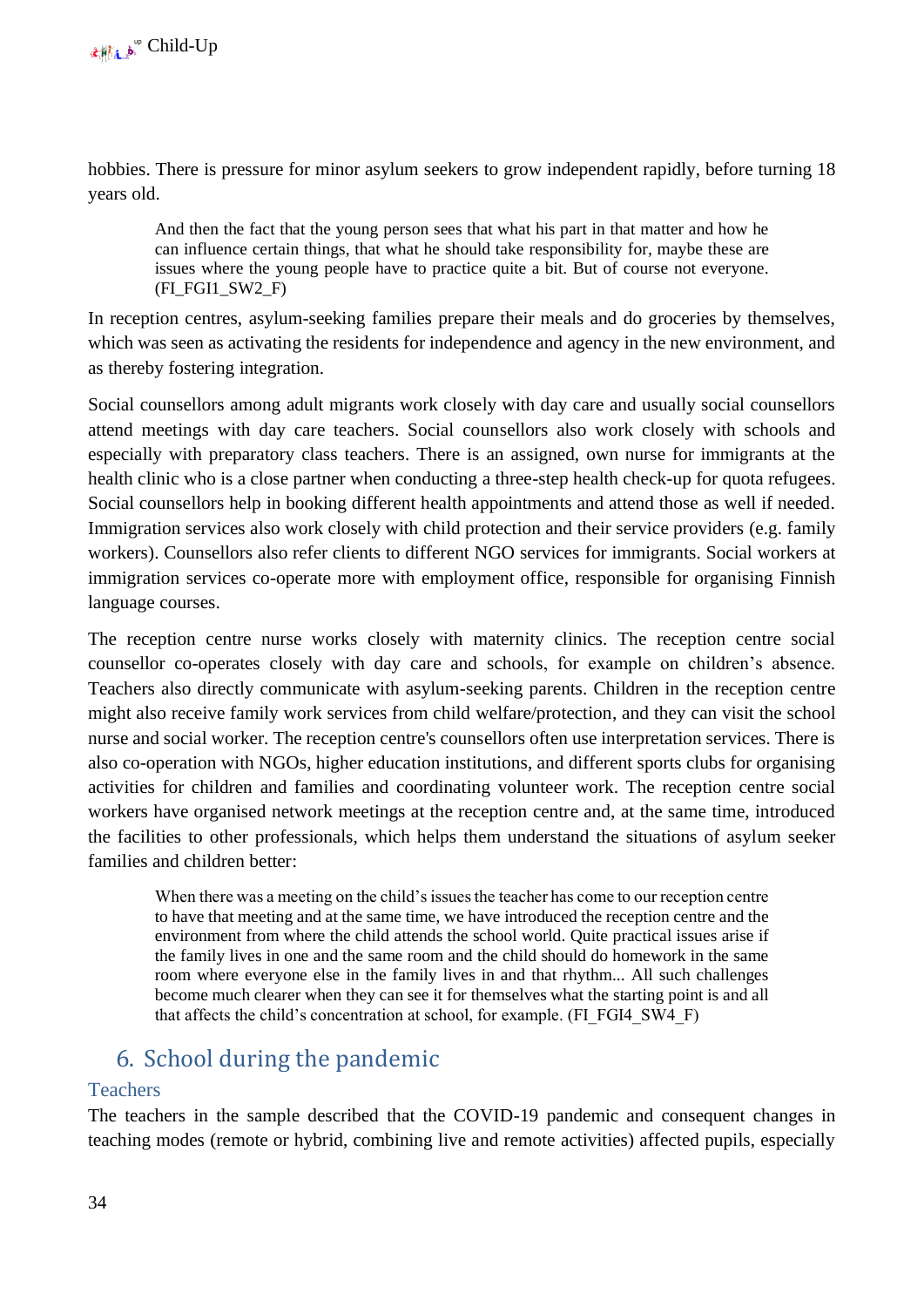hobbies. There is pressure for minor asylum seekers to grow independent rapidly, before turning 18 years old.

> And then the fact that the young person sees that what his part in that matter and how he can influence certain things, that what he should take responsibility for, maybe these are issues where the young people have to practice quite a bit. But of course not everyone. (FI_FGI1_SW2_F)

In reception centres, asylum-seeking families prepare their meals and do groceries by themselves, which was seen as activating the residents for independence and agency in the new environment, and as thereby fostering integration.

Social counsellors among adult migrants work closely with day care and usually social counsellors attend meetings with day care teachers. Social counsellors also work closely with schools and especially with preparatory class teachers. There is an assigned, own nurse for immigrants at the health clinic who is a close partner when conducting a three-step health check-up for quota refugees. Social counsellors help in booking different health appointments and attend those as well if needed. Immigration services also work closely with child protection and their service providers (e.g. family workers). Counsellors also refer clients to different NGO services for immigrants. Social workers at immigration services co-operate more with employment office, responsible for organising Finnish language courses.

The reception centre nurse works closely with maternity clinics. The reception centre social counsellor co-operates closely with day care and schools, for example on children's absence. Teachers also directly communicate with asylum-seeking parents. Children in the reception centre might also receive family work services from child welfare/protection, and they can visit the school nurse and social worker. The reception centre's counsellors often use interpretation services. There is also co-operation with NGOs, higher education institutions, and different sports clubs for organising activities for children and families and coordinating volunteer work. The reception centre social workers have organised network meetings at the reception centre and, at the same time, introduced the facilities to other professionals, which helps them understand the situations of asylum seeker families and children better:

> When there was a meeting on the child's issues the teacher has come to our reception centre to have that meeting and at the same time, we have introduced the reception centre and the environment from where the child attends the school world. Quite practical issues arise if the family lives in one and the same room and the child should do homework in the same room where everyone else in the family lives in and that rhythm... All such challenges become much clearer when they can see it for themselves what the starting point is and all that affects the child's concentration at school, for example. (FI_FGI4_SW4_F)

## 6. School during the pandemic

### Teachers

The teachers in the sample described that the COVID-19 pandemic and consequent changes in teaching modes (remote or hybrid, combining live and remote activities) affected pupils, especially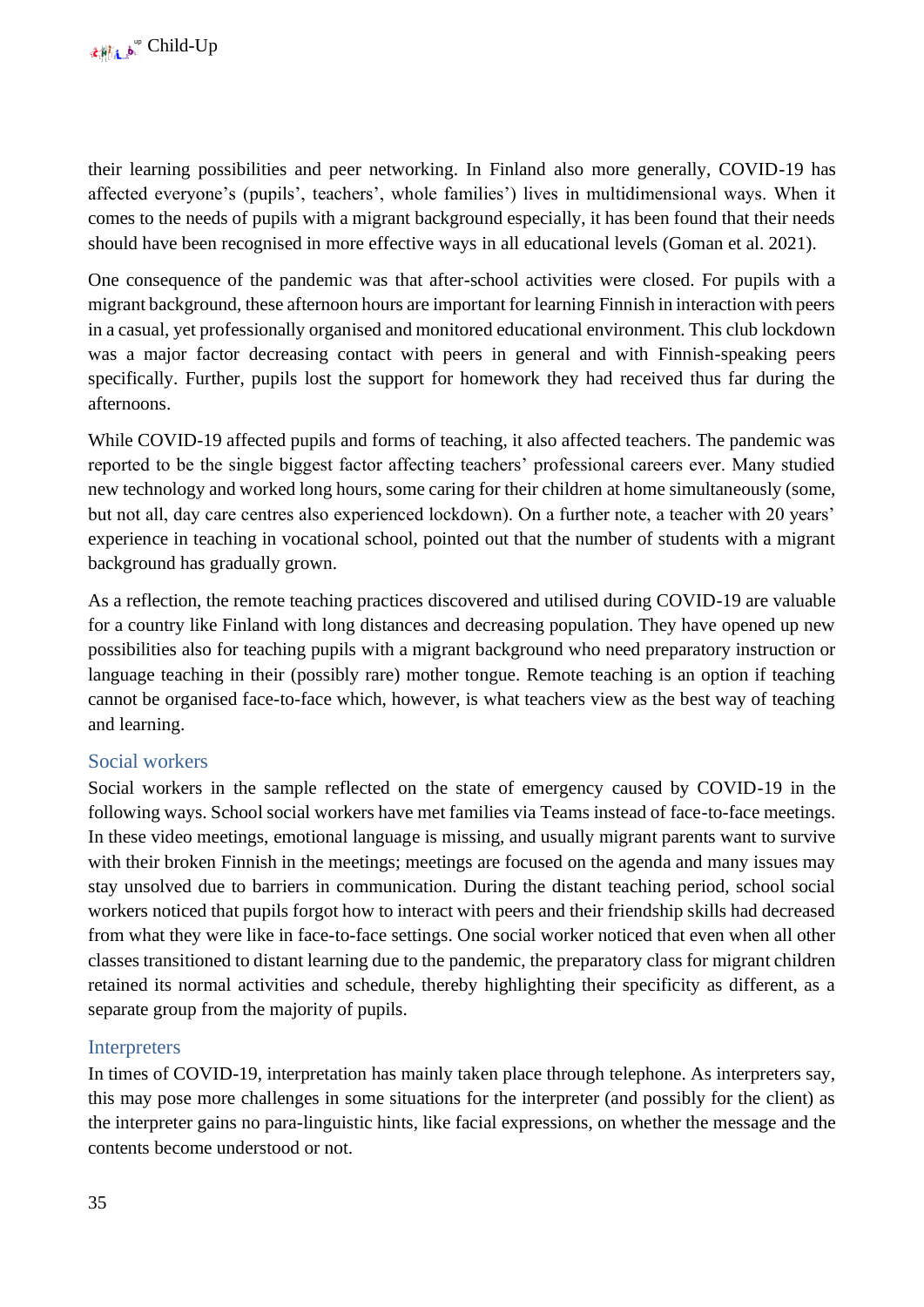their learning possibilities and peer networking. In Finland also more generally, COVID-19 has affected everyone's (pupils', teachers', whole families') lives in multidimensional ways. When it comes to the needs of pupils with a migrant background especially, it has been found that their needs should have been recognised in more effective ways in all educational levels (Goman et al. 2021).

One consequence of the pandemic was that after-school activities were closed. For pupils with a migrant background, these afternoon hours are important for learning Finnish in interaction with peers in a casual, yet professionally organised and monitored educational environment. This club lockdown was a major factor decreasing contact with peers in general and with Finnish-speaking peers specifically. Further, pupils lost the support for homework they had received thus far during the afternoons.

While COVID-19 affected pupils and forms of teaching, it also affected teachers. The pandemic was reported to be the single biggest factor affecting teachers' professional careers ever. Many studied new technology and worked long hours, some caring for their children at home simultaneously (some, but not all, day care centres also experienced lockdown). On a further note, a teacher with 20 years' experience in teaching in vocational school, pointed out that the number of students with a migrant background has gradually grown.

As a reflection, the remote teaching practices discovered and utilised during COVID-19 are valuable for a country like Finland with long distances and decreasing population. They have opened up new possibilities also for teaching pupils with a migrant background who need preparatory instruction or language teaching in their (possibly rare) mother tongue. Remote teaching is an option if teaching cannot be organised face-to-face which, however, is what teachers view as the best way of teaching and learning.

### Social workers

Social workers in the sample reflected on the state of emergency caused by COVID-19 in the following ways. School social workers have met families via Teams instead of face-to-face meetings. In these video meetings, emotional language is missing, and usually migrant parents want to survive with their broken Finnish in the meetings; meetings are focused on the agenda and many issues may stay unsolved due to barriers in communication. During the distant teaching period, school social workers noticed that pupils forgot how to interact with peers and their friendship skills had decreased from what they were like in face-to-face settings. One social worker noticed that even when all other classes transitioned to distant learning due to the pandemic, the preparatory class for migrant children retained its normal activities and schedule, thereby highlighting their specificity as different, as a separate group from the majority of pupils.

### Interpreters

In times of COVID-19, interpretation has mainly taken place through telephone. As interpreters say, this may pose more challenges in some situations for the interpreter (and possibly for the client) as the interpreter gains no para-linguistic hints, like facial expressions, on whether the message and the contents become understood or not.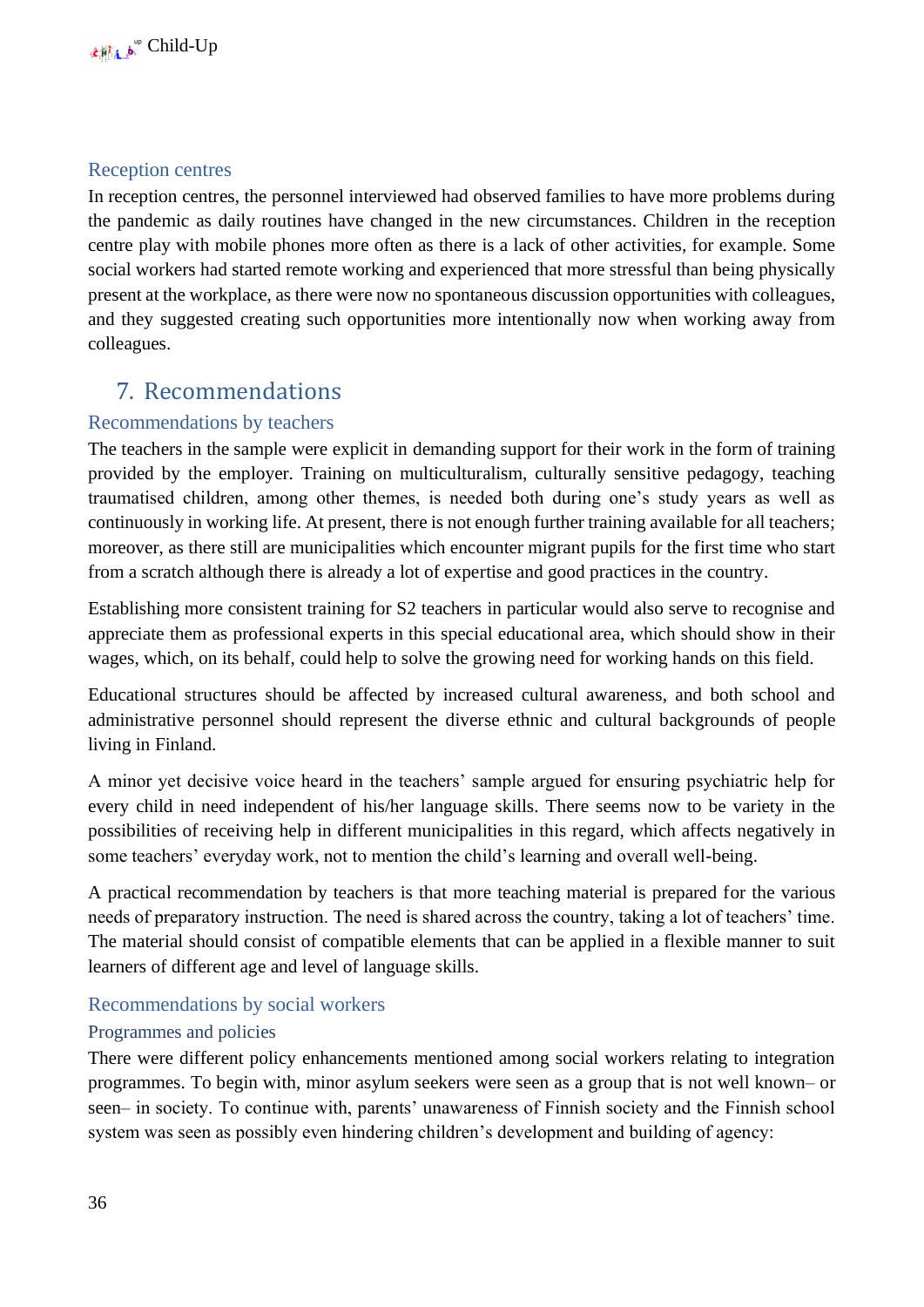### Reception centres

In reception centres, the personnel interviewed had observed families to have more problems during the pandemic as daily routines have changed in the new circumstances. Children in the reception centre play with mobile phones more often as there is a lack of other activities, for example. Some social workers had started remote working and experienced that more stressful than being physically present at the workplace, as there were now no spontaneous discussion opportunities with colleagues, and they suggested creating such opportunities more intentionally now when working away from colleagues.

## 7. Recommendations

### Recommendations by teachers

The teachers in the sample were explicit in demanding support for their work in the form of training provided by the employer. Training on multiculturalism, culturally sensitive pedagogy, teaching traumatised children, among other themes, is needed both during one's study years as well as continuously in working life. At present, there is not enough further training available for all teachers; moreover, as there still are municipalities which encounter migrant pupils for the first time who start from a scratch although there is already a lot of expertise and good practices in the country.

Establishing more consistent training for S2 teachers in particular would also serve to recognise and appreciate them as professional experts in this special educational area, which should show in their wages, which, on its behalf, could help to solve the growing need for working hands on this field.

Educational structures should be affected by increased cultural awareness, and both school and administrative personnel should represent the diverse ethnic and cultural backgrounds of people living in Finland.

A minor yet decisive voice heard in the teachers' sample argued for ensuring psychiatric help for every child in need independent of his/her language skills. There seems now to be variety in the possibilities of receiving help in different municipalities in this regard, which affects negatively in some teachers' everyday work, not to mention the child's learning and overall well-being.

A practical recommendation by teachers is that more teaching material is prepared for the various needs of preparatory instruction. The need is shared across the country, taking a lot of teachers' time. The material should consist of compatible elements that can be applied in a flexible manner to suit learners of different age and level of language skills.

### Recommendations by social workers

#### Programmes and policies

There were different policy enhancements mentioned among social workers relating to integration programmes. To begin with, minor asylum seekers were seen as a group that is not well known– or seen– in society. To continue with, parents' unawareness of Finnish society and the Finnish school system was seen as possibly even hindering children's development and building of agency: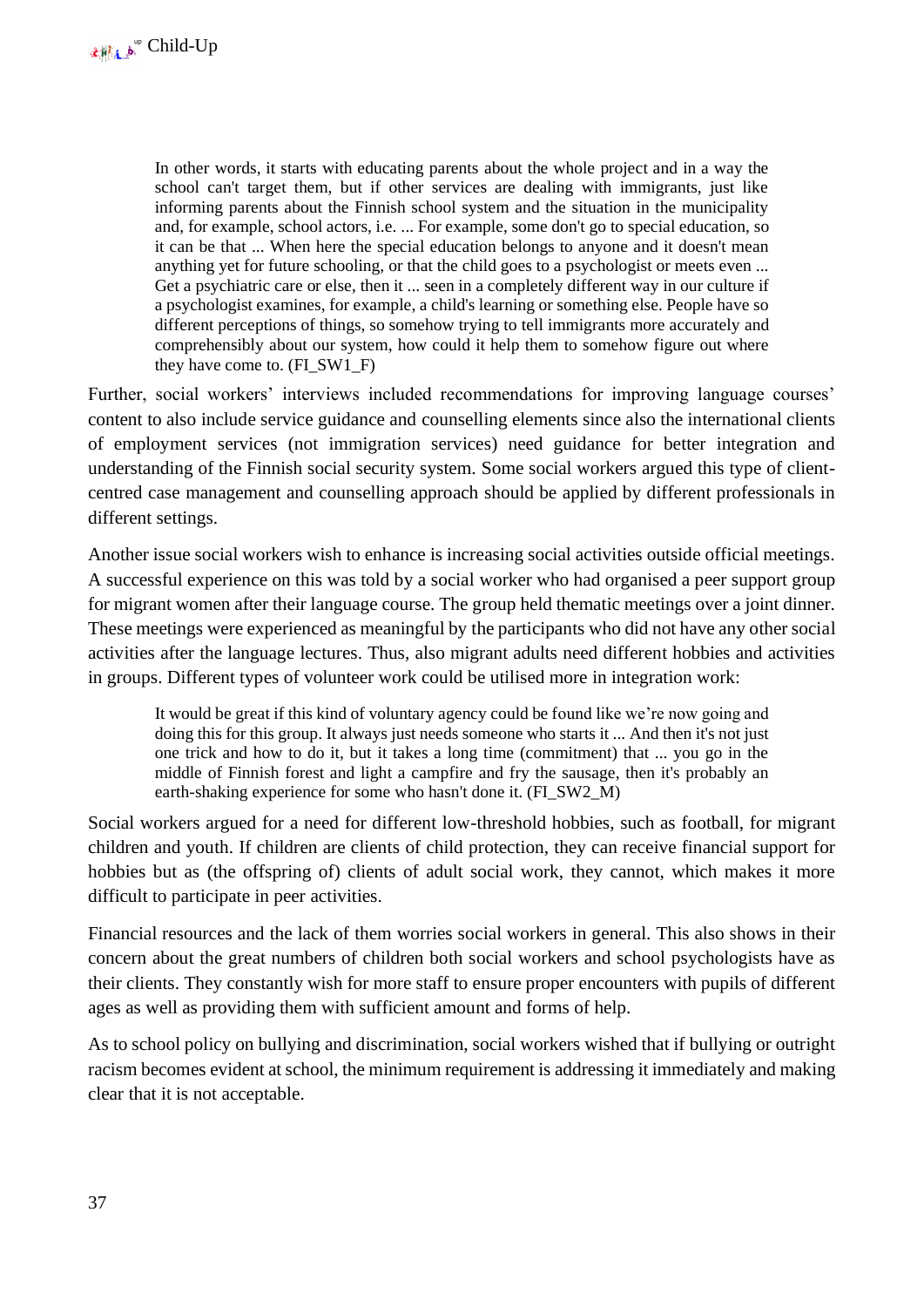> In other words, it starts with educating parents about the whole project and in a way the school can't target them, but if other services are dealing with immigrants, just like informing parents about the Finnish school system and the situation in the municipality and, for example, school actors, i.e. ... For example, some don't go to special education, so it can be that ... When here the special education belongs to anyone and it doesn't mean anything yet for future schooling, or that the child goes to a psychologist or meets even ... Get a psychiatric care or else, then it ... seen in a completely different way in our culture if a psychologist examines, for example, a child's learning or something else. People have so different perceptions of things, so somehow trying to tell immigrants more accurately and comprehensibly about our system, how could it help them to somehow figure out where they have come to. (FI_SW1_F)

Further, social workers' interviews included recommendations for improving language courses' content to also include service guidance and counselling elements since also the international clients of employment services (not immigration services) need guidance for better integration and understanding of the Finnish social security system. Some social workers argued this type of client-centred case management and counselling approach should be applied by different professionals in different settings.

Another issue social workers wish to enhance is increasing social activities outside official meetings. A successful experience on this was told by a social worker who had organised a peer support group for migrant women after their language course. The group held thematic meetings over a joint dinner. These meetings were experienced as meaningful by the participants who did not have any other social activities after the language lectures. Thus, also migrant adults need different hobbies and activities in groups. Different types of volunteer work could be utilised more in integration work:

> It would be great if this kind of voluntary agency could be found like we're now going and doing this for this group. It always just needs someone who starts it ... And then it's not just one trick and how to do it, but it takes a long time (commitment) that ... you go in the middle of Finnish forest and light a campfire and fry the sausage, then it's probably an earth-shaking experience for some who hasn't done it. (FI_SW2_M)

Social workers argued for a need for different low-threshold hobbies, such as football, for migrant children and youth. If children are clients of child protection, they can receive financial support for hobbies but as (the offspring of) clients of adult social work, they cannot, which makes it more difficult to participate in peer activities.

Financial resources and the lack of them worries social workers in general. This also shows in their concern about the great numbers of children both social workers and school psychologists have as their clients. They constantly wish for more staff to ensure proper encounters with pupils of different ages as well as providing them with sufficient amount and forms of help.

As to school policy on bullying and discrimination, social workers wished that if bullying or outright racism becomes evident at school, the minimum requirement is addressing it immediately and making clear that it is not acceptable.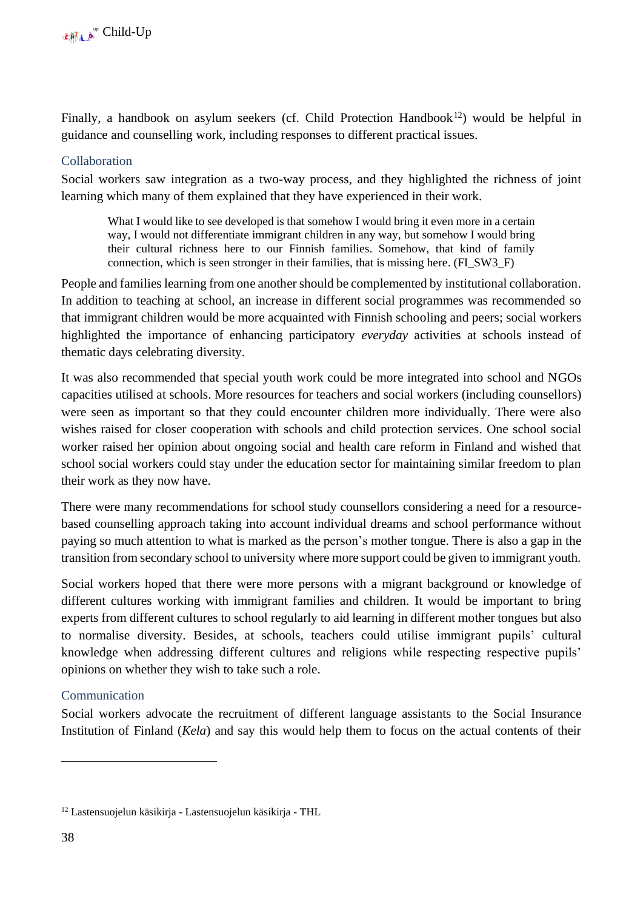Finally, a handbook on asylum seekers (cf. Child Protection Handbook[12]) would be helpful in guidance and counselling work, including responses to different practical issues.

### Collaboration

Social workers saw integration as a two-way process, and they highlighted the richness of joint learning which many of them explained that they have experienced in their work.

> What I would like to see developed is that somehow I would bring it even more in a certain way, I would not differentiate immigrant children in any way, but somehow I would bring their cultural richness here to our Finnish families. Somehow, that kind of family connection, which is seen stronger in their families, that is missing here. (FI_SW3_F)

People and families learning from one another should be complemented by institutional collaboration. In addition to teaching at school, an increase in different social programmes was recommended so that immigrant children would be more acquainted with Finnish schooling and peers; social workers highlighted the importance of enhancing participatory *everyday* activities at schools instead of thematic days celebrating diversity.

It was also recommended that special youth work could be more integrated into school and NGOs capacities utilised at schools. More resources for teachers and social workers (including counsellors) were seen as important so that they could encounter children more individually. There were also wishes raised for closer cooperation with schools and child protection services. One school social worker raised her opinion about ongoing social and health care reform in Finland and wished that school social workers could stay under the education sector for maintaining similar freedom to plan their work as they now have.

There were many recommendations for school study counsellors considering a need for a resource-based counselling approach taking into account individual dreams and school performance without paying so much attention to what is marked as the person's mother tongue. There is also a gap in the transition from secondary school to university where more support could be given to immigrant youth.

Social workers hoped that there were more persons with a migrant background or knowledge of different cultures working with immigrant families and children. It would be important to bring experts from different cultures to school regularly to aid learning in different mother tongues but also to normalise diversity. Besides, at schools, teachers could utilise immigrant pupils' cultural knowledge when addressing different cultures and religions while respecting respective pupils' opinions on whether they wish to take such a role.

### Communication

Social workers advocate the recruitment of different language assistants to the Social Insurance Institution of Finland (*Kela*) and say this would help them to focus on the actual contents of their

---

[12] Lastensuojelun käsikirja - Lastensuojelun käsikirja - THL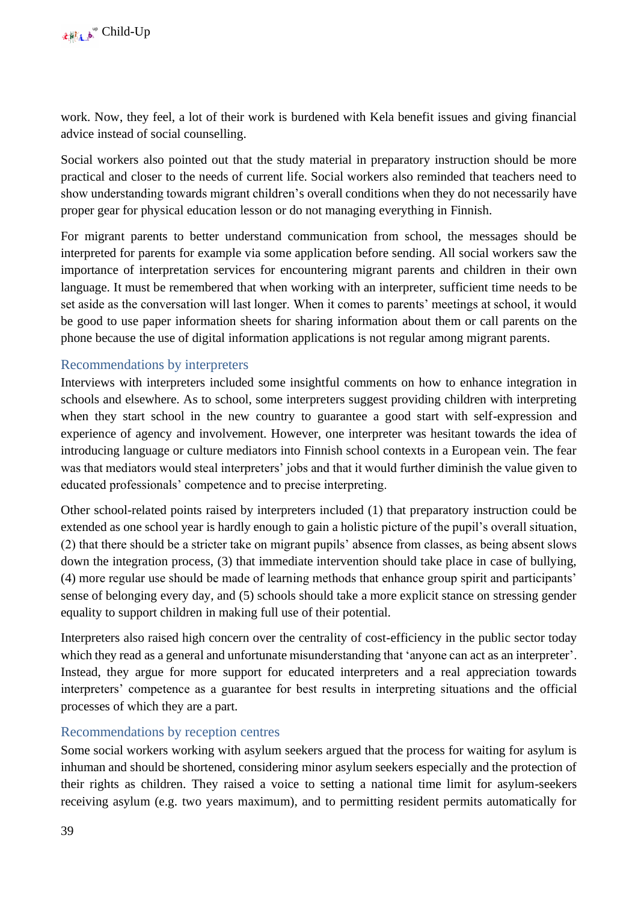work. Now, they feel, a lot of their work is burdened with Kela benefit issues and giving financial advice instead of social counselling.

Social workers also pointed out that the study material in preparatory instruction should be more practical and closer to the needs of current life. Social workers also reminded that teachers need to show understanding towards migrant children's overall conditions when they do not necessarily have proper gear for physical education lesson or do not managing everything in Finnish.

For migrant parents to better understand communication from school, the messages should be interpreted for parents for example via some application before sending. All social workers saw the importance of interpretation services for encountering migrant parents and children in their own language. It must be remembered that when working with an interpreter, sufficient time needs to be set aside as the conversation will last longer. When it comes to parents' meetings at school, it would be good to use paper information sheets for sharing information about them or call parents on the phone because the use of digital information applications is not regular among migrant parents.

### Recommendations by interpreters

Interviews with interpreters included some insightful comments on how to enhance integration in schools and elsewhere. As to school, some interpreters suggest providing children with interpreting when they start school in the new country to guarantee a good start with self-expression and experience of agency and involvement. However, one interpreter was hesitant towards the idea of introducing language or culture mediators into Finnish school contexts in a European vein. The fear was that mediators would steal interpreters' jobs and that it would further diminish the value given to educated professionals' competence and to precise interpreting.

Other school-related points raised by interpreters included (1) that preparatory instruction could be extended as one school year is hardly enough to gain a holistic picture of the pupil's overall situation, (2) that there should be a stricter take on migrant pupils' absence from classes, as being absent slows down the integration process, (3) that immediate intervention should take place in case of bullying, (4) more regular use should be made of learning methods that enhance group spirit and participants' sense of belonging every day, and (5) schools should take a more explicit stance on stressing gender equality to support children in making full use of their potential.

Interpreters also raised high concern over the centrality of cost-efficiency in the public sector today which they read as a general and unfortunate misunderstanding that 'anyone can act as an interpreter'. Instead, they argue for more support for educated interpreters and a real appreciation towards interpreters' competence as a guarantee for best results in interpreting situations and the official processes of which they are a part.

### Recommendations by reception centres

Some social workers working with asylum seekers argued that the process for waiting for asylum is inhuman and should be shortened, considering minor asylum seekers especially and the protection of their rights as children. They raised a voice to setting a national time limit for asylum-seekers receiving asylum (e.g. two years maximum), and to permitting resident permits automatically for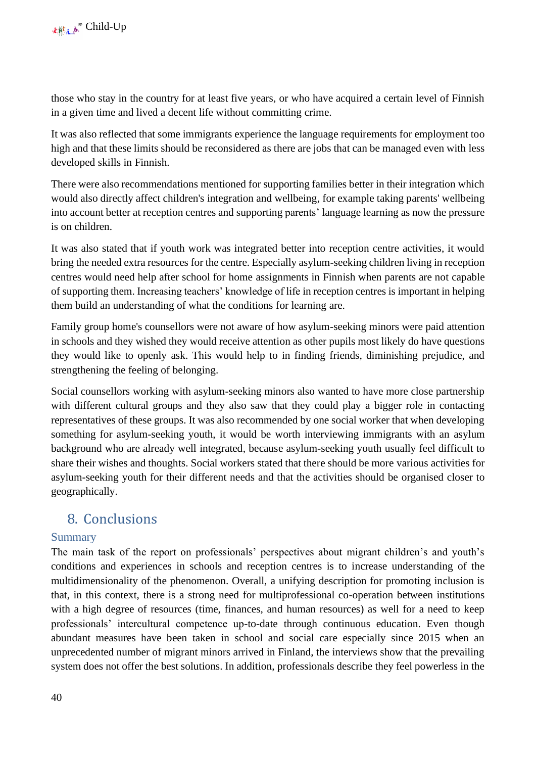those who stay in the country for at least five years, or who have acquired a certain level of Finnish in a given time and lived a decent life without committing crime.

It was also reflected that some immigrants experience the language requirements for employment too high and that these limits should be reconsidered as there are jobs that can be managed even with less developed skills in Finnish.

There were also recommendations mentioned for supporting families better in their integration which would also directly affect children's integration and wellbeing, for example taking parents' wellbeing into account better at reception centres and supporting parents' language learning as now the pressure is on children.

It was also stated that if youth work was integrated better into reception centre activities, it would bring the needed extra resources for the centre. Especially asylum-seeking children living in reception centres would need help after school for home assignments in Finnish when parents are not capable of supporting them. Increasing teachers' knowledge of life in reception centres is important in helping them build an understanding of what the conditions for learning are.

Family group home's counsellors were not aware of how asylum-seeking minors were paid attention in schools and they wished they would receive attention as other pupils most likely do have questions they would like to openly ask. This would help to in finding friends, diminishing prejudice, and strengthening the feeling of belonging.

Social counsellors working with asylum-seeking minors also wanted to have more close partnership with different cultural groups and they also saw that they could play a bigger role in contacting representatives of these groups. It was also recommended by one social worker that when developing something for asylum-seeking youth, it would be worth interviewing immigrants with an asylum background who are already well integrated, because asylum-seeking youth usually feel difficult to share their wishes and thoughts. Social workers stated that there should be more various activities for asylum-seeking youth for their different needs and that the activities should be organised closer to geographically.

# 8. Conclusions

## Summary

The main task of the report on professionals' perspectives about migrant children's and youth's conditions and experiences in schools and reception centres is to increase understanding of the multidimensionality of the phenomenon. Overall, a unifying description for promoting inclusion is that, in this context, there is a strong need for multiprofessional co-operation between institutions with a high degree of resources (time, finances, and human resources) as well for a need to keep professionals' intercultural competence up-to-date through continuous education. Even though abundant measures have been taken in school and social care especially since 2015 when an unprecedented number of migrant minors arrived in Finland, the interviews show that the prevailing system does not offer the best solutions. In addition, professionals describe they feel powerless in the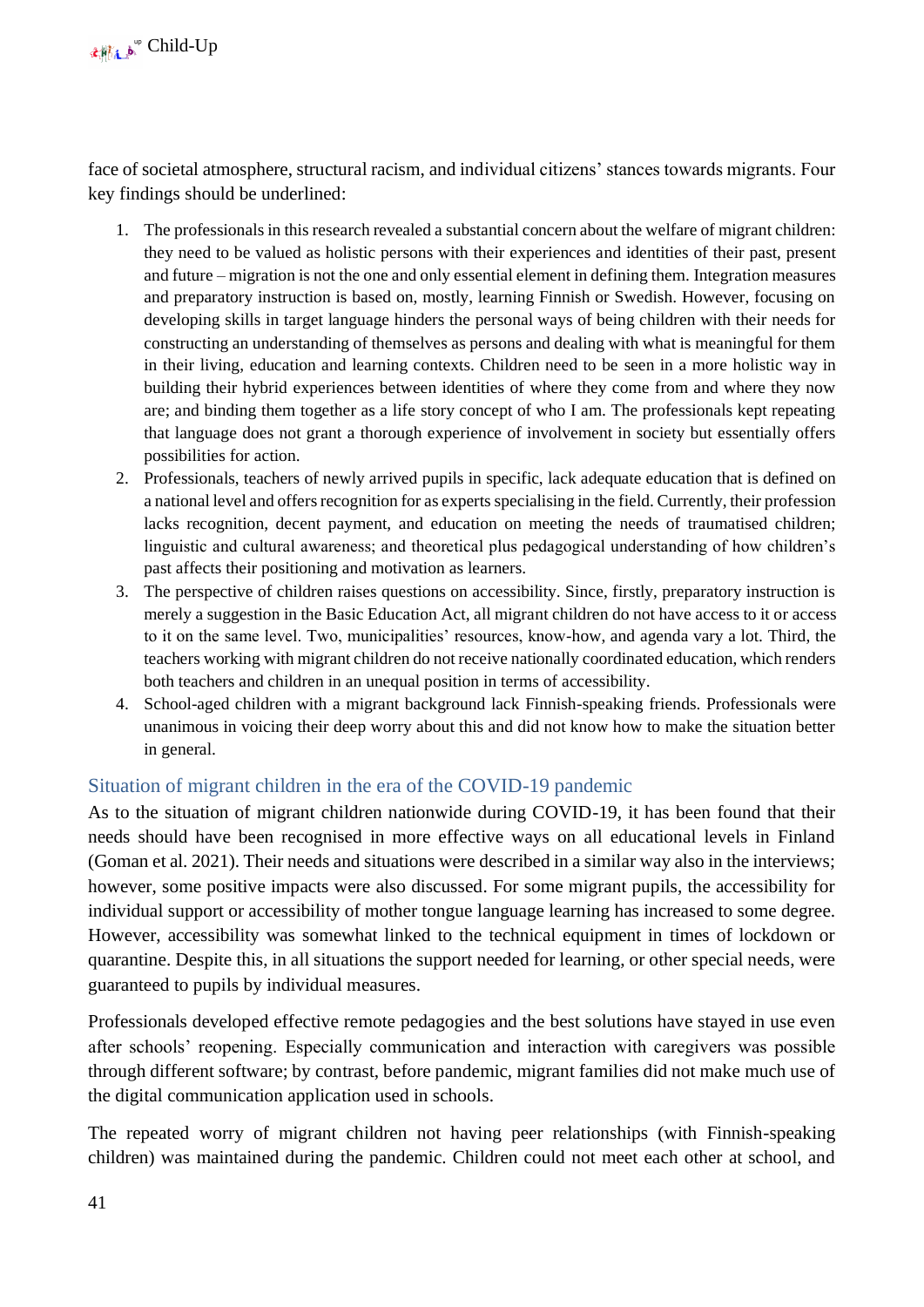face of societal atmosphere, structural racism, and individual citizens' stances towards migrants. Four key findings should be underlined:

1. The professionals in this research revealed a substantial concern about the welfare of migrant children: they need to be valued as holistic persons with their experiences and identities of their past, present and future – migration is not the one and only essential element in defining them. Integration measures and preparatory instruction is based on, mostly, learning Finnish or Swedish. However, focusing on developing skills in target language hinders the personal ways of being children with their needs for constructing an understanding of themselves as persons and dealing with what is meaningful for them in their living, education and learning contexts. Children need to be seen in a more holistic way in building their hybrid experiences between identities of where they come from and where they now are; and binding them together as a life story concept of who I am. The professionals kept repeating that language does not grant a thorough experience of involvement in society but essentially offers possibilities for action.
2. Professionals, teachers of newly arrived pupils in specific, lack adequate education that is defined on a national level and offers recognition for as experts specialising in the field. Currently, their profession lacks recognition, decent payment, and education on meeting the needs of traumatised children; linguistic and cultural awareness; and theoretical plus pedagogical understanding of how children's past affects their positioning and motivation as learners.
3. The perspective of children raises questions on accessibility. Since, firstly, preparatory instruction is merely a suggestion in the Basic Education Act, all migrant children do not have access to it or access to it on the same level. Two, municipalities' resources, know-how, and agenda vary a lot. Third, the teachers working with migrant children do not receive nationally coordinated education, which renders both teachers and children in an unequal position in terms of accessibility.
4. School-aged children with a migrant background lack Finnish-speaking friends. Professionals were unanimous in voicing their deep worry about this and did not know how to make the situation better in general.

## Situation of migrant children in the era of the COVID-19 pandemic

As to the situation of migrant children nationwide during COVID-19, it has been found that their needs should have been recognised in more effective ways on all educational levels in Finland (Goman et al. 2021). Their needs and situations were described in a similar way also in the interviews; however, some positive impacts were also discussed. For some migrant pupils, the accessibility for individual support or accessibility of mother tongue language learning has increased to some degree. However, accessibility was somewhat linked to the technical equipment in times of lockdown or quarantine. Despite this, in all situations the support needed for learning, or other special needs, were guaranteed to pupils by individual measures.

Professionals developed effective remote pedagogies and the best solutions have stayed in use even after schools' reopening. Especially communication and interaction with caregivers was possible through different software; by contrast, before pandemic, migrant families did not make much use of the digital communication application used in schools.

The repeated worry of migrant children not having peer relationships (with Finnish-speaking children) was maintained during the pandemic. Children could not meet each other at school, and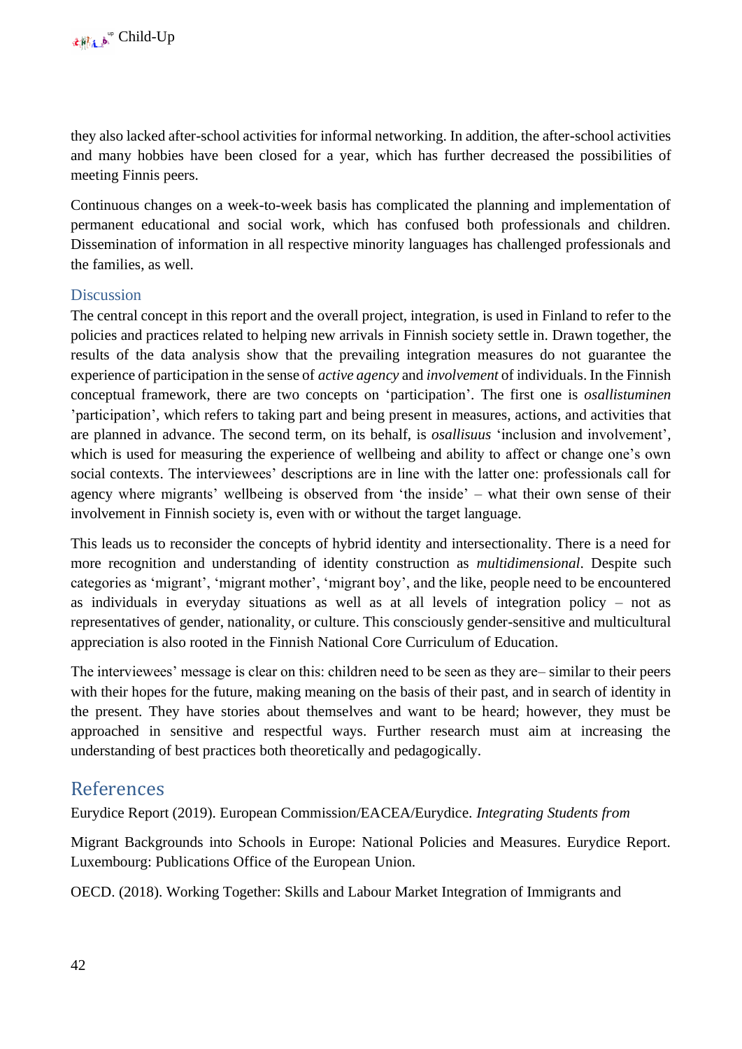they also lacked after-school activities for informal networking. In addition, the after-school activities and many hobbies have been closed for a year, which has further decreased the possibilities of meeting Finnis peers.

Continuous changes on a week-to-week basis has complicated the planning and implementation of permanent educational and social work, which has confused both professionals and children. Dissemination of information in all respective minority languages has challenged professionals and the families, as well.

### Discussion

The central concept in this report and the overall project, integration, is used in Finland to refer to the policies and practices related to helping new arrivals in Finnish society settle in. Drawn together, the results of the data analysis show that the prevailing integration measures do not guarantee the experience of participation in the sense of *active agency* and *involvement* of individuals. In the Finnish conceptual framework, there are two concepts on 'participation'. The first one is *osallistuminen* 'participation', which refers to taking part and being present in measures, actions, and activities that are planned in advance. The second term, on its behalf, is *osallisuus* 'inclusion and involvement', which is used for measuring the experience of wellbeing and ability to affect or change one's own social contexts. The interviewees' descriptions are in line with the latter one: professionals call for agency where migrants' wellbeing is observed from 'the inside' – what their own sense of their involvement in Finnish society is, even with or without the target language.

This leads us to reconsider the concepts of hybrid identity and intersectionality. There is a need for more recognition and understanding of identity construction as *multidimensional*. Despite such categories as 'migrant', 'migrant mother', 'migrant boy', and the like, people need to be encountered as individuals in everyday situations as well as at all levels of integration policy – not as representatives of gender, nationality, or culture. This consciously gender-sensitive and multicultural appreciation is also rooted in the Finnish National Core Curriculum of Education.

The interviewees' message is clear on this: children need to be seen as they are– similar to their peers with their hopes for the future, making meaning on the basis of their past, and in search of identity in the present. They have stories about themselves and want to be heard; however, they must be approached in sensitive and respectful ways. Further research must aim at increasing the understanding of best practices both theoretically and pedagogically.

## References

Eurydice Report (2019). European Commission/EACEA/Eurydice. *Integrating Students from*

Migrant Backgrounds into Schools in Europe: National Policies and Measures. Eurydice Report. Luxembourg: Publications Office of the European Union.

OECD. (2018). Working Together: Skills and Labour Market Integration of Immigrants and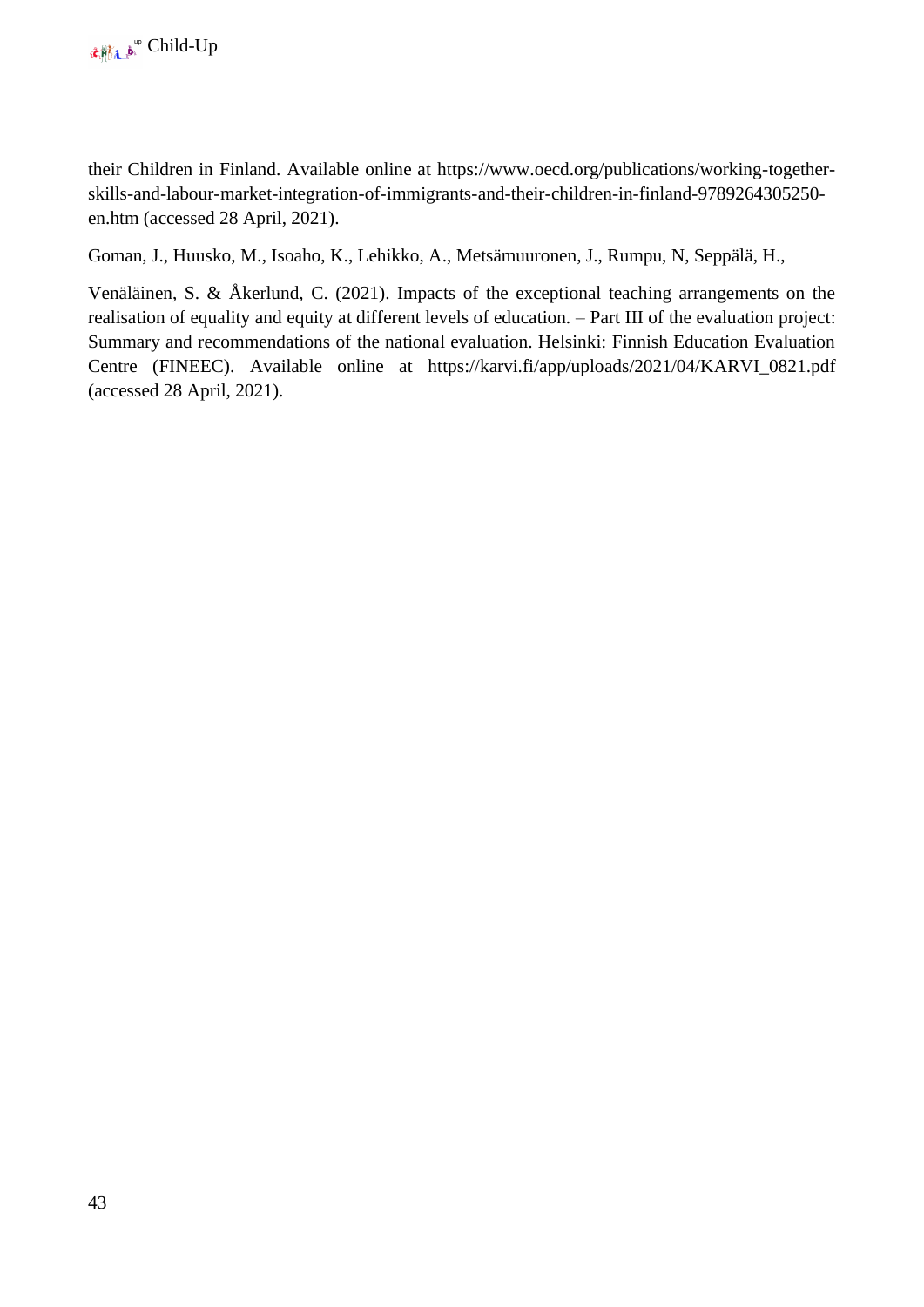their Children in Finland. Available online at https://www.oecd.org/publications/working-together-skills-and-labour-market-integration-of-immigrants-and-their-children-in-finland-9789264305250-en.htm (accessed 28 April, 2021).

Goman, J., Huusko, M., Isoaho, K., Lehikko, A., Metsämuuronen, J., Rumpu, N, Seppälä, H.,

Venäläinen, S. & Åkerlund, C. (2021). Impacts of the exceptional teaching arrangements on the realisation of equality and equity at different levels of education. – Part III of the evaluation project: Summary and recommendations of the national evaluation. Helsinki: Finnish Education Evaluation Centre (FINEEC). Available online at https://karvi.fi/app/uploads/2021/04/KARVI_0821.pdf (accessed 28 April, 2021).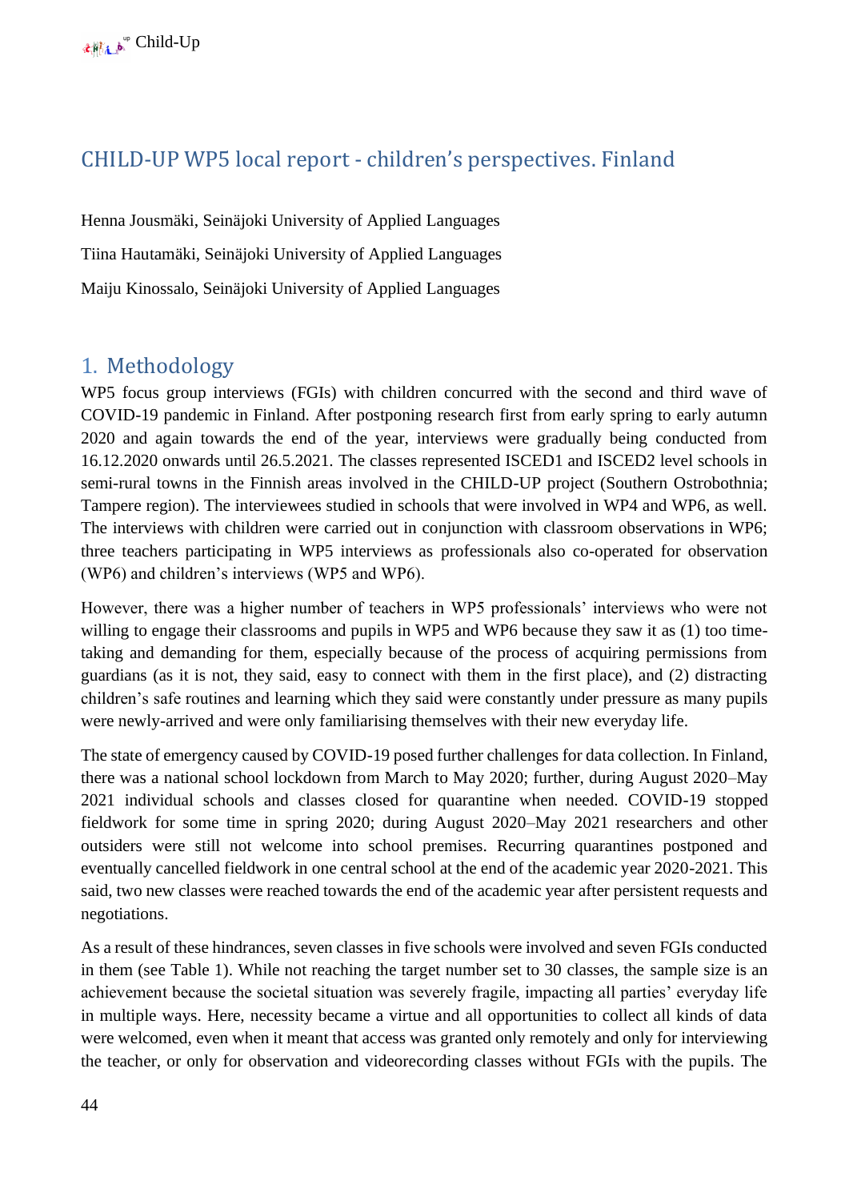# CHILD-UP WP5 local report - children's perspectives. Finland

Henna Jousmäki, Seinäjoki University of Applied Languages

Tiina Hautamäki, Seinäjoki University of Applied Languages

Maiju Kinossalo, Seinäjoki University of Applied Languages

## 1. Methodology

WP5 focus group interviews (FGIs) with children concurred with the second and third wave of COVID-19 pandemic in Finland. After postponing research first from early spring to early autumn 2020 and again towards the end of the year, interviews were gradually being conducted from 16.12.2020 onwards until 26.5.2021. The classes represented ISCED1 and ISCED2 level schools in semi-rural towns in the Finnish areas involved in the CHILD-UP project (Southern Ostrobothnia; Tampere region). The interviewees studied in schools that were involved in WP4 and WP6, as well. The interviews with children were carried out in conjunction with classroom observations in WP6; three teachers participating in WP5 interviews as professionals also co-operated for observation (WP6) and children's interviews (WP5 and WP6).

However, there was a higher number of teachers in WP5 professionals' interviews who were not willing to engage their classrooms and pupils in WP5 and WP6 because they saw it as (1) too time-taking and demanding for them, especially because of the process of acquiring permissions from guardians (as it is not, they said, easy to connect with them in the first place), and (2) distracting children's safe routines and learning which they said were constantly under pressure as many pupils were newly-arrived and were only familiarising themselves with their new everyday life.

The state of emergency caused by COVID-19 posed further challenges for data collection. In Finland, there was a national school lockdown from March to May 2020; further, during August 2020–May 2021 individual schools and classes closed for quarantine when needed. COVID-19 stopped fieldwork for some time in spring 2020; during August 2020–May 2021 researchers and other outsiders were still not welcome into school premises. Recurring quarantines postponed and eventually cancelled fieldwork in one central school at the end of the academic year 2020-2021. This said, two new classes were reached towards the end of the academic year after persistent requests and negotiations.

As a result of these hindrances, seven classes in five schools were involved and seven FGIs conducted in them (see Table 1). While not reaching the target number set to 30 classes, the sample size is an achievement because the societal situation was severely fragile, impacting all parties' everyday life in multiple ways. Here, necessity became a virtue and all opportunities to collect all kinds of data were welcomed, even when it meant that access was granted only remotely and only for interviewing the teacher, or only for observation and videorecording classes without FGIs with the pupils. The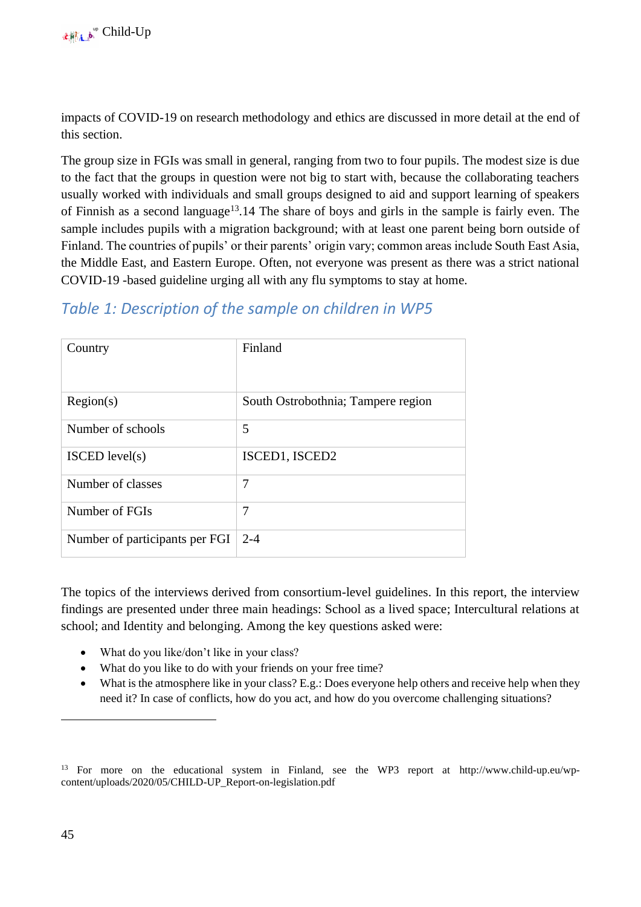impacts of COVID-19 on research methodology and ethics are discussed in more detail at the end of this section.

The group size in FGIs was small in general, ranging from two to four pupils. The modest size is due to the fact that the groups in question were not big to start with, because the collaborating teachers usually worked with individuals and small groups designed to aid and support learning of speakers of Finnish as a second language[13].14 The share of boys and girls in the sample is fairly even. The sample includes pupils with a migration background; with at least one parent being born outside of Finland. The countries of pupils' or their parents' origin vary; common areas include South East Asia, the Middle East, and Eastern Europe. Often, not everyone was present as there was a strict national COVID-19 -based guideline urging all with any flu symptoms to stay at home.

## *Table 1: Description of the sample on children in WP5*

| Country | Finland |
|---|---|
| Region(s) | South Ostrobothnia; Tampere region |
| Number of schools | 5 |
| ISCED level(s) | ISCED1, ISCED2 |
| Number of classes | 7 |
| Number of FGIs | 7 |
| Number of participants per FGI | 2-4 |

The topics of the interviews derived from consortium-level guidelines. In this report, the interview findings are presented under three main headings: School as a lived space; Intercultural relations at school; and Identity and belonging. Among the key questions asked were:

- What do you like/don't like in your class?
- What do you like to do with your friends on your free time?
- What is the atmosphere like in your class? E.g.: Does everyone help others and receive help when they need it? In case of conflicts, how do you act, and how do you overcome challenging situations?

[13] For more on the educational system in Finland, see the WP3 report at http://www.child-up.eu/wp-content/uploads/2020/05/CHILD-UP_Report-on-legislation.pdf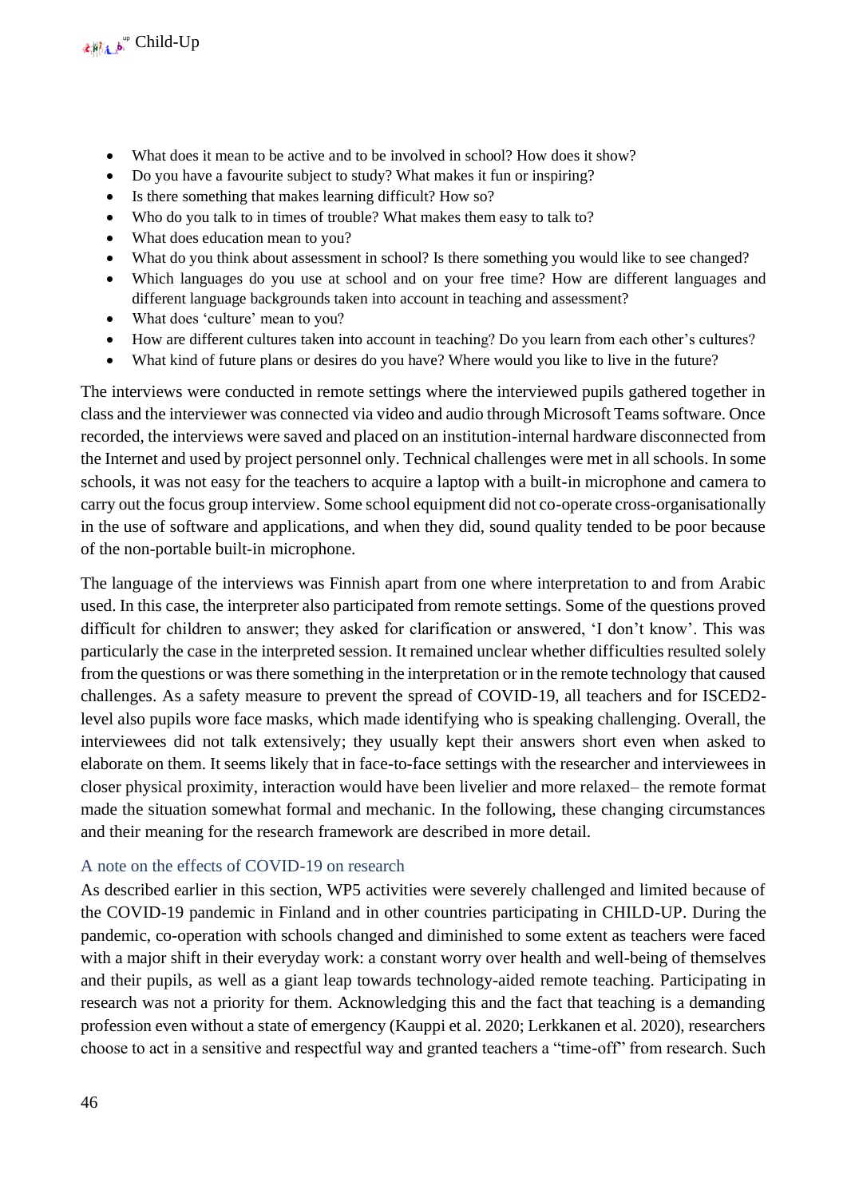- What does it mean to be active and to be involved in school? How does it show?
- Do you have a favourite subject to study? What makes it fun or inspiring?
- Is there something that makes learning difficult? How so?
- Who do you talk to in times of trouble? What makes them easy to talk to?
- What does education mean to you?
- What do you think about assessment in school? Is there something you would like to see changed?
- Which languages do you use at school and on your free time? How are different languages and different language backgrounds taken into account in teaching and assessment?
- What does 'culture' mean to you?
- How are different cultures taken into account in teaching? Do you learn from each other's cultures?
- What kind of future plans or desires do you have? Where would you like to live in the future?

The interviews were conducted in remote settings where the interviewed pupils gathered together in class and the interviewer was connected via video and audio through Microsoft Teams software. Once recorded, the interviews were saved and placed on an institution-internal hardware disconnected from the Internet and used by project personnel only. Technical challenges were met in all schools. In some schools, it was not easy for the teachers to acquire a laptop with a built-in microphone and camera to carry out the focus group interview. Some school equipment did not co-operate cross-organisationally in the use of software and applications, and when they did, sound quality tended to be poor because of the non-portable built-in microphone.

The language of the interviews was Finnish apart from one where interpretation to and from Arabic used. In this case, the interpreter also participated from remote settings. Some of the questions proved difficult for children to answer; they asked for clarification or answered, 'I don't know'. This was particularly the case in the interpreted session. It remained unclear whether difficulties resulted solely from the questions or was there something in the interpretation or in the remote technology that caused challenges. As a safety measure to prevent the spread of COVID-19, all teachers and for ISCED2-level also pupils wore face masks, which made identifying who is speaking challenging. Overall, the interviewees did not talk extensively; they usually kept their answers short even when asked to elaborate on them. It seems likely that in face-to-face settings with the researcher and interviewees in closer physical proximity, interaction would have been livelier and more relaxed– the remote format made the situation somewhat formal and mechanic. In the following, these changing circumstances and their meaning for the research framework are described in more detail.

### A note on the effects of COVID-19 on research

As described earlier in this section, WP5 activities were severely challenged and limited because of the COVID-19 pandemic in Finland and in other countries participating in CHILD-UP. During the pandemic, co-operation with schools changed and diminished to some extent as teachers were faced with a major shift in their everyday work: a constant worry over health and well-being of themselves and their pupils, as well as a giant leap towards technology-aided remote teaching. Participating in research was not a priority for them. Acknowledging this and the fact that teaching is a demanding profession even without a state of emergency (Kauppi et al. 2020; Lerkkanen et al. 2020), researchers choose to act in a sensitive and respectful way and granted teachers a "time-off" from research. Such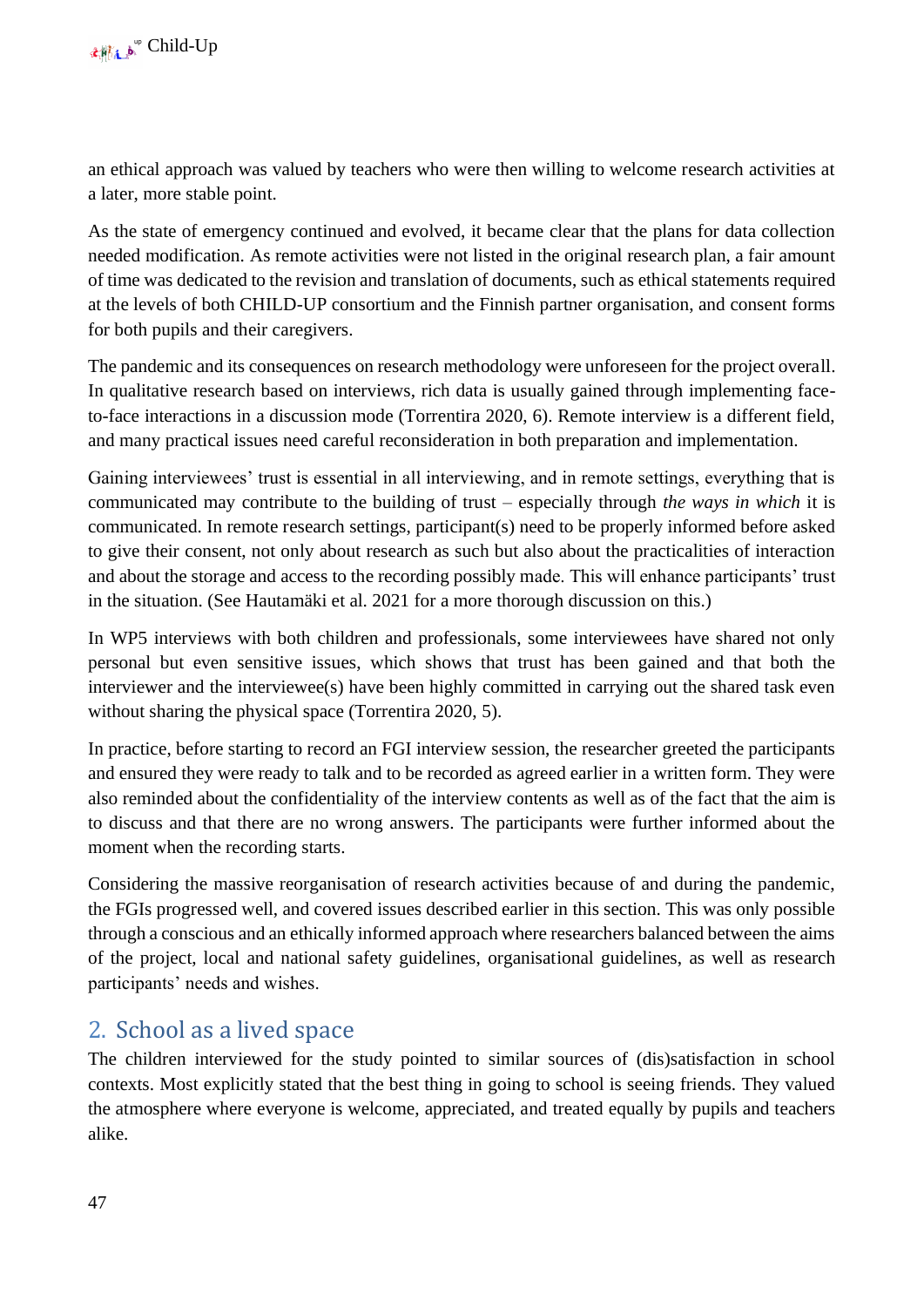an ethical approach was valued by teachers who were then willing to welcome research activities at a later, more stable point.

As the state of emergency continued and evolved, it became clear that the plans for data collection needed modification. As remote activities were not listed in the original research plan, a fair amount of time was dedicated to the revision and translation of documents, such as ethical statements required at the levels of both CHILD-UP consortium and the Finnish partner organisation, and consent forms for both pupils and their caregivers.

The pandemic and its consequences on research methodology were unforeseen for the project overall. In qualitative research based on interviews, rich data is usually gained through implementing face-to-face interactions in a discussion mode (Torrentira 2020, 6). Remote interview is a different field, and many practical issues need careful reconsideration in both preparation and implementation.

Gaining interviewees' trust is essential in all interviewing, and in remote settings, everything that is communicated may contribute to the building of trust – especially through *the ways in which* it is communicated. In remote research settings, participant(s) need to be properly informed before asked to give their consent, not only about research as such but also about the practicalities of interaction and about the storage and access to the recording possibly made. This will enhance participants' trust in the situation. (See Hautamäki et al. 2021 for a more thorough discussion on this.)

In WP5 interviews with both children and professionals, some interviewees have shared not only personal but even sensitive issues, which shows that trust has been gained and that both the interviewer and the interviewee(s) have been highly committed in carrying out the shared task even without sharing the physical space (Torrentira 2020, 5).

In practice, before starting to record an FGI interview session, the researcher greeted the participants and ensured they were ready to talk and to be recorded as agreed earlier in a written form. They were also reminded about the confidentiality of the interview contents as well as of the fact that the aim is to discuss and that there are no wrong answers. The participants were further informed about the moment when the recording starts.

Considering the massive reorganisation of research activities because of and during the pandemic, the FGIs progressed well, and covered issues described earlier in this section. This was only possible through a conscious and an ethically informed approach where researchers balanced between the aims of the project, local and national safety guidelines, organisational guidelines, as well as research participants' needs and wishes.

## 2. School as a lived space

The children interviewed for the study pointed to similar sources of (dis)satisfaction in school contexts. Most explicitly stated that the best thing in going to school is seeing friends. They valued the atmosphere where everyone is welcome, appreciated, and treated equally by pupils and teachers alike.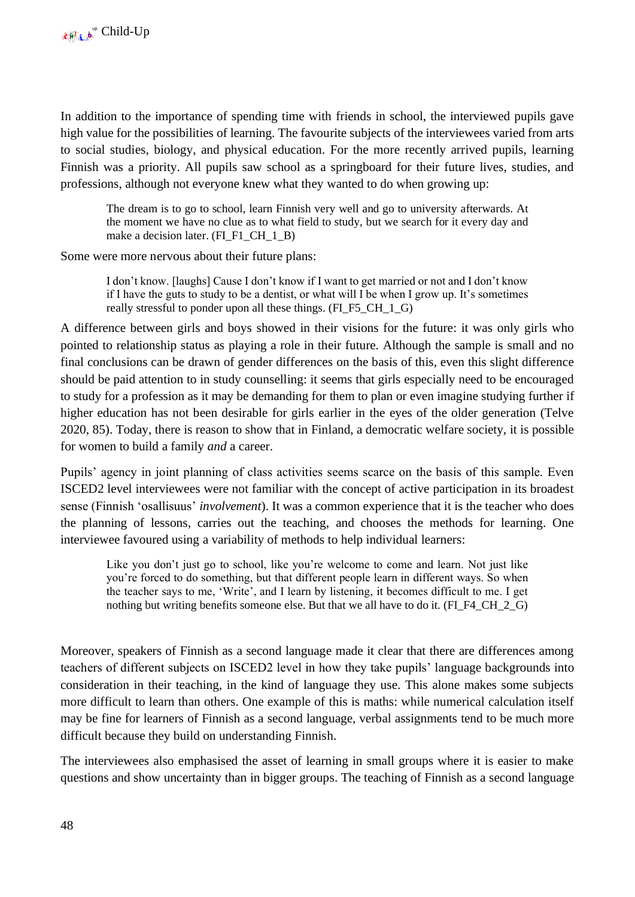In addition to the importance of spending time with friends in school, the interviewed pupils gave high value for the possibilities of learning. The favourite subjects of the interviewees varied from arts to social studies, biology, and physical education. For the more recently arrived pupils, learning Finnish was a priority. All pupils saw school as a springboard for their future lives, studies, and professions, although not everyone knew what they wanted to do when growing up:

> The dream is to go to school, learn Finnish very well and go to university afterwards. At the moment we have no clue as to what field to study, but we search for it every day and make a decision later. (FI_F1_CH_1_B)

Some were more nervous about their future plans:

> I don't know. [laughs] Cause I don't know if I want to get married or not and I don't know if I have the guts to study to be a dentist, or what will I be when I grow up. It's sometimes really stressful to ponder upon all these things. (FI_F5_CH_1_G)

A difference between girls and boys showed in their visions for the future: it was only girls who pointed to relationship status as playing a role in their future. Although the sample is small and no final conclusions can be drawn of gender differences on the basis of this, even this slight difference should be paid attention to in study counselling: it seems that girls especially need to be encouraged to study for a profession as it may be demanding for them to plan or even imagine studying further if higher education has not been desirable for girls earlier in the eyes of the older generation (Telve 2020, 85). Today, there is reason to show that in Finland, a democratic welfare society, it is possible for women to build a family *and* a career.

Pupils' agency in joint planning of class activities seems scarce on the basis of this sample. Even ISCED2 level interviewees were not familiar with the concept of active participation in its broadest sense (Finnish 'osallisuus' *involvement*). It was a common experience that it is the teacher who does the planning of lessons, carries out the teaching, and chooses the methods for learning. One interviewee favoured using a variability of methods to help individual learners:

> Like you don't just go to school, like you're welcome to come and learn. Not just like you're forced to do something, but that different people learn in different ways. So when the teacher says to me, 'Write', and I learn by listening, it becomes difficult to me. I get nothing but writing benefits someone else. But that we all have to do it. (FI_F4_CH_2_G)

Moreover, speakers of Finnish as a second language made it clear that there are differences among teachers of different subjects on ISCED2 level in how they take pupils' language backgrounds into consideration in their teaching, in the kind of language they use. This alone makes some subjects more difficult to learn than others. One example of this is maths: while numerical calculation itself may be fine for learners of Finnish as a second language, verbal assignments tend to be much more difficult because they build on understanding Finnish.

The interviewees also emphasised the asset of learning in small groups where it is easier to make questions and show uncertainty than in bigger groups. The teaching of Finnish as a second language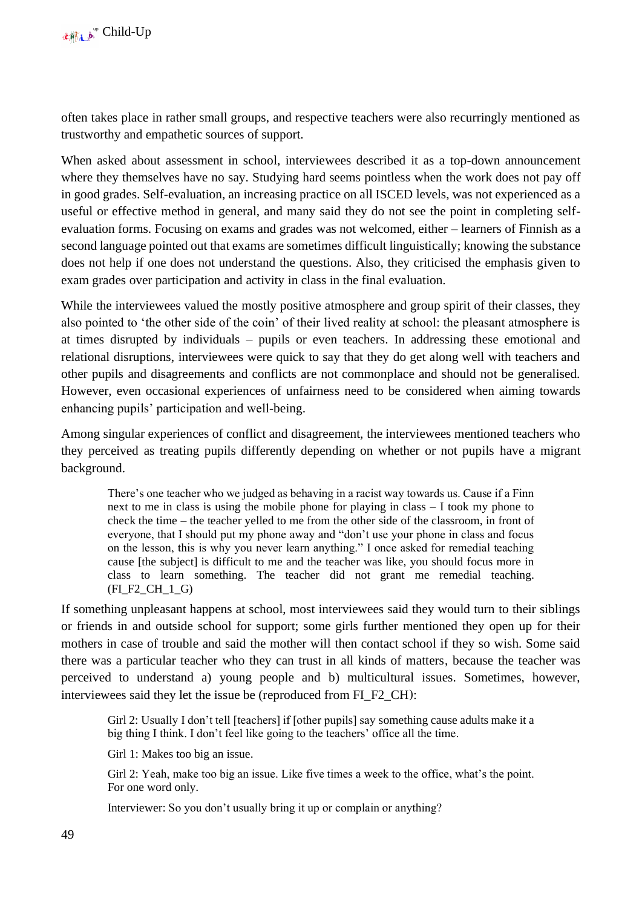often takes place in rather small groups, and respective teachers were also recurringly mentioned as trustworthy and empathetic sources of support.

When asked about assessment in school, interviewees described it as a top-down announcement where they themselves have no say. Studying hard seems pointless when the work does not pay off in good grades. Self-evaluation, an increasing practice on all ISCED levels, was not experienced as a useful or effective method in general, and many said they do not see the point in completing self-evaluation forms. Focusing on exams and grades was not welcomed, either – learners of Finnish as a second language pointed out that exams are sometimes difficult linguistically; knowing the substance does not help if one does not understand the questions. Also, they criticised the emphasis given to exam grades over participation and activity in class in the final evaluation.

While the interviewees valued the mostly positive atmosphere and group spirit of their classes, they also pointed to 'the other side of the coin' of their lived reality at school: the pleasant atmosphere is at times disrupted by individuals – pupils or even teachers. In addressing these emotional and relational disruptions, interviewees were quick to say that they do get along well with teachers and other pupils and disagreements and conflicts are not commonplace and should not be generalised. However, even occasional experiences of unfairness need to be considered when aiming towards enhancing pupils' participation and well-being.

Among singular experiences of conflict and disagreement, the interviewees mentioned teachers who they perceived as treating pupils differently depending on whether or not pupils have a migrant background.

> There's one teacher who we judged as behaving in a racist way towards us. Cause if a Finn next to me in class is using the mobile phone for playing in class – I took my phone to check the time – the teacher yelled to me from the other side of the classroom, in front of everyone, that I should put my phone away and "don't use your phone in class and focus on the lesson, this is why you never learn anything." I once asked for remedial teaching cause [the subject] is difficult to me and the teacher was like, you should focus more in class to learn something. The teacher did not grant me remedial teaching. (FI_F2_CH_1_G)

If something unpleasant happens at school, most interviewees said they would turn to their siblings or friends in and outside school for support; some girls further mentioned they open up for their mothers in case of trouble and said the mother will then contact school if they so wish. Some said there was a particular teacher who they can trust in all kinds of matters, because the teacher was perceived to understand a) young people and b) multicultural issues. Sometimes, however, interviewees said they let the issue be (reproduced from FI_F2_CH):

> Girl 2: Usually I don't tell [teachers] if [other pupils] say something cause adults make it a big thing I think. I don't feel like going to the teachers' office all the time.
>
> Girl 1: Makes too big an issue.
>
> Girl 2: Yeah, make too big an issue. Like five times a week to the office, what's the point. For one word only.
>
> Interviewer: So you don't usually bring it up or complain or anything?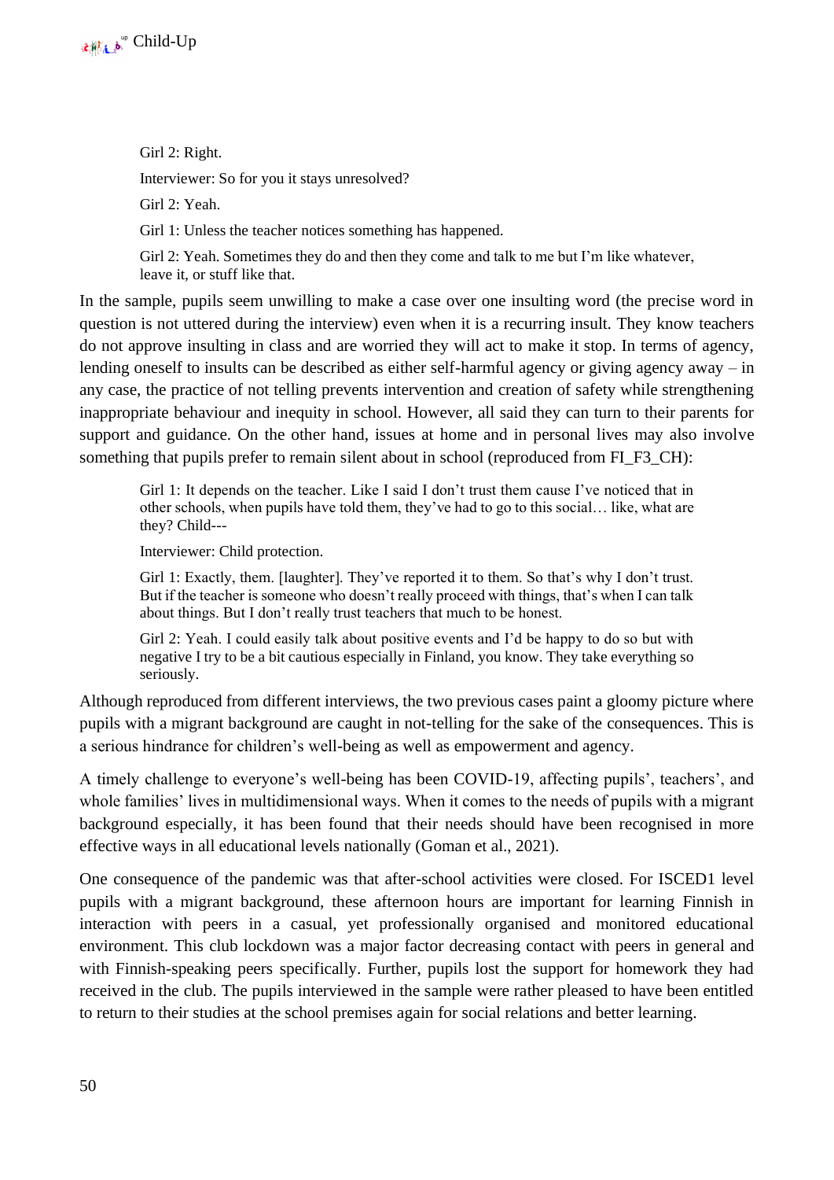> Girl 2: Right.
>
> Interviewer: So for you it stays unresolved?
>
> Girl 2: Yeah.
>
> Girl 1: Unless the teacher notices something has happened.
>
> Girl 2: Yeah. Sometimes they do and then they come and talk to me but I'm like whatever, leave it, or stuff like that.

In the sample, pupils seem unwilling to make a case over one insulting word (the precise word in question is not uttered during the interview) even when it is a recurring insult. They know teachers do not approve insulting in class and are worried they will act to make it stop. In terms of agency, lending oneself to insults can be described as either self-harmful agency or giving agency away – in any case, the practice of not telling prevents intervention and creation of safety while strengthening inappropriate behaviour and inequity in school. However, all said they can turn to their parents for support and guidance. On the other hand, issues at home and in personal lives may also involve something that pupils prefer to remain silent about in school (reproduced from FI_F3_CH):

> Girl 1: It depends on the teacher. Like I said I don't trust them cause I've noticed that in other schools, when pupils have told them, they've had to go to this social… like, what are they? Child---
>
> Interviewer: Child protection.
>
> Girl 1: Exactly, them. [laughter]. They've reported it to them. So that's why I don't trust. But if the teacher is someone who doesn't really proceed with things, that's when I can talk about things. But I don't really trust teachers that much to be honest.
>
> Girl 2: Yeah. I could easily talk about positive events and I'd be happy to do so but with negative I try to be a bit cautious especially in Finland, you know. They take everything so seriously.

Although reproduced from different interviews, the two previous cases paint a gloomy picture where pupils with a migrant background are caught in not-telling for the sake of the consequences. This is a serious hindrance for children's well-being as well as empowerment and agency.

A timely challenge to everyone's well-being has been COVID-19, affecting pupils', teachers', and whole families' lives in multidimensional ways. When it comes to the needs of pupils with a migrant background especially, it has been found that their needs should have been recognised in more effective ways in all educational levels nationally (Goman et al., 2021).

One consequence of the pandemic was that after-school activities were closed. For ISCED1 level pupils with a migrant background, these afternoon hours are important for learning Finnish in interaction with peers in a casual, yet professionally organised and monitored educational environment. This club lockdown was a major factor decreasing contact with peers in general and with Finnish-speaking peers specifically. Further, pupils lost the support for homework they had received in the club. The pupils interviewed in the sample were rather pleased to have been entitled to return to their studies at the school premises again for social relations and better learning.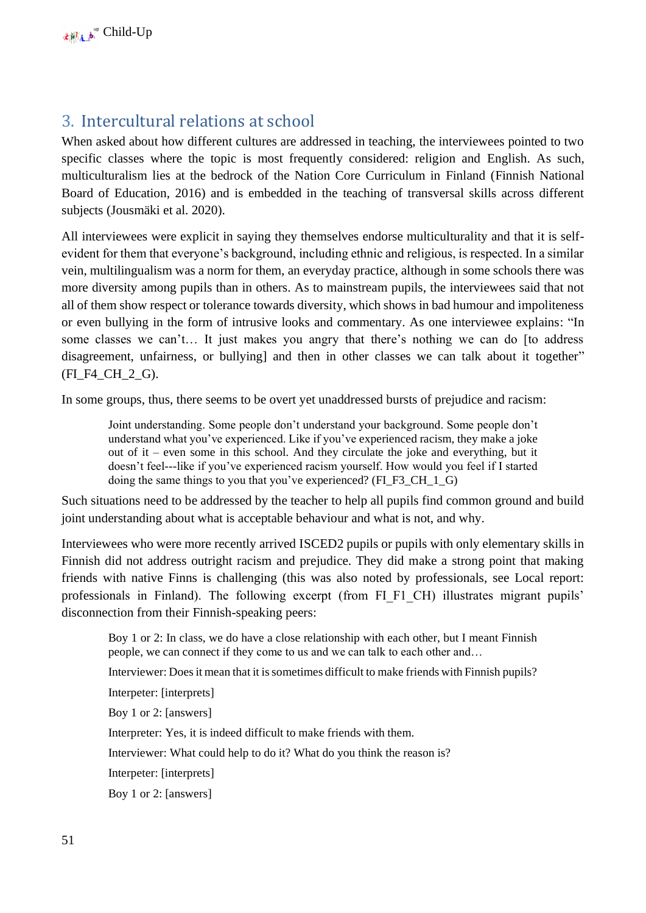## 3. Intercultural relations at school

When asked about how different cultures are addressed in teaching, the interviewees pointed to two specific classes where the topic is most frequently considered: religion and English. As such, multiculturalism lies at the bedrock of the Nation Core Curriculum in Finland (Finnish National Board of Education, 2016) and is embedded in the teaching of transversal skills across different subjects (Jousmäki et al. 2020).

All interviewees were explicit in saying they themselves endorse multiculturality and that it is self-evident for them that everyone's background, including ethnic and religious, is respected. In a similar vein, multilingualism was a norm for them, an everyday practice, although in some schools there was more diversity among pupils than in others. As to mainstream pupils, the interviewees said that not all of them show respect or tolerance towards diversity, which shows in bad humour and impoliteness or even bullying in the form of intrusive looks and commentary. As one interviewee explains: "In some classes we can't… It just makes you angry that there's nothing we can do [to address disagreement, unfairness, or bullying] and then in other classes we can talk about it together" (FI_F4_CH_2_G).

In some groups, thus, there seems to be overt yet unaddressed bursts of prejudice and racism:

> Joint understanding. Some people don't understand your background. Some people don't understand what you've experienced. Like if you've experienced racism, they make a joke out of it – even some in this school. And they circulate the joke and everything, but it doesn't feel---like if you've experienced racism yourself. How would you feel if I started doing the same things to you that you've experienced? (FI_F3_CH_1_G)

Such situations need to be addressed by the teacher to help all pupils find common ground and build joint understanding about what is acceptable behaviour and what is not, and why.

Interviewees who were more recently arrived ISCED2 pupils or pupils with only elementary skills in Finnish did not address outright racism and prejudice. They did make a strong point that making friends with native Finns is challenging (this was also noted by professionals, see Local report: professionals in Finland). The following excerpt (from FI_F1_CH) illustrates migrant pupils' disconnection from their Finnish-speaking peers:

> Boy 1 or 2: In class, we do have a close relationship with each other, but I meant Finnish people, we can connect if they come to us and we can talk to each other and…
>
> Interviewer: Does it mean that it is sometimes difficult to make friends with Finnish pupils?
>
> Interpeter: [interprets]
>
> Boy 1 or 2: [answers]
>
> Interpreter: Yes, it is indeed difficult to make friends with them.
>
> Interviewer: What could help to do it? What do you think the reason is?
>
> Interpeter: [interprets]
>
> Boy 1 or 2: [answers]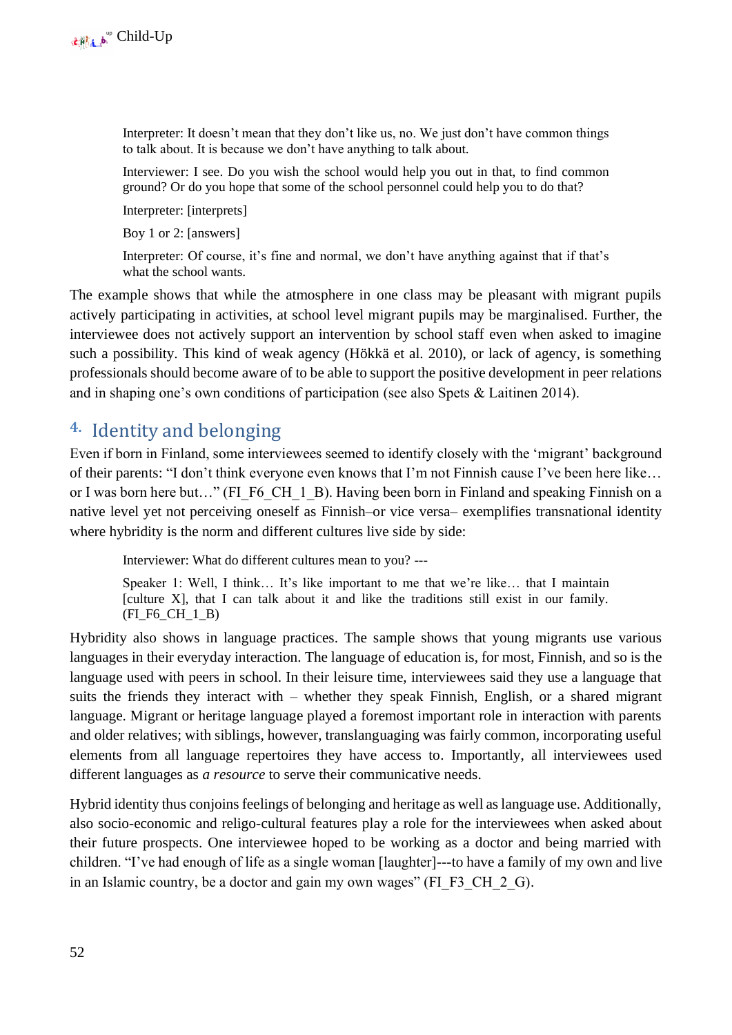> Interpreter: It doesn't mean that they don't like us, no. We just don't have common things to talk about. It is because we don't have anything to talk about.
>
> Interviewer: I see. Do you wish the school would help you out in that, to find common ground? Or do you hope that some of the school personnel could help you to do that?
>
> Interpreter: [interprets]
>
> Boy 1 or 2: [answers]
>
> Interpreter: Of course, it's fine and normal, we don't have anything against that if that's what the school wants.

The example shows that while the atmosphere in one class may be pleasant with migrant pupils actively participating in activities, at school level migrant pupils may be marginalised. Further, the interviewee does not actively support an intervention by school staff even when asked to imagine such a possibility. This kind of weak agency (Hökkä et al. 2010), or lack of agency, is something professionals should become aware of to be able to support the positive development in peer relations and in shaping one's own conditions of participation (see also Spets & Laitinen 2014).

## 4. Identity and belonging

Even if born in Finland, some interviewees seemed to identify closely with the 'migrant' background of their parents: "I don't think everyone even knows that I'm not Finnish cause I've been here like… or I was born here but…" (FI_F6_CH_1_B). Having been born in Finland and speaking Finnish on a native level yet not perceiving oneself as Finnish–or vice versa– exemplifies transnational identity where hybridity is the norm and different cultures live side by side:

> Interviewer: What do different cultures mean to you? ---
>
> Speaker 1: Well, I think… It's like important to me that we're like… that I maintain [culture X], that I can talk about it and like the traditions still exist in our family. (FI_F6_CH_1_B)

Hybridity also shows in language practices. The sample shows that young migrants use various languages in their everyday interaction. The language of education is, for most, Finnish, and so is the language used with peers in school. In their leisure time, interviewees said they use a language that suits the friends they interact with – whether they speak Finnish, English, or a shared migrant language. Migrant or heritage language played a foremost important role in interaction with parents and older relatives; with siblings, however, translanguaging was fairly common, incorporating useful elements from all language repertoires they have access to. Importantly, all interviewees used different languages as *a resource* to serve their communicative needs.

Hybrid identity thus conjoins feelings of belonging and heritage as well as language use. Additionally, also socio-economic and religo-cultural features play a role for the interviewees when asked about their future prospects. One interviewee hoped to be working as a doctor and being married with children. "I've had enough of life as a single woman [laughter]---to have a family of my own and live in an Islamic country, be a doctor and gain my own wages" (FI_F3_CH_2_G).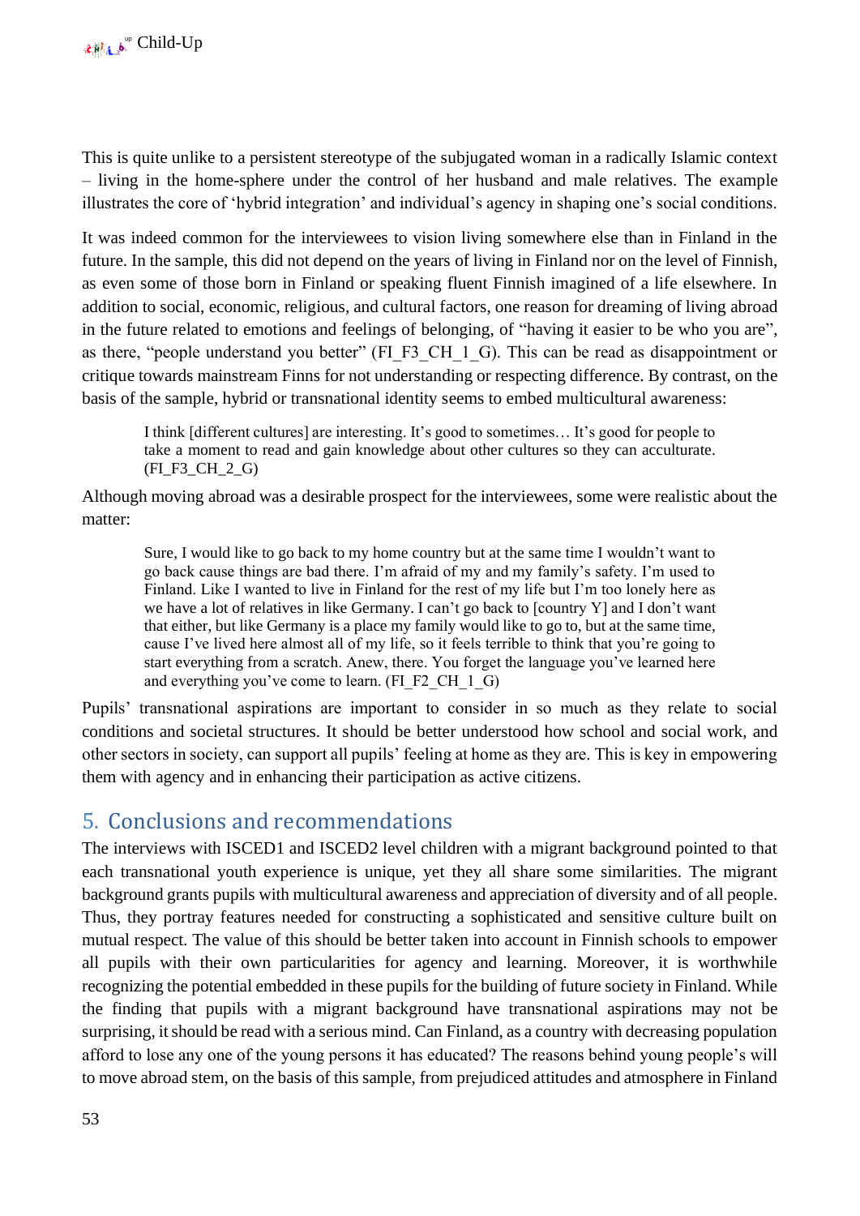This is quite unlike to a persistent stereotype of the subjugated woman in a radically Islamic context – living in the home-sphere under the control of her husband and male relatives. The example illustrates the core of 'hybrid integration' and individual's agency in shaping one's social conditions.

It was indeed common for the interviewees to vision living somewhere else than in Finland in the future. In the sample, this did not depend on the years of living in Finland nor on the level of Finnish, as even some of those born in Finland or speaking fluent Finnish imagined of a life elsewhere. In addition to social, economic, religious, and cultural factors, one reason for dreaming of living abroad in the future related to emotions and feelings of belonging, of "having it easier to be who you are", as there, "people understand you better" (FI_F3_CH_1_G). This can be read as disappointment or critique towards mainstream Finns for not understanding or respecting difference. By contrast, on the basis of the sample, hybrid or transnational identity seems to embed multicultural awareness:

> I think [different cultures] are interesting. It's good to sometimes… It's good for people to take a moment to read and gain knowledge about other cultures so they can acculturate. (FI_F3_CH_2_G)

Although moving abroad was a desirable prospect for the interviewees, some were realistic about the matter:

> Sure, I would like to go back to my home country but at the same time I wouldn't want to go back cause things are bad there. I'm afraid of my and my family's safety. I'm used to Finland. Like I wanted to live in Finland for the rest of my life but I'm too lonely here as we have a lot of relatives in like Germany. I can't go back to [country Y] and I don't want that either, but like Germany is a place my family would like to go to, but at the same time, cause I've lived here almost all of my life, so it feels terrible to think that you're going to start everything from a scratch. Anew, there. You forget the language you've learned here and everything you've come to learn. (FI_F2_CH_1_G)

Pupils' transnational aspirations are important to consider in so much as they relate to social conditions and societal structures. It should be better understood how school and social work, and other sectors in society, can support all pupils' feeling at home as they are. This is key in empowering them with agency and in enhancing their participation as active citizens.

## 5. Conclusions and recommendations

The interviews with ISCED1 and ISCED2 level children with a migrant background pointed to that each transnational youth experience is unique, yet they all share some similarities. The migrant background grants pupils with multicultural awareness and appreciation of diversity and of all people. Thus, they portray features needed for constructing a sophisticated and sensitive culture built on mutual respect. The value of this should be better taken into account in Finnish schools to empower all pupils with their own particularities for agency and learning. Moreover, it is worthwhile recognizing the potential embedded in these pupils for the building of future society in Finland. While the finding that pupils with a migrant background have transnational aspirations may not be surprising, it should be read with a serious mind. Can Finland, as a country with decreasing population afford to lose any one of the young persons it has educated? The reasons behind young people's will to move abroad stem, on the basis of this sample, from prejudiced attitudes and atmosphere in Finland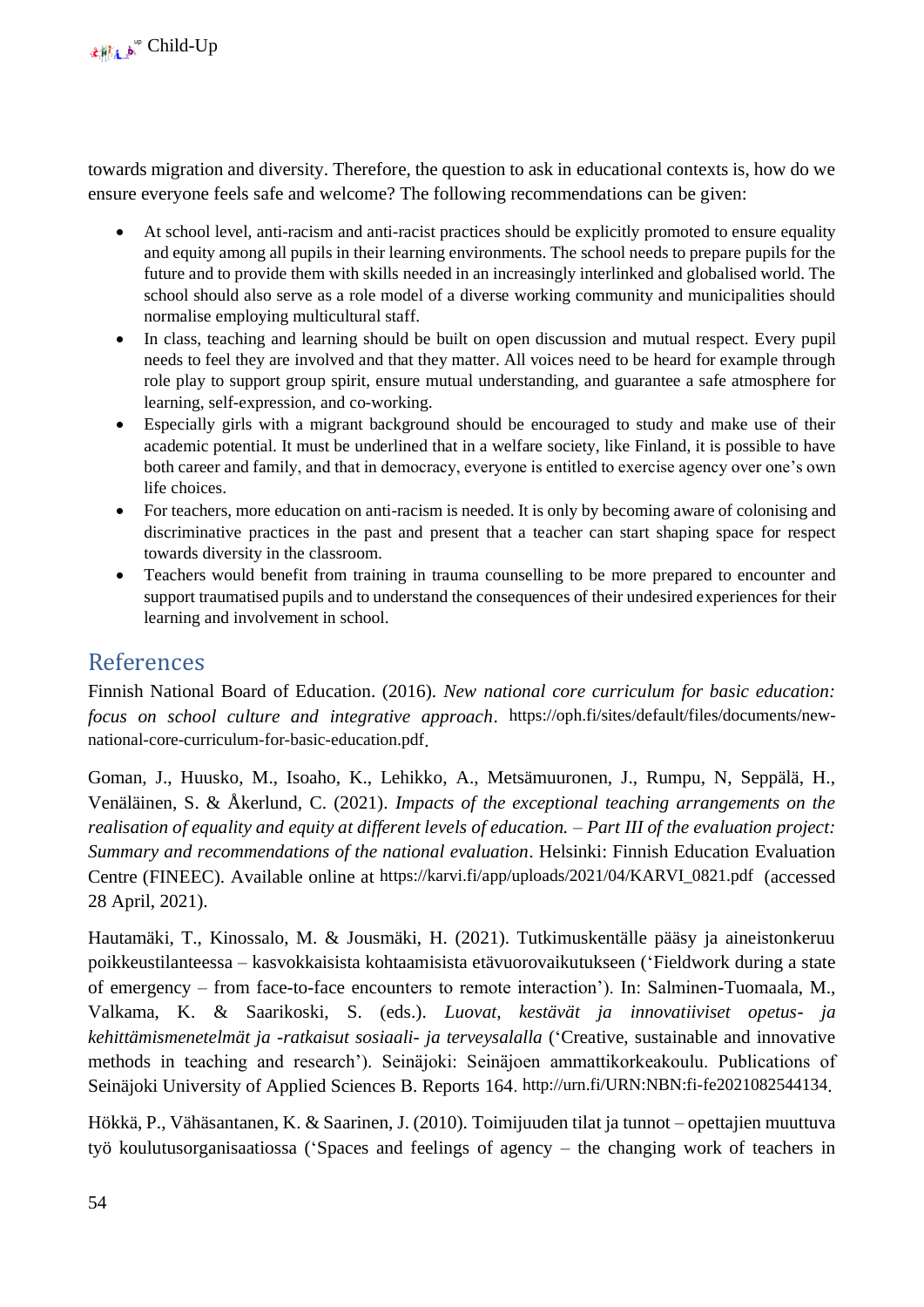towards migration and diversity. Therefore, the question to ask in educational contexts is, how do we ensure everyone feels safe and welcome? The following recommendations can be given:

- At school level, anti-racism and anti-racist practices should be explicitly promoted to ensure equality and equity among all pupils in their learning environments. The school needs to prepare pupils for the future and to provide them with skills needed in an increasingly interlinked and globalised world. The school should also serve as a role model of a diverse working community and municipalities should normalise employing multicultural staff.
- In class, teaching and learning should be built on open discussion and mutual respect. Every pupil needs to feel they are involved and that they matter. All voices need to be heard for example through role play to support group spirit, ensure mutual understanding, and guarantee a safe atmosphere for learning, self-expression, and co-working.
- Especially girls with a migrant background should be encouraged to study and make use of their academic potential. It must be underlined that in a welfare society, like Finland, it is possible to have both career and family, and that in democracy, everyone is entitled to exercise agency over one's own life choices.
- For teachers, more education on anti-racism is needed. It is only by becoming aware of colonising and discriminative practices in the past and present that a teacher can start shaping space for respect towards diversity in the classroom.
- Teachers would benefit from training in trauma counselling to be more prepared to encounter and support traumatised pupils and to understand the consequences of their undesired experiences for their learning and involvement in school.

## References

Finnish National Board of Education. (2016). *New national core curriculum for basic education: focus on school culture and integrative approach*. https://oph.fi/sites/default/files/documents/new-national-core-curriculum-for-basic-education.pdf.

Goman, J., Huusko, M., Isoaho, K., Lehikko, A., Metsämuuronen, J., Rumpu, N, Seppälä, H., Venäläinen, S. & Åkerlund, C. (2021). *Impacts of the exceptional teaching arrangements on the realisation of equality and equity at different levels of education. – Part III of the evaluation project: Summary and recommendations of the national evaluation*. Helsinki: Finnish Education Evaluation Centre (FINEEC). Available online at https://karvi.fi/app/uploads/2021/04/KARVI_0821.pdf (accessed 28 April, 2021).

Hautamäki, T., Kinossalo, M. & Jousmäki, H. (2021). Tutkimuskentälle pääsy ja aineistonkeruu poikkeustilanteessa – kasvokkaisista kohtaamisista etävuorovaikutukseen ('Fieldwork during a state of emergency – from face-to-face encounters to remote interaction'). In: Salminen-Tuomaala, M., Valkama, K. & Saarikoski, S. (eds.). *Luovat, kestävät ja innovatiiviset opetus- ja kehittämismenetelmät ja -ratkaisut sosiaali- ja terveysalalla* ('Creative, sustainable and innovative methods in teaching and research'). Seinäjoki: Seinäjoen ammattikorkeakoulu. Publications of Seinäjoki University of Applied Sciences B. Reports 164. http://urn.fi/URN:NBN:fi-fe2021082544134.

Hökkä, P., Vähäsantanen, K. & Saarinen, J. (2010). Toimijuuden tilat ja tunnot – opettajien muuttuva työ koulutusorganisaatiossa ('Spaces and feelings of agency – the changing work of teachers in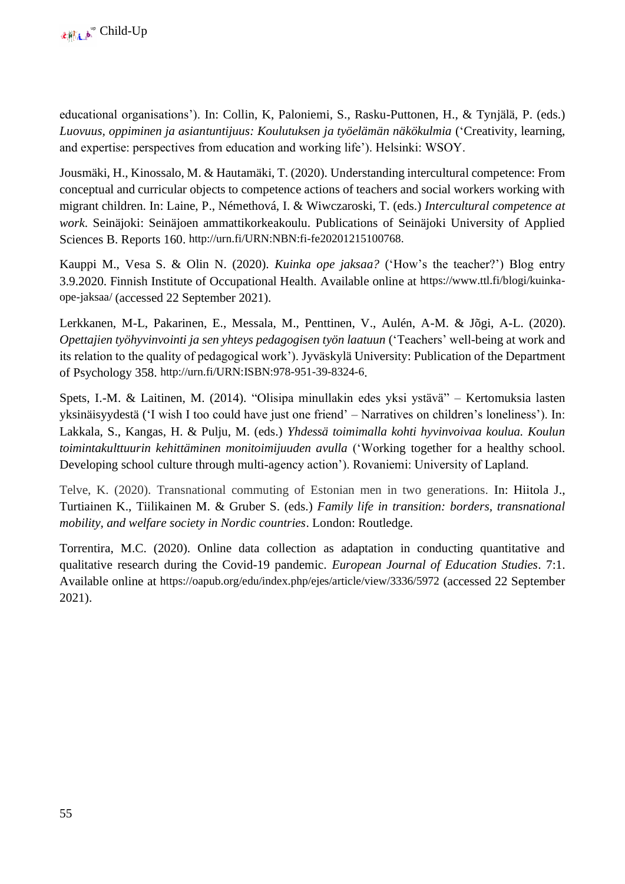educational organisations'). In: Collin, K, Paloniemi, S., Rasku-Puttonen, H., & Tynjälä, P. (eds.) *Luovuus, oppiminen ja asiantuntijuus: Koulutuksen ja työelämän näkökulmia* ('Creativity, learning, and expertise: perspectives from education and working life'). Helsinki: WSOY.

Jousmäki, H., Kinossalo, M. & Hautamäki, T. (2020). Understanding intercultural competence: From conceptual and curricular objects to competence actions of teachers and social workers working with migrant children. In: Laine, P., Némethová, I. & Wiwczaroski, T. (eds.) *Intercultural competence at work.* Seinäjoki: Seinäjoen ammattikorkeakoulu. Publications of Seinäjoki University of Applied Sciences B. Reports 160. http://urn.fi/URN:NBN:fi-fe20201215100768.

Kauppi M., Vesa S. & Olin N. (2020). *Kuinka ope jaksaa?* ('How's the teacher?') Blog entry 3.9.2020. Finnish Institute of Occupational Health. Available online at https://www.ttl.fi/blogi/kuinka-ope-jaksaa/ (accessed 22 September 2021).

Lerkkanen, M-L, Pakarinen, E., Messala, M., Penttinen, V., Aulén, A-M. & Jõgi, A-L. (2020). *Opettajien työhyvinvointi ja sen yhteys pedagogisen työn laatuun* ('Teachers' well-being at work and its relation to the quality of pedagogical work'). Jyväskylä University: Publication of the Department of Psychology 358. http://urn.fi/URN:ISBN:978-951-39-8324-6.

Spets, I.-M. & Laitinen, M. (2014). "Olisipa minullakin edes yksi ystävä" – Kertomuksia lasten yksinäisyydestä ('I wish I too could have just one friend' – Narratives on children's loneliness'). In: Lakkala, S., Kangas, H. & Pulju, M. (eds.) *Yhdessä toimimalla kohti hyvinvoivaa koulua. Koulun toimintakulttuurin kehittäminen monitoimijuuden avulla* ('Working together for a healthy school. Developing school culture through multi-agency action'). Rovaniemi: University of Lapland.

Telve, K. (2020). Transnational commuting of Estonian men in two generations. In: Hiitola J., Turtiainen K., Tiilikainen M. & Gruber S. (eds.) *Family life in transition: borders, transnational mobility, and welfare society in Nordic countries*. London: Routledge.

Torrentira, M.C. (2020). Online data collection as adaptation in conducting quantitative and qualitative research during the Covid-19 pandemic. *European Journal of Education Studies*. 7:1. Available online at https://oapub.org/edu/index.php/ejes/article/view/3336/5972 (accessed 22 September 2021).